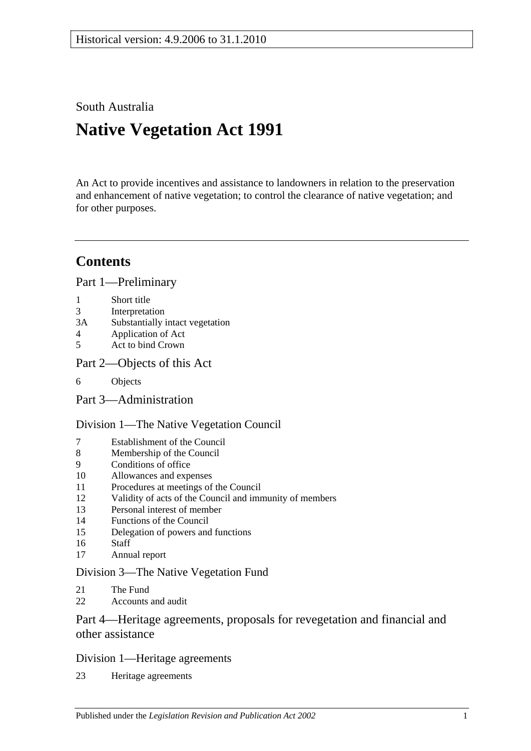Historical version: 4.9.2006 to 31.1.2010

South Australia

# Native Vegetation Act 1991

An Act to provide incentives and assistance to landowners in relation to the preservation and enhancement of native vegetation; to control the clearance of native vegetation; and for other purposes.

## Contents

### Part 1—Preliminary

1 Short title
3 Interpretation
3A Substantially intact vegetation
4 Application of Act
5 Act to bind Crown

### Part 2—Objects of this Act

6 Objects

### Part 3—Administration

#### Division 1—The Native Vegetation Council

7 Establishment of the Council
8 Membership of the Council
9 Conditions of office
10 Allowances and expenses
11 Procedures at meetings of the Council
12 Validity of acts of the Council and immunity of members
13 Personal interest of member
14 Functions of the Council
15 Delegation of powers and functions
16 Staff
17 Annual report

#### Division 3—The Native Vegetation Fund

21 The Fund
22 Accounts and audit

### Part 4—Heritage agreements, proposals for revegetation and financial and other assistance

#### Division 1—Heritage agreements

23 Heritage agreements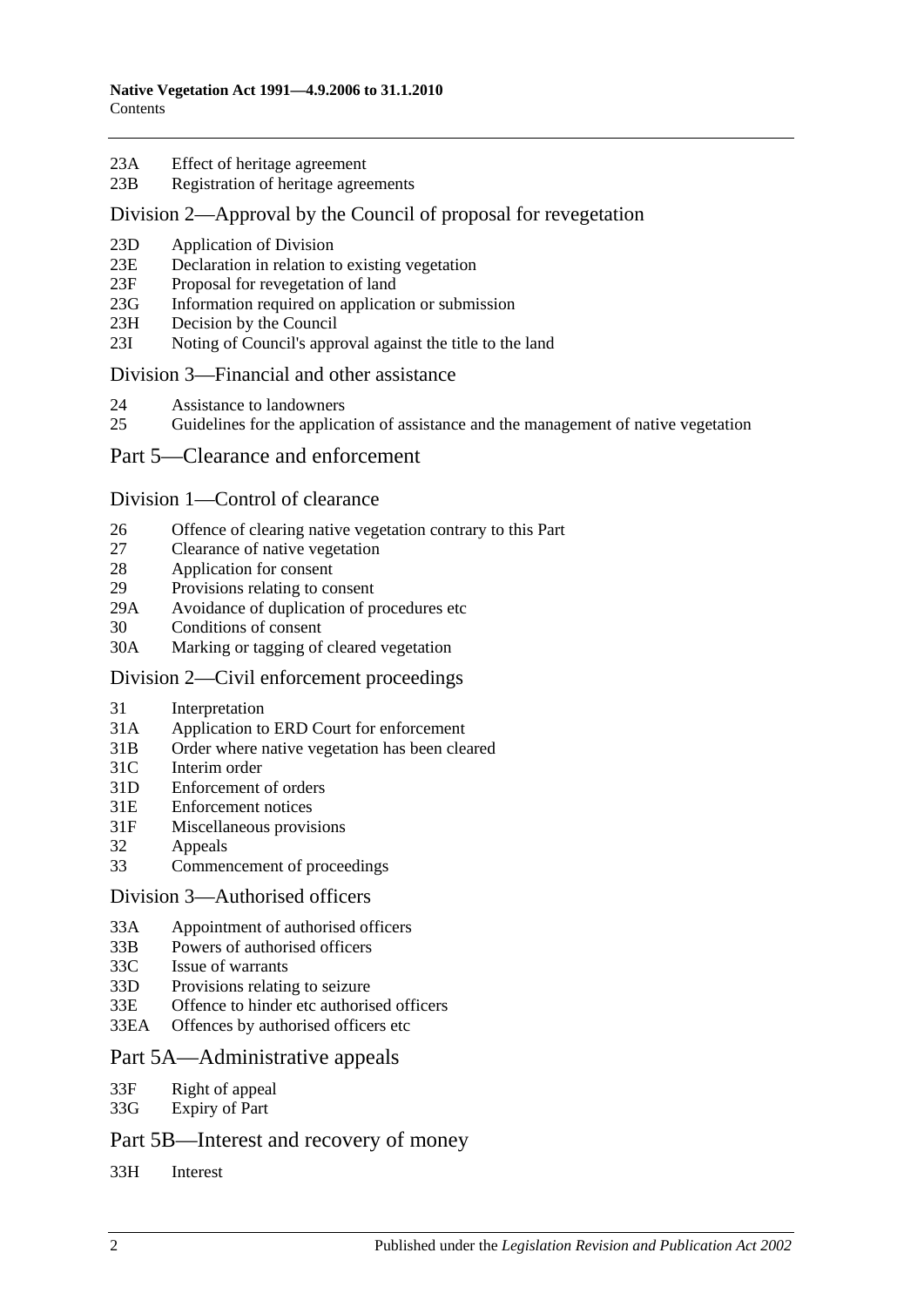23A Effect of heritage agreement
23B Registration of heritage agreements

## Division 2—Approval by the Council of proposal for revegetation

23D Application of Division
23E Declaration in relation to existing vegetation
23F Proposal for revegetation of land
23G Information required on application or submission
23H Decision by the Council
23I Noting of Council's approval against the title to the land

## Division 3—Financial and other assistance

24 Assistance to landowners
25 Guidelines for the application of assistance and the management of native vegetation

# Part 5—Clearance and enforcement

## Division 1—Control of clearance

26 Offence of clearing native vegetation contrary to this Part
27 Clearance of native vegetation
28 Application for consent
29 Provisions relating to consent
29A Avoidance of duplication of procedures etc
30 Conditions of consent
30A Marking or tagging of cleared vegetation

## Division 2—Civil enforcement proceedings

31 Interpretation
31A Application to ERD Court for enforcement
31B Order where native vegetation has been cleared
31C Interim order
31D Enforcement of orders
31E Enforcement notices
31F Miscellaneous provisions
32 Appeals
33 Commencement of proceedings

## Division 3—Authorised officers

33A Appointment of authorised officers
33B Powers of authorised officers
33C Issue of warrants
33D Provisions relating to seizure
33E Offence to hinder etc authorised officers
33EA Offences by authorised officers etc

# Part 5A—Administrative appeals

33F Right of appeal
33G Expiry of Part

# Part 5B—Interest and recovery of money

33H Interest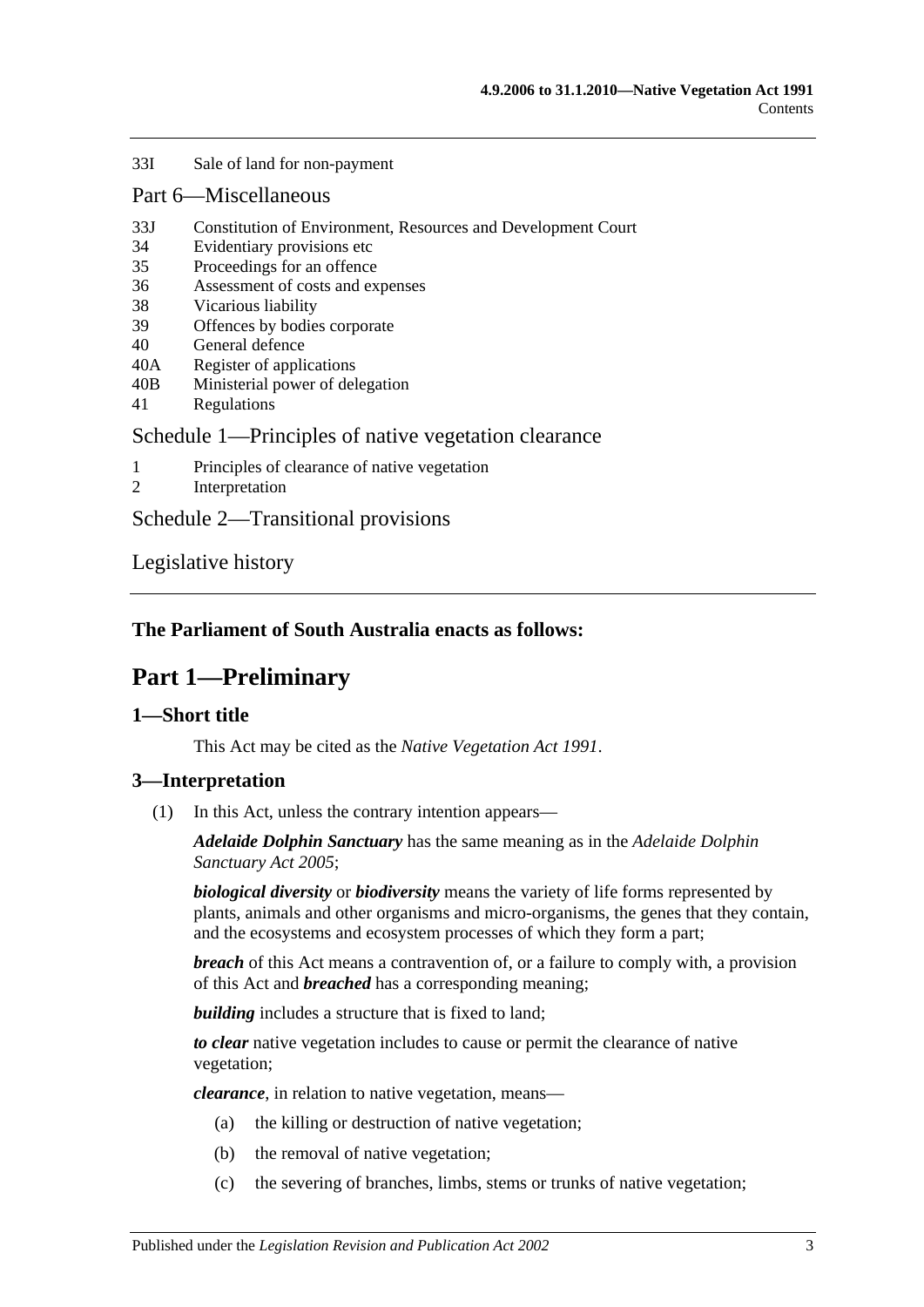33I Sale of land for non-payment

## Part 6—Miscellaneous

33J Constitution of Environment, Resources and Development Court
34 Evidentiary provisions etc
35 Proceedings for an offence
36 Assessment of costs and expenses
38 Vicarious liability
39 Offences by bodies corporate
40 General defence
40A Register of applications
40B Ministerial power of delegation
41 Regulations

## Schedule 1—Principles of native vegetation clearance

1 Principles of clearance of native vegetation
2 Interpretation

## Schedule 2—Transitional provisions

## Legislative history

---

**The Parliament of South Australia enacts as follows:**

# Part 1—Preliminary

### 1—Short title

This Act may be cited as the *Native Vegetation Act 1991*.

### 3—Interpretation

(1) In this Act, unless the contrary intention appears—

***Adelaide Dolphin Sanctuary*** has the same meaning as in the *Adelaide Dolphin Sanctuary Act 2005*;

***biological diversity*** or ***biodiversity*** means the variety of life forms represented by plants, animals and other organisms and micro-organisms, the genes that they contain, and the ecosystems and ecosystem processes of which they form a part;

***breach*** of this Act means a contravention of, or a failure to comply with, a provision of this Act and ***breached*** has a corresponding meaning;

***building*** includes a structure that is fixed to land;

***to clear*** native vegetation includes to cause or permit the clearance of native vegetation;

***clearance***, in relation to native vegetation, means—

(a) the killing or destruction of native vegetation;

(b) the removal of native vegetation;

(c) the severing of branches, limbs, stems or trunks of native vegetation;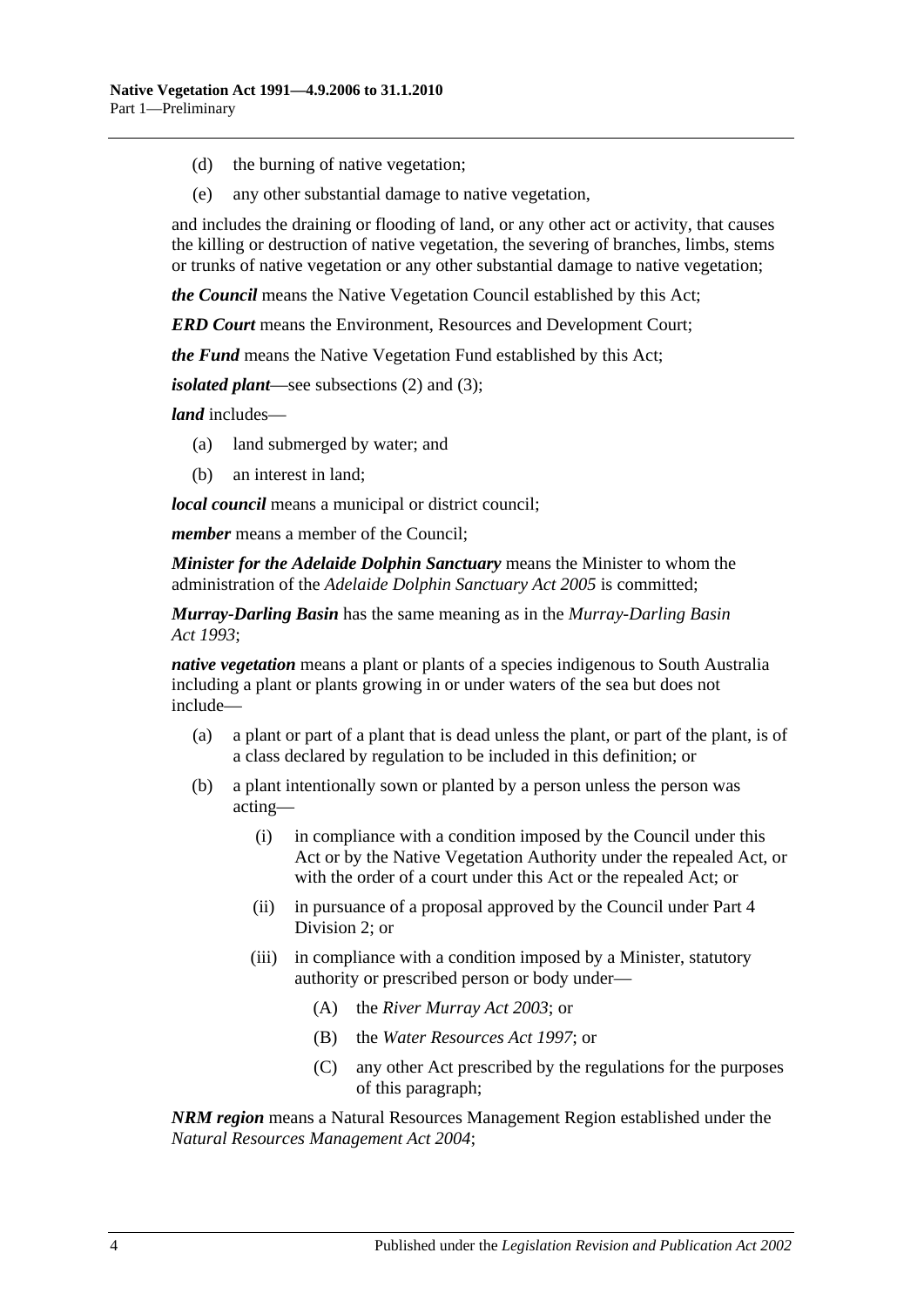(d) the burning of native vegetation;

(e) any other substantial damage to native vegetation,

and includes the draining or flooding of land, or any other act or activity, that causes the killing or destruction of native vegetation, the severing of branches, limbs, stems or trunks of native vegetation or any other substantial damage to native vegetation;

***the Council*** means the Native Vegetation Council established by this Act;

***ERD Court*** means the Environment, Resources and Development Court;

***the Fund*** means the Native Vegetation Fund established by this Act;

***isolated plant***—see subsections (2) and (3);

***land*** includes—

(a) land submerged by water; and

(b) an interest in land;

***local council*** means a municipal or district council;

***member*** means a member of the Council;

***Minister for the Adelaide Dolphin Sanctuary*** means the Minister to whom the administration of the *Adelaide Dolphin Sanctuary Act 2005* is committed;

***Murray-Darling Basin*** has the same meaning as in the *Murray-Darling Basin Act 1993*;

***native vegetation*** means a plant or plants of a species indigenous to South Australia including a plant or plants growing in or under waters of the sea but does not include—

(a) a plant or part of a plant that is dead unless the plant, or part of the plant, is of a class declared by regulation to be included in this definition; or

(b) a plant intentionally sown or planted by a person unless the person was acting—

(i) in compliance with a condition imposed by the Council under this Act or by the Native Vegetation Authority under the repealed Act, or with the order of a court under this Act or the repealed Act; or

(ii) in pursuance of a proposal approved by the Council under Part 4 Division 2; or

(iii) in compliance with a condition imposed by a Minister, statutory authority or prescribed person or body under—

(A) the *River Murray Act 2003*; or

(B) the *Water Resources Act 1997*; or

(C) any other Act prescribed by the regulations for the purposes of this paragraph;

***NRM region*** means a Natural Resources Management Region established under the *Natural Resources Management Act 2004*;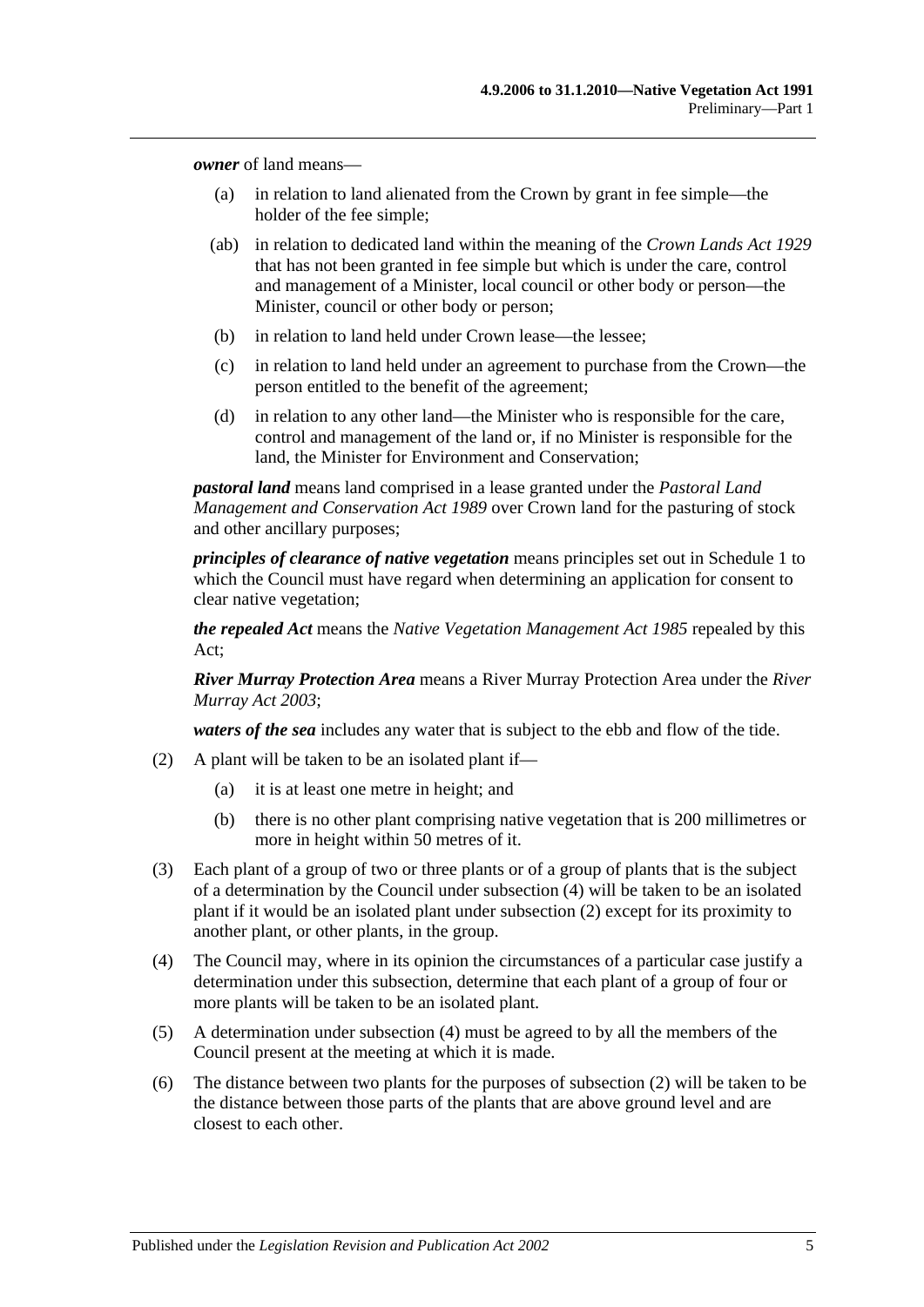***owner*** of land means—

- (a) in relation to land alienated from the Crown by grant in fee simple—the holder of the fee simple;
- (ab) in relation to dedicated land within the meaning of the *Crown Lands Act 1929* that has not been granted in fee simple but which is under the care, control and management of a Minister, local council or other body or person—the Minister, council or other body or person;
- (b) in relation to land held under Crown lease—the lessee;
- (c) in relation to land held under an agreement to purchase from the Crown—the person entitled to the benefit of the agreement;
- (d) in relation to any other land—the Minister who is responsible for the care, control and management of the land or, if no Minister is responsible for the land, the Minister for Environment and Conservation;

***pastoral land*** means land comprised in a lease granted under the *Pastoral Land Management and Conservation Act 1989* over Crown land for the pasturing of stock and other ancillary purposes;

***principles of clearance of native vegetation*** means principles set out in Schedule 1 to which the Council must have regard when determining an application for consent to clear native vegetation;

***the repealed Act*** means the *Native Vegetation Management Act 1985* repealed by this Act;

***River Murray Protection Area*** means a River Murray Protection Area under the *River Murray Act 2003*;

***waters of the sea*** includes any water that is subject to the ebb and flow of the tide.

- (2) A plant will be taken to be an isolated plant if—
  - (a) it is at least one metre in height; and
  - (b) there is no other plant comprising native vegetation that is 200 millimetres or more in height within 50 metres of it.
- (3) Each plant of a group of two or three plants or of a group of plants that is the subject of a determination by the Council under subsection (4) will be taken to be an isolated plant if it would be an isolated plant under subsection (2) except for its proximity to another plant, or other plants, in the group.
- (4) The Council may, where in its opinion the circumstances of a particular case justify a determination under this subsection, determine that each plant of a group of four or more plants will be taken to be an isolated plant.
- (5) A determination under subsection (4) must be agreed to by all the members of the Council present at the meeting at which it is made.
- (6) The distance between two plants for the purposes of subsection (2) will be taken to be the distance between those parts of the plants that are above ground level and are closest to each other.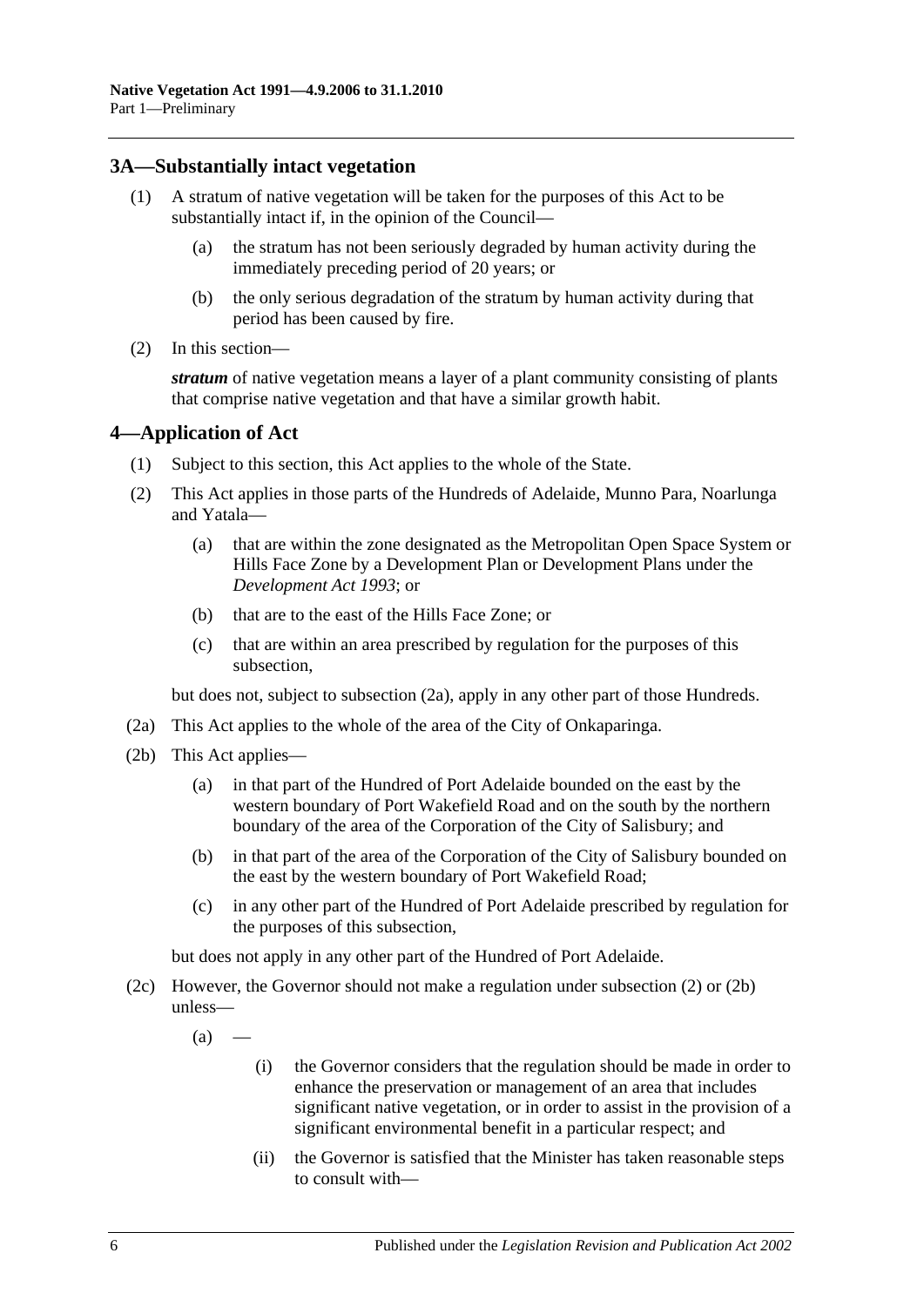## 3A—Substantially intact vegetation

(1) A stratum of native vegetation will be taken for the purposes of this Act to be substantially intact if, in the opinion of the Council—

(a) the stratum has not been seriously degraded by human activity during the immediately preceding period of 20 years; or

(b) the only serious degradation of the stratum by human activity during that period has been caused by fire.

(2) In this section—

***stratum*** of native vegetation means a layer of a plant community consisting of plants that comprise native vegetation and that have a similar growth habit.

## 4—Application of Act

(1) Subject to this section, this Act applies to the whole of the State.

(2) This Act applies in those parts of the Hundreds of Adelaide, Munno Para, Noarlunga and Yatala—

(a) that are within the zone designated as the Metropolitan Open Space System or Hills Face Zone by a Development Plan or Development Plans under the *Development Act 1993*; or

(b) that are to the east of the Hills Face Zone; or

(c) that are within an area prescribed by regulation for the purposes of this subsection,

but does not, subject to subsection (2a), apply in any other part of those Hundreds.

(2a) This Act applies to the whole of the area of the City of Onkaparinga.

(2b) This Act applies—

(a) in that part of the Hundred of Port Adelaide bounded on the east by the western boundary of Port Wakefield Road and on the south by the northern boundary of the area of the Corporation of the City of Salisbury; and

(b) in that part of the area of the Corporation of the City of Salisbury bounded on the east by the western boundary of Port Wakefield Road;

(c) in any other part of the Hundred of Port Adelaide prescribed by regulation for the purposes of this subsection,

but does not apply in any other part of the Hundred of Port Adelaide.

(2c) However, the Governor should not make a regulation under subsection (2) or (2b) unless—

(a) —

(i) the Governor considers that the regulation should be made in order to enhance the preservation or management of an area that includes significant native vegetation, or in order to assist in the provision of a significant environmental benefit in a particular respect; and

(ii) the Governor is satisfied that the Minister has taken reasonable steps to consult with—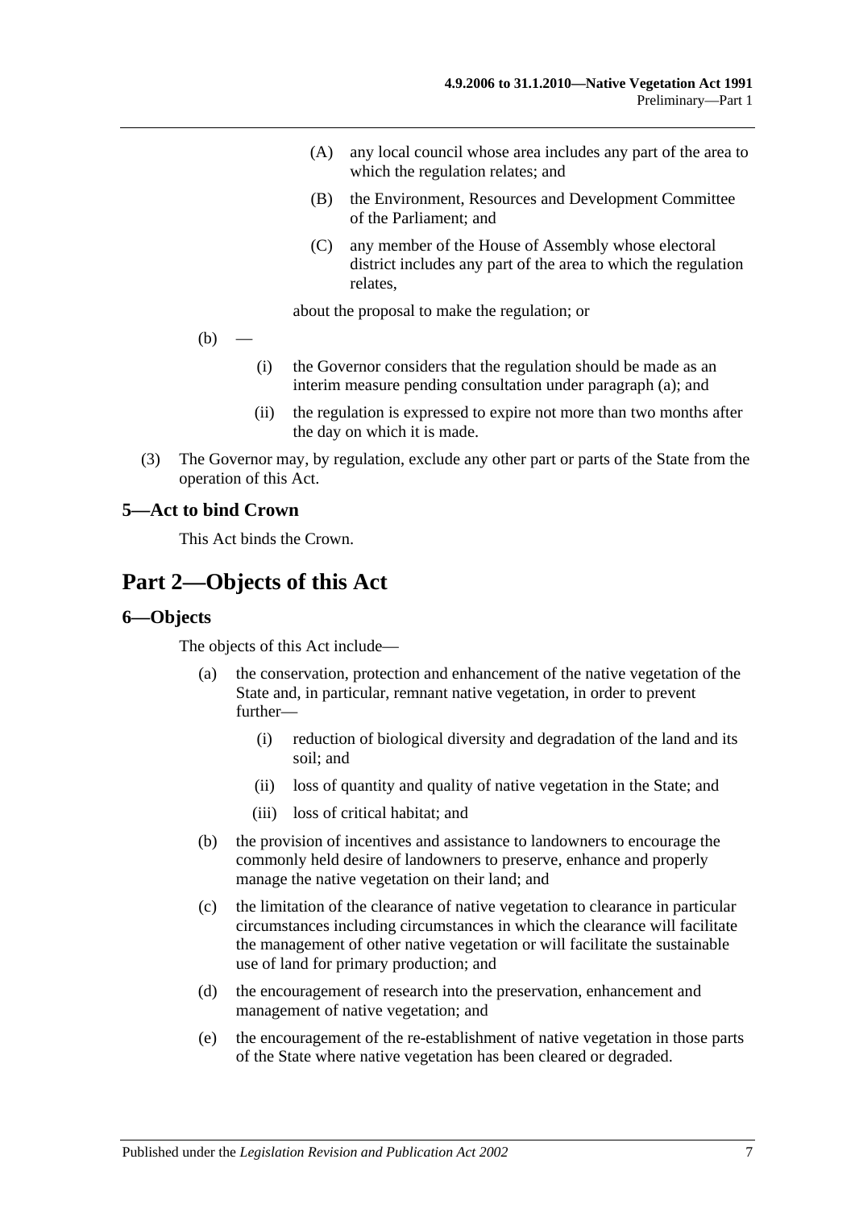(A) any local council whose area includes any part of the area to which the regulation relates; and

(B) the Environment, Resources and Development Committee of the Parliament; and

(C) any member of the House of Assembly whose electoral district includes any part of the area to which the regulation relates,

about the proposal to make the regulation; or

(b) —

(i) the Governor considers that the regulation should be made as an interim measure pending consultation under paragraph (a); and

(ii) the regulation is expressed to expire not more than two months after the day on which it is made.

(3) The Governor may, by regulation, exclude any other part or parts of the State from the operation of this Act.

### 5—Act to bind Crown

This Act binds the Crown.

## Part 2—Objects of this Act

### 6—Objects

The objects of this Act include—

(a) the conservation, protection and enhancement of the native vegetation of the State and, in particular, remnant native vegetation, in order to prevent further—

(i) reduction of biological diversity and degradation of the land and its soil; and

(ii) loss of quantity and quality of native vegetation in the State; and

(iii) loss of critical habitat; and

(b) the provision of incentives and assistance to landowners to encourage the commonly held desire of landowners to preserve, enhance and properly manage the native vegetation on their land; and

(c) the limitation of the clearance of native vegetation to clearance in particular circumstances including circumstances in which the clearance will facilitate the management of other native vegetation or will facilitate the sustainable use of land for primary production; and

(d) the encouragement of research into the preservation, enhancement and management of native vegetation; and

(e) the encouragement of the re-establishment of native vegetation in those parts of the State where native vegetation has been cleared or degraded.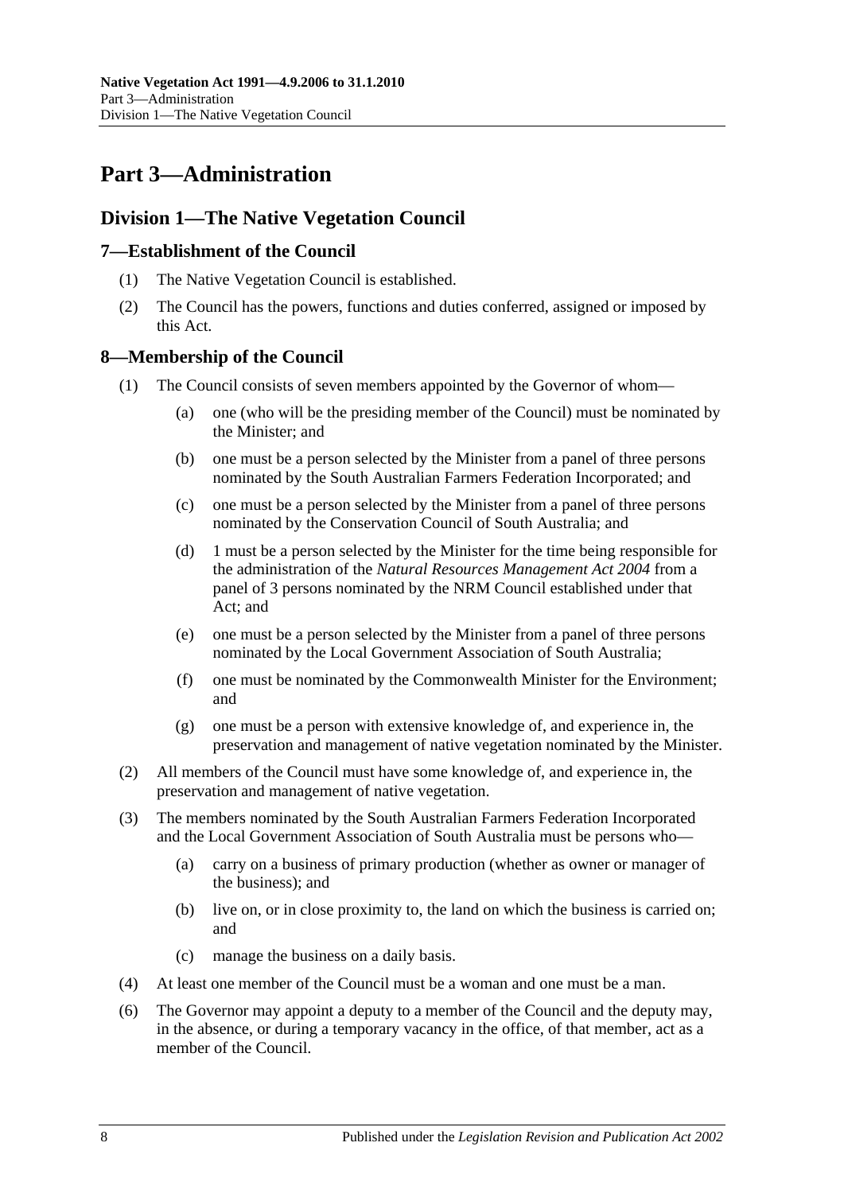# Part 3—Administration

## Division 1—The Native Vegetation Council

### 7—Establishment of the Council

(1) The Native Vegetation Council is established.

(2) The Council has the powers, functions and duties conferred, assigned or imposed by this Act.

### 8—Membership of the Council

(1) The Council consists of seven members appointed by the Governor of whom—

(a) one (who will be the presiding member of the Council) must be nominated by the Minister; and

(b) one must be a person selected by the Minister from a panel of three persons nominated by the South Australian Farmers Federation Incorporated; and

(c) one must be a person selected by the Minister from a panel of three persons nominated by the Conservation Council of South Australia; and

(d) 1 must be a person selected by the Minister for the time being responsible for the administration of the *Natural Resources Management Act 2004* from a panel of 3 persons nominated by the NRM Council established under that Act; and

(e) one must be a person selected by the Minister from a panel of three persons nominated by the Local Government Association of South Australia;

(f) one must be nominated by the Commonwealth Minister for the Environment; and

(g) one must be a person with extensive knowledge of, and experience in, the preservation and management of native vegetation nominated by the Minister.

(2) All members of the Council must have some knowledge of, and experience in, the preservation and management of native vegetation.

(3) The members nominated by the South Australian Farmers Federation Incorporated and the Local Government Association of South Australia must be persons who—

(a) carry on a business of primary production (whether as owner or manager of the business); and

(b) live on, or in close proximity to, the land on which the business is carried on; and

(c) manage the business on a daily basis.

(4) At least one member of the Council must be a woman and one must be a man.

(6) The Governor may appoint a deputy to a member of the Council and the deputy may, in the absence, or during a temporary vacancy in the office, of that member, act as a member of the Council.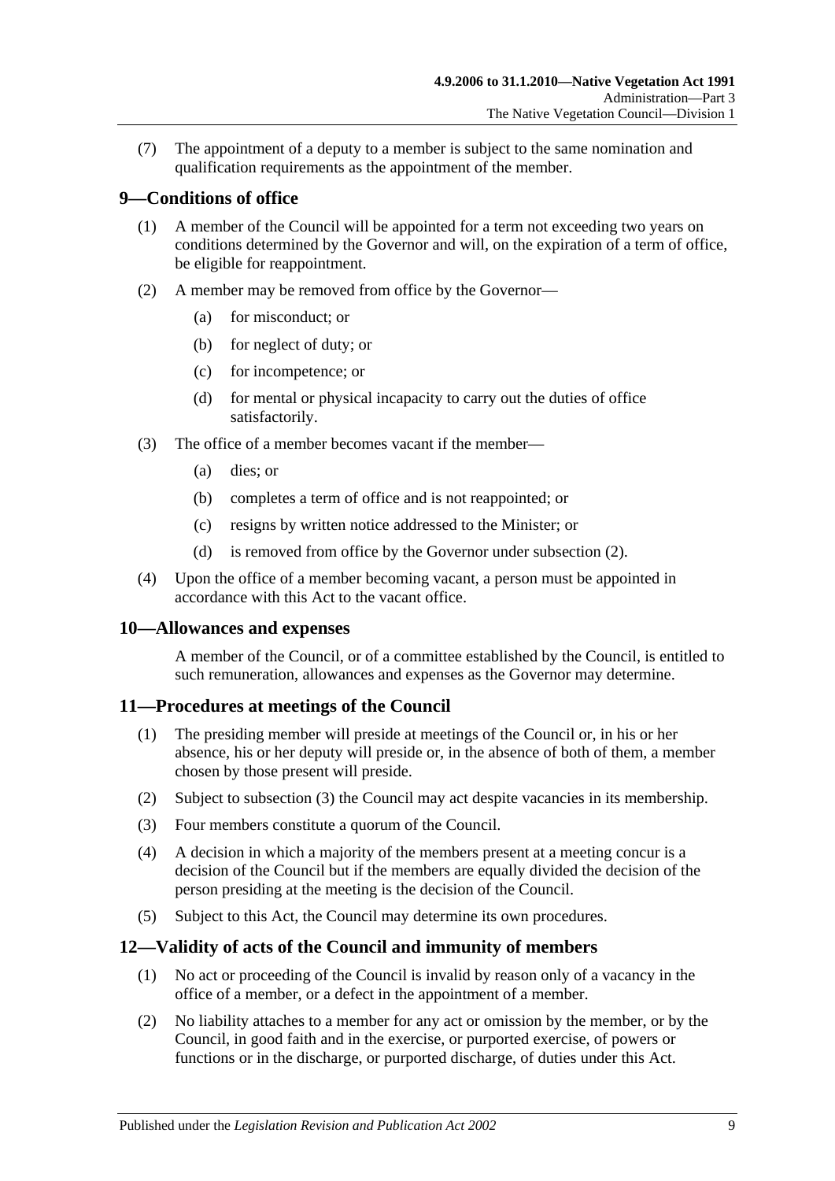(7) The appointment of a deputy to a member is subject to the same nomination and qualification requirements as the appointment of the member.

## 9—Conditions of office

(1) A member of the Council will be appointed for a term not exceeding two years on conditions determined by the Governor and will, on the expiration of a term of office, be eligible for reappointment.

(2) A member may be removed from office by the Governor—

(a) for misconduct; or

(b) for neglect of duty; or

(c) for incompetence; or

(d) for mental or physical incapacity to carry out the duties of office satisfactorily.

(3) The office of a member becomes vacant if the member—

(a) dies; or

(b) completes a term of office and is not reappointed; or

(c) resigns by written notice addressed to the Minister; or

(d) is removed from office by the Governor under subsection (2).

(4) Upon the office of a member becoming vacant, a person must be appointed in accordance with this Act to the vacant office.

## 10—Allowances and expenses

A member of the Council, or of a committee established by the Council, is entitled to such remuneration, allowances and expenses as the Governor may determine.

## 11—Procedures at meetings of the Council

(1) The presiding member will preside at meetings of the Council or, in his or her absence, his or her deputy will preside or, in the absence of both of them, a member chosen by those present will preside.

(2) Subject to subsection (3) the Council may act despite vacancies in its membership.

(3) Four members constitute a quorum of the Council.

(4) A decision in which a majority of the members present at a meeting concur is a decision of the Council but if the members are equally divided the decision of the person presiding at the meeting is the decision of the Council.

(5) Subject to this Act, the Council may determine its own procedures.

## 12—Validity of acts of the Council and immunity of members

(1) No act or proceeding of the Council is invalid by reason only of a vacancy in the office of a member, or a defect in the appointment of a member.

(2) No liability attaches to a member for any act or omission by the member, or by the Council, in good faith and in the exercise, or purported exercise, of powers or functions or in the discharge, or purported discharge, of duties under this Act.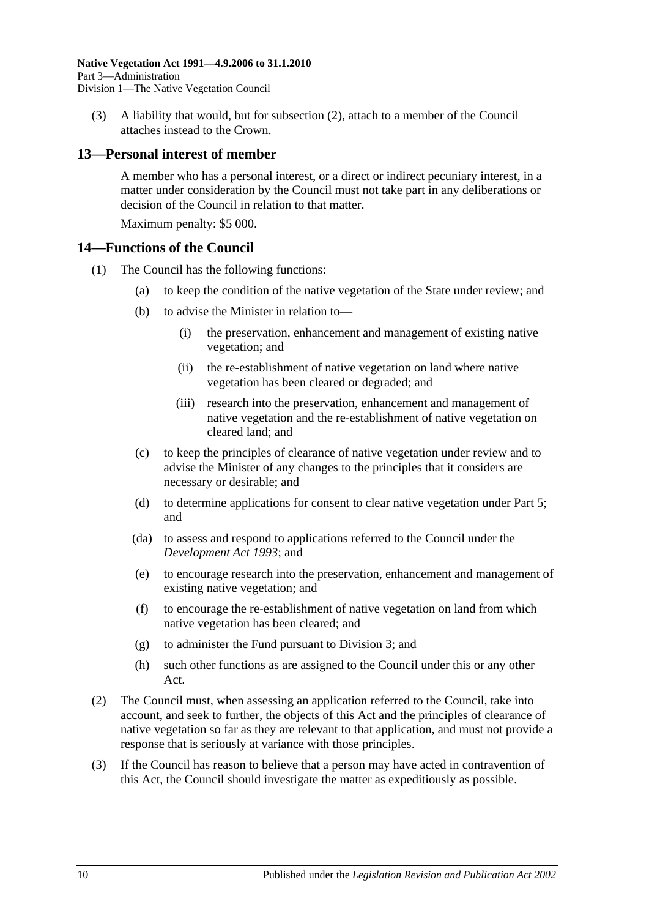(3) A liability that would, but for subsection (2), attach to a member of the Council attaches instead to the Crown.

## 13—Personal interest of member

A member who has a personal interest, or a direct or indirect pecuniary interest, in a matter under consideration by the Council must not take part in any deliberations or decision of the Council in relation to that matter.

Maximum penalty: $5 000.

## 14—Functions of the Council

(1) The Council has the following functions:

(a) to keep the condition of the native vegetation of the State under review; and

(b) to advise the Minister in relation to—

(i) the preservation, enhancement and management of existing native vegetation; and

(ii) the re-establishment of native vegetation on land where native vegetation has been cleared or degraded; and

(iii) research into the preservation, enhancement and management of native vegetation and the re-establishment of native vegetation on cleared land; and

(c) to keep the principles of clearance of native vegetation under review and to advise the Minister of any changes to the principles that it considers are necessary or desirable; and

(d) to determine applications for consent to clear native vegetation under Part 5; and

(da) to assess and respond to applications referred to the Council under the *Development Act 1993*; and

(e) to encourage research into the preservation, enhancement and management of existing native vegetation; and

(f) to encourage the re-establishment of native vegetation on land from which native vegetation has been cleared; and

(g) to administer the Fund pursuant to Division 3; and

(h) such other functions as are assigned to the Council under this or any other Act.

(2) The Council must, when assessing an application referred to the Council, take into account, and seek to further, the objects of this Act and the principles of clearance of native vegetation so far as they are relevant to that application, and must not provide a response that is seriously at variance with those principles.

(3) If the Council has reason to believe that a person may have acted in contravention of this Act, the Council should investigate the matter as expeditiously as possible.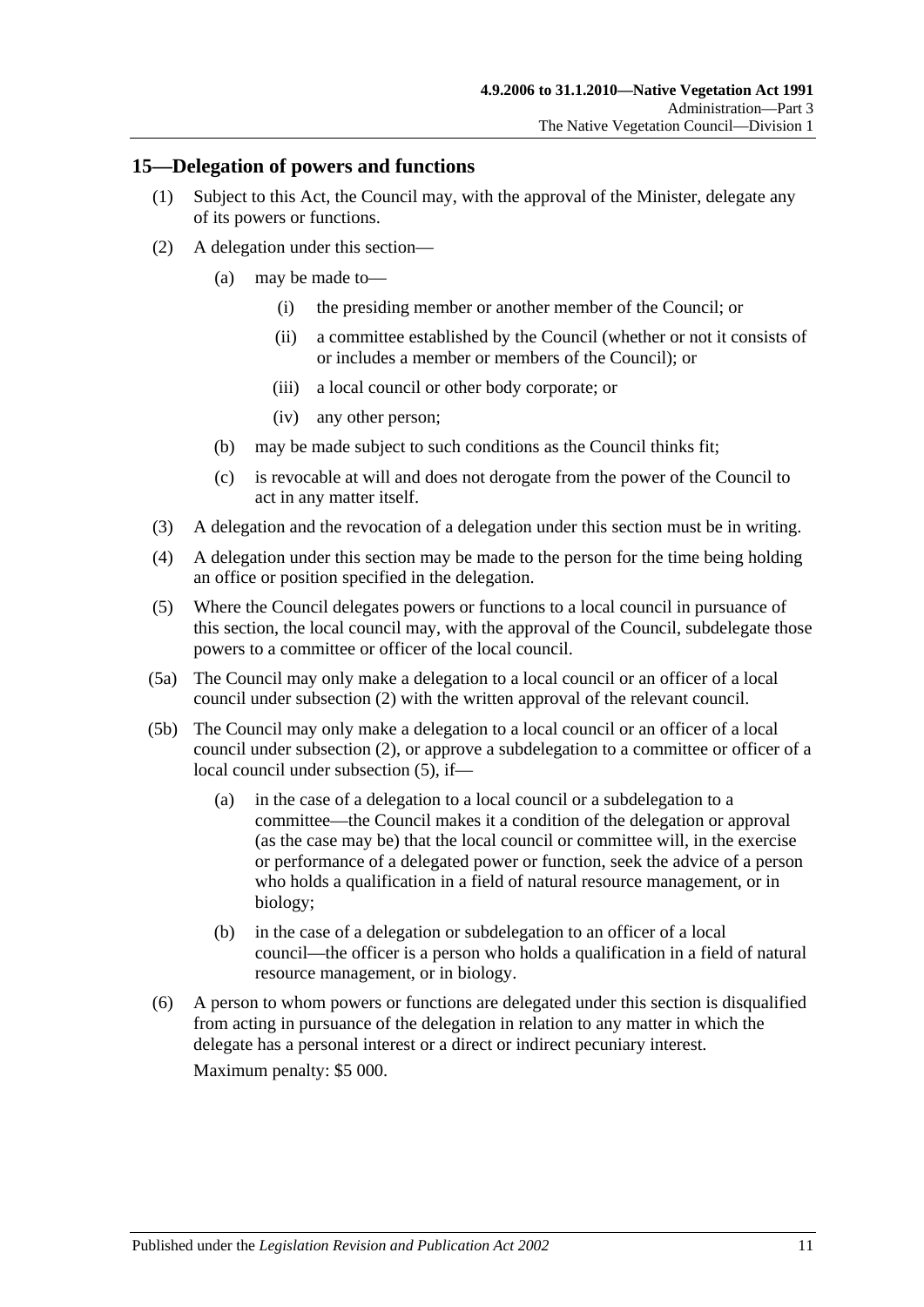## 15—Delegation of powers and functions

(1) Subject to this Act, the Council may, with the approval of the Minister, delegate any of its powers or functions.

(2) A delegation under this section—

(a) may be made to—

(i) the presiding member or another member of the Council; or

(ii) a committee established by the Council (whether or not it consists of or includes a member or members of the Council); or

(iii) a local council or other body corporate; or

(iv) any other person;

(b) may be made subject to such conditions as the Council thinks fit;

(c) is revocable at will and does not derogate from the power of the Council to act in any matter itself.

(3) A delegation and the revocation of a delegation under this section must be in writing.

(4) A delegation under this section may be made to the person for the time being holding an office or position specified in the delegation.

(5) Where the Council delegates powers or functions to a local council in pursuance of this section, the local council may, with the approval of the Council, subdelegate those powers to a committee or officer of the local council.

(5a) The Council may only make a delegation to a local council or an officer of a local council under subsection (2) with the written approval of the relevant council.

(5b) The Council may only make a delegation to a local council or an officer of a local council under subsection (2), or approve a subdelegation to a committee or officer of a local council under subsection (5), if—

(a) in the case of a delegation to a local council or a subdelegation to a committee—the Council makes it a condition of the delegation or approval (as the case may be) that the local council or committee will, in the exercise or performance of a delegated power or function, seek the advice of a person who holds a qualification in a field of natural resource management, or in biology;

(b) in the case of a delegation or subdelegation to an officer of a local council—the officer is a person who holds a qualification in a field of natural resource management, or in biology.

(6) A person to whom powers or functions are delegated under this section is disqualified from acting in pursuance of the delegation in relation to any matter in which the delegate has a personal interest or a direct or indirect pecuniary interest.

Maximum penalty: $5 000.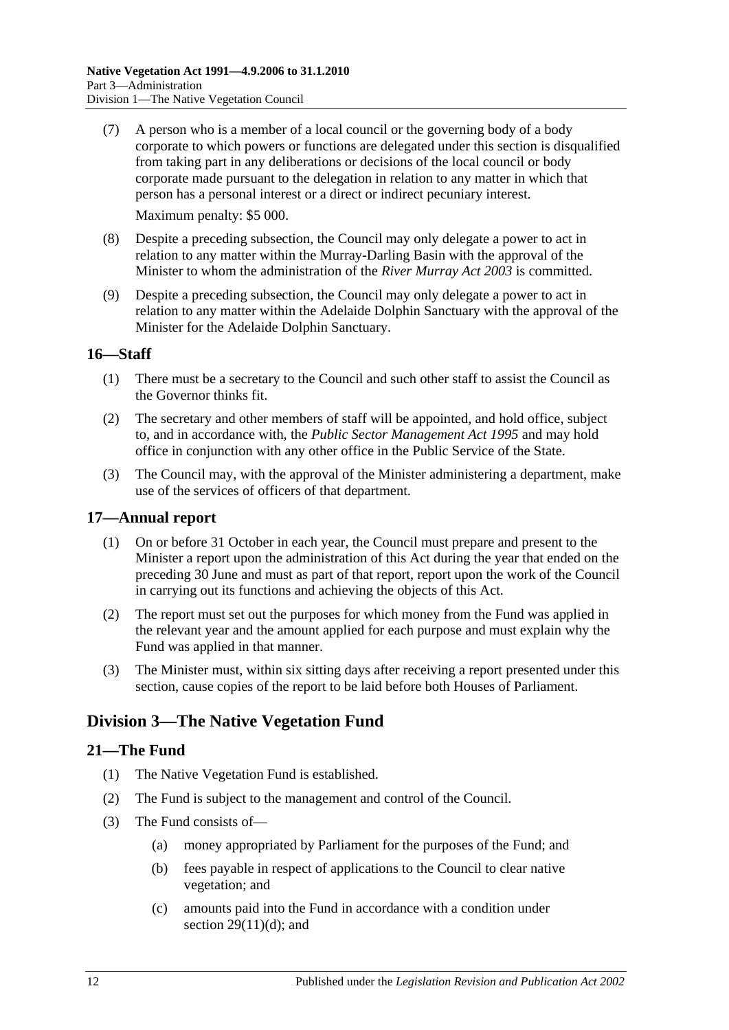(7) A person who is a member of a local council or the governing body of a body corporate to which powers or functions are delegated under this section is disqualified from taking part in any deliberations or decisions of the local council or body corporate made pursuant to the delegation in relation to any matter in which that person has a personal interest or a direct or indirect pecuniary interest.

Maximum penalty: $5 000.

(8) Despite a preceding subsection, the Council may only delegate a power to act in relation to any matter within the Murray-Darling Basin with the approval of the Minister to whom the administration of the *River Murray Act 2003* is committed.

(9) Despite a preceding subsection, the Council may only delegate a power to act in relation to any matter within the Adelaide Dolphin Sanctuary with the approval of the Minister for the Adelaide Dolphin Sanctuary.

## 16—Staff

(1) There must be a secretary to the Council and such other staff to assist the Council as the Governor thinks fit.

(2) The secretary and other members of staff will be appointed, and hold office, subject to, and in accordance with, the *Public Sector Management Act 1995* and may hold office in conjunction with any other office in the Public Service of the State.

(3) The Council may, with the approval of the Minister administering a department, make use of the services of officers of that department.

## 17—Annual report

(1) On or before 31 October in each year, the Council must prepare and present to the Minister a report upon the administration of this Act during the year that ended on the preceding 30 June and must as part of that report, report upon the work of the Council in carrying out its functions and achieving the objects of this Act.

(2) The report must set out the purposes for which money from the Fund was applied in the relevant year and the amount applied for each purpose and must explain why the Fund was applied in that manner.

(3) The Minister must, within six sitting days after receiving a report presented under this section, cause copies of the report to be laid before both Houses of Parliament.

# Division 3—The Native Vegetation Fund

## 21—The Fund

(1) The Native Vegetation Fund is established.

(2) The Fund is subject to the management and control of the Council.

(3) The Fund consists of—

(a) money appropriated by Parliament for the purposes of the Fund; and

(b) fees payable in respect of applications to the Council to clear native vegetation; and

(c) amounts paid into the Fund in accordance with a condition under section 29(11)(d); and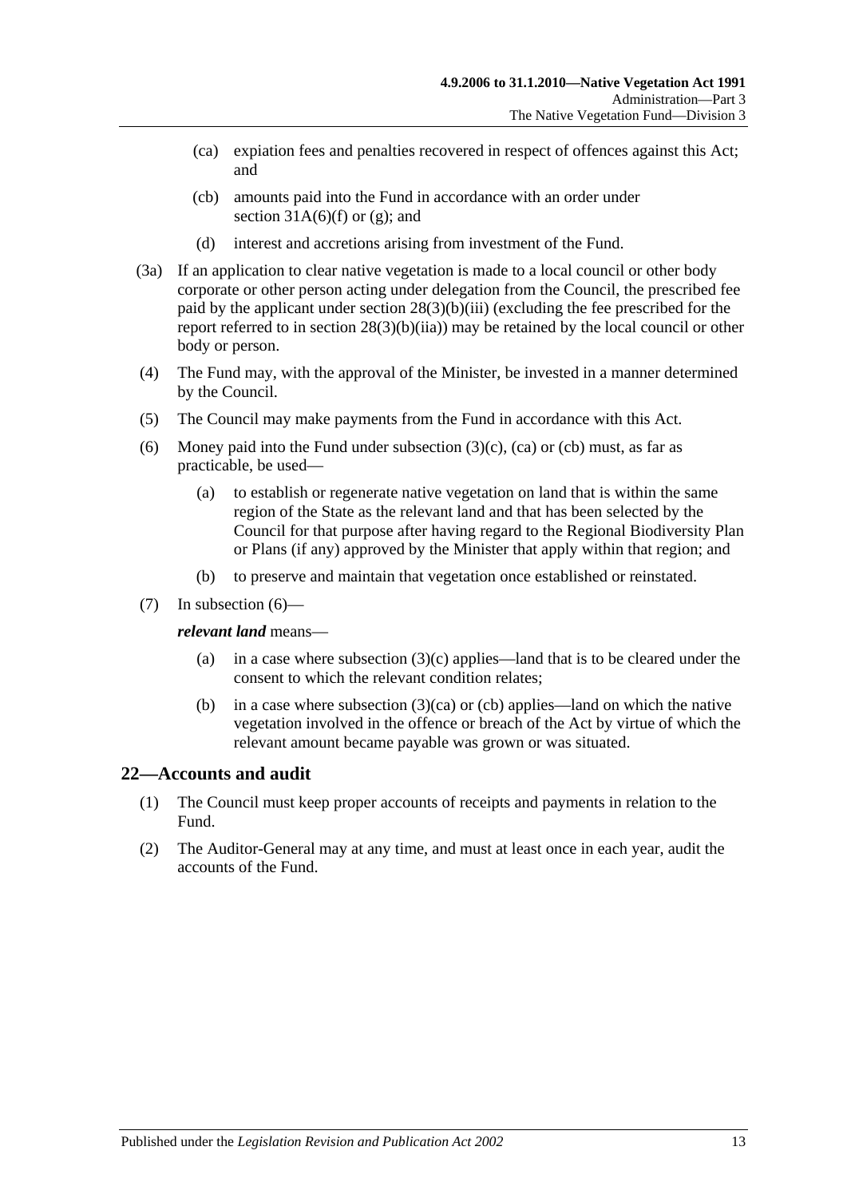(ca) expiation fees and penalties recovered in respect of offences against this Act; and

(cb) amounts paid into the Fund in accordance with an order under section 31A(6)(f) or (g); and

(d) interest and accretions arising from investment of the Fund.

(3a) If an application to clear native vegetation is made to a local council or other body corporate or other person acting under delegation from the Council, the prescribed fee paid by the applicant under section 28(3)(b)(iii) (excluding the fee prescribed for the report referred to in section 28(3)(b)(iia)) may be retained by the local council or other body or person.

(4) The Fund may, with the approval of the Minister, be invested in a manner determined by the Council.

(5) The Council may make payments from the Fund in accordance with this Act.

(6) Money paid into the Fund under subsection (3)(c), (ca) or (cb) must, as far as practicable, be used—

(a) to establish or regenerate native vegetation on land that is within the same region of the State as the relevant land and that has been selected by the Council for that purpose after having regard to the Regional Biodiversity Plan or Plans (if any) approved by the Minister that apply within that region; and

(b) to preserve and maintain that vegetation once established or reinstated.

(7) In subsection (6)—

***relevant land*** means—

(a) in a case where subsection (3)(c) applies—land that is to be cleared under the consent to which the relevant condition relates;

(b) in a case where subsection (3)(ca) or (cb) applies—land on which the native vegetation involved in the offence or breach of the Act by virtue of which the relevant amount became payable was grown or was situated.

## 22—Accounts and audit

(1) The Council must keep proper accounts of receipts and payments in relation to the Fund.

(2) The Auditor-General may at any time, and must at least once in each year, audit the accounts of the Fund.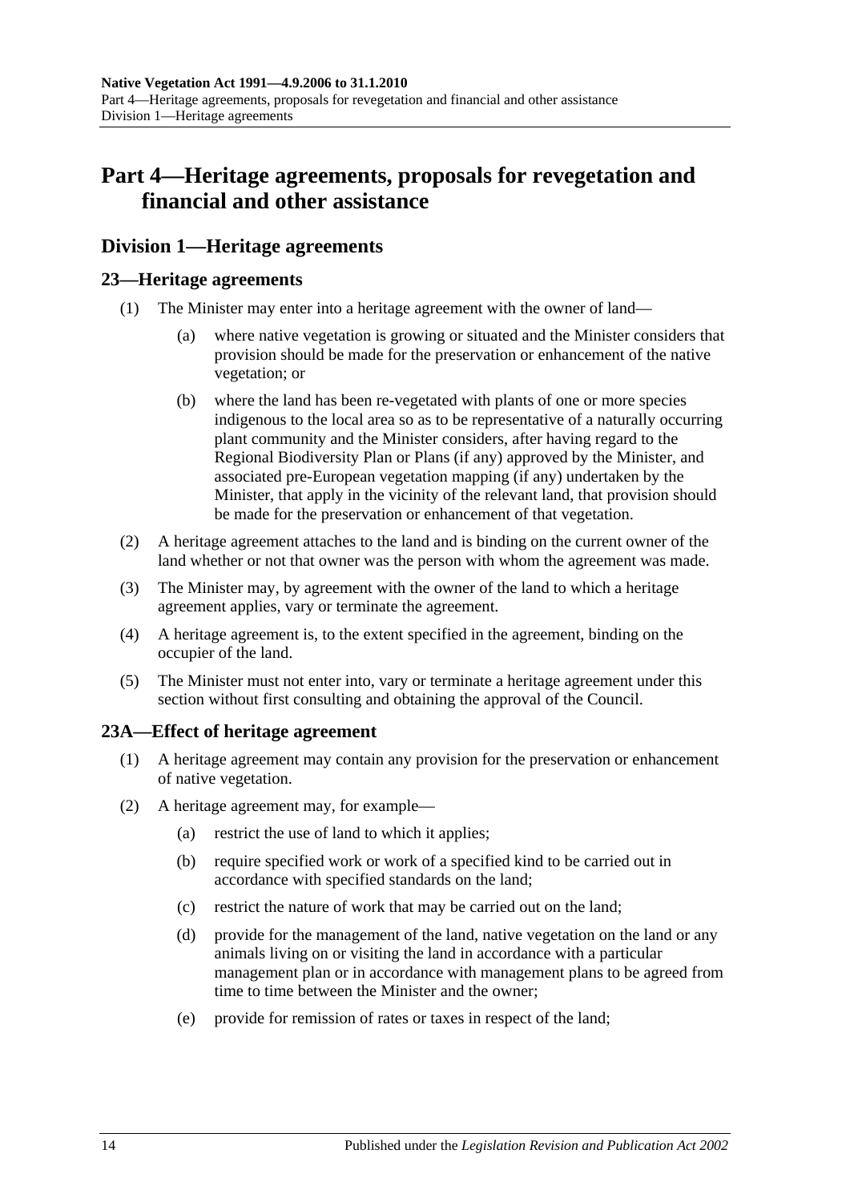# Part 4—Heritage agreements, proposals for revegetation and financial and other assistance

## Division 1—Heritage agreements

### 23—Heritage agreements

(1) The Minister may enter into a heritage agreement with the owner of land—

(a) where native vegetation is growing or situated and the Minister considers that provision should be made for the preservation or enhancement of the native vegetation; or

(b) where the land has been re-vegetated with plants of one or more species indigenous to the local area so as to be representative of a naturally occurring plant community and the Minister considers, after having regard to the Regional Biodiversity Plan or Plans (if any) approved by the Minister, and associated pre-European vegetation mapping (if any) undertaken by the Minister, that apply in the vicinity of the relevant land, that provision should be made for the preservation or enhancement of that vegetation.

(2) A heritage agreement attaches to the land and is binding on the current owner of the land whether or not that owner was the person with whom the agreement was made.

(3) The Minister may, by agreement with the owner of the land to which a heritage agreement applies, vary or terminate the agreement.

(4) A heritage agreement is, to the extent specified in the agreement, binding on the occupier of the land.

(5) The Minister must not enter into, vary or terminate a heritage agreement under this section without first consulting and obtaining the approval of the Council.

### 23A—Effect of heritage agreement

(1) A heritage agreement may contain any provision for the preservation or enhancement of native vegetation.

(2) A heritage agreement may, for example—

(a) restrict the use of land to which it applies;

(b) require specified work or work of a specified kind to be carried out in accordance with specified standards on the land;

(c) restrict the nature of work that may be carried out on the land;

(d) provide for the management of the land, native vegetation on the land or any animals living on or visiting the land in accordance with a particular management plan or in accordance with management plans to be agreed from time to time between the Minister and the owner;

(e) provide for remission of rates or taxes in respect of the land;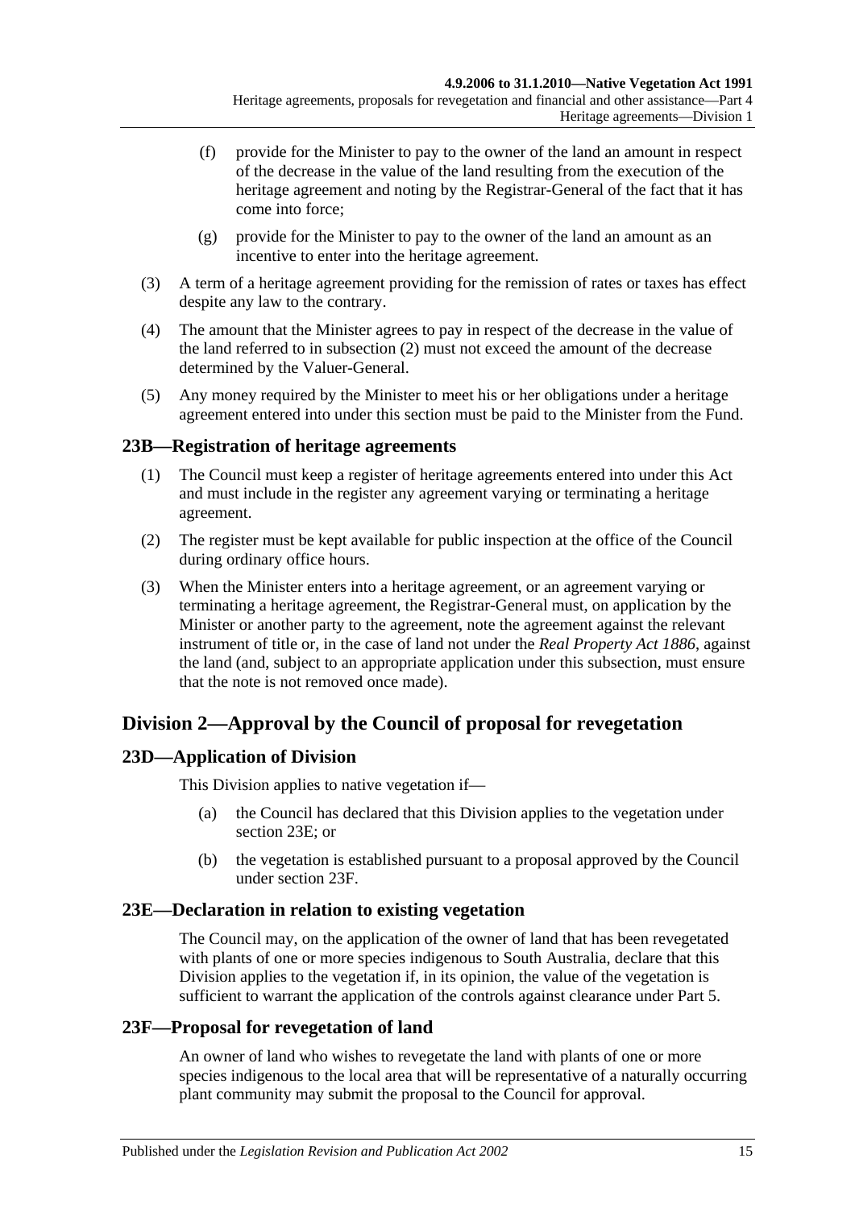(f) provide for the Minister to pay to the owner of the land an amount in respect of the decrease in the value of the land resulting from the execution of the heritage agreement and noting by the Registrar-General of the fact that it has come into force;

(g) provide for the Minister to pay to the owner of the land an amount as an incentive to enter into the heritage agreement.

(3) A term of a heritage agreement providing for the remission of rates or taxes has effect despite any law to the contrary.

(4) The amount that the Minister agrees to pay in respect of the decrease in the value of the land referred to in subsection (2) must not exceed the amount of the decrease determined by the Valuer-General.

(5) Any money required by the Minister to meet his or her obligations under a heritage agreement entered into under this section must be paid to the Minister from the Fund.

## 23B—Registration of heritage agreements

(1) The Council must keep a register of heritage agreements entered into under this Act and must include in the register any agreement varying or terminating a heritage agreement.

(2) The register must be kept available for public inspection at the office of the Council during ordinary office hours.

(3) When the Minister enters into a heritage agreement, or an agreement varying or terminating a heritage agreement, the Registrar-General must, on application by the Minister or another party to the agreement, note the agreement against the relevant instrument of title or, in the case of land not under the *Real Property Act 1886*, against the land (and, subject to an appropriate application under this subsection, must ensure that the note is not removed once made).

# Division 2—Approval by the Council of proposal for revegetation

## 23D—Application of Division

This Division applies to native vegetation if—

(a) the Council has declared that this Division applies to the vegetation under section 23E; or

(b) the vegetation is established pursuant to a proposal approved by the Council under section 23F.

## 23E—Declaration in relation to existing vegetation

The Council may, on the application of the owner of land that has been revegetated with plants of one or more species indigenous to South Australia, declare that this Division applies to the vegetation if, in its opinion, the value of the vegetation is sufficient to warrant the application of the controls against clearance under Part 5.

## 23F—Proposal for revegetation of land

An owner of land who wishes to revegetate the land with plants of one or more species indigenous to the local area that will be representative of a naturally occurring plant community may submit the proposal to the Council for approval.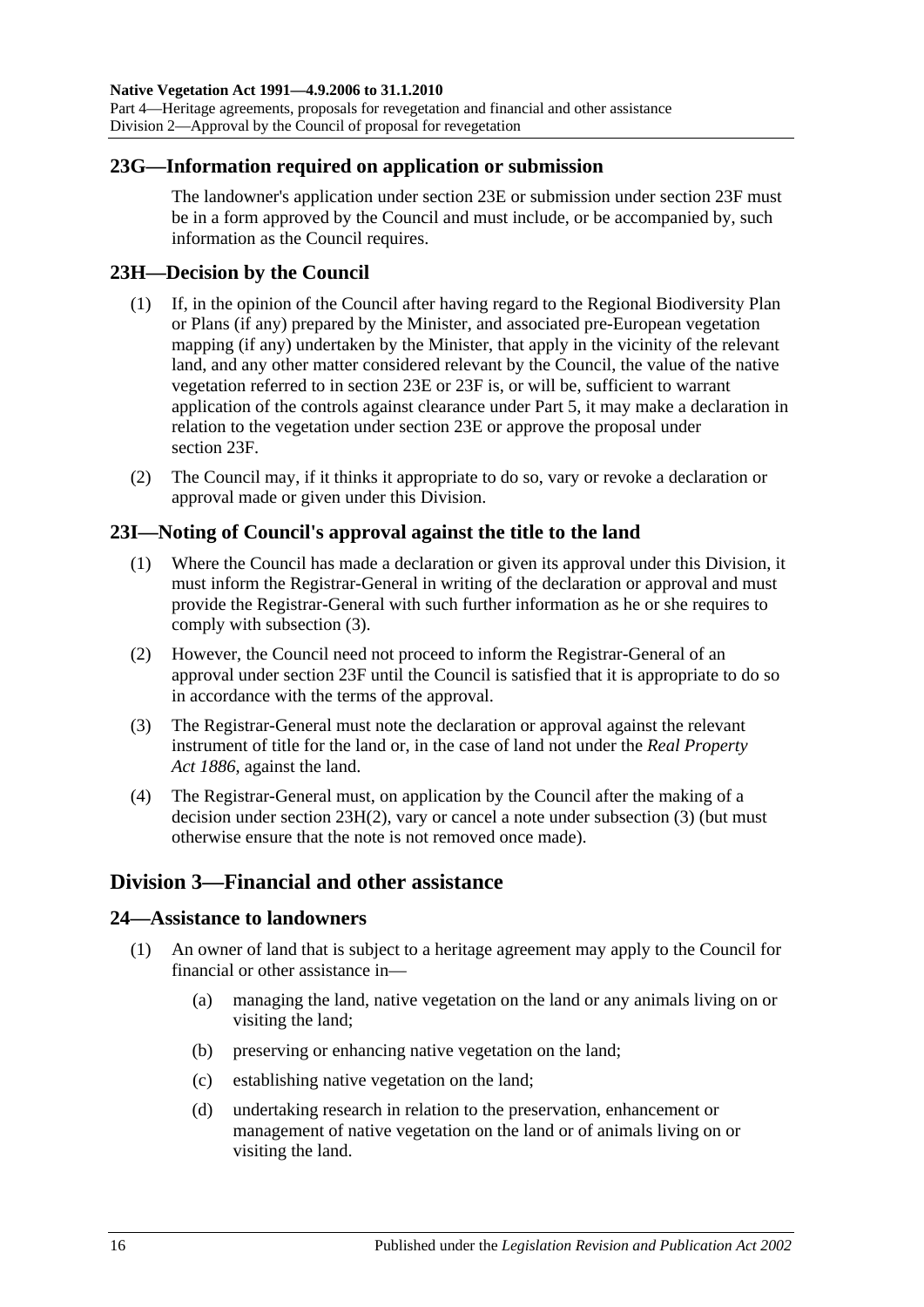## 23G—Information required on application or submission

The landowner's application under section 23E or submission under section 23F must be in a form approved by the Council and must include, or be accompanied by, such information as the Council requires.

## 23H—Decision by the Council

(1) If, in the opinion of the Council after having regard to the Regional Biodiversity Plan or Plans (if any) prepared by the Minister, and associated pre-European vegetation mapping (if any) undertaken by the Minister, that apply in the vicinity of the relevant land, and any other matter considered relevant by the Council, the value of the native vegetation referred to in section 23E or 23F is, or will be, sufficient to warrant application of the controls against clearance under Part 5, it may make a declaration in relation to the vegetation under section 23E or approve the proposal under section 23F.

(2) The Council may, if it thinks it appropriate to do so, vary or revoke a declaration or approval made or given under this Division.

## 23I—Noting of Council's approval against the title to the land

(1) Where the Council has made a declaration or given its approval under this Division, it must inform the Registrar-General in writing of the declaration or approval and must provide the Registrar-General with such further information as he or she requires to comply with subsection (3).

(2) However, the Council need not proceed to inform the Registrar-General of an approval under section 23F until the Council is satisfied that it is appropriate to do so in accordance with the terms of the approval.

(3) The Registrar-General must note the declaration or approval against the relevant instrument of title for the land or, in the case of land not under the *Real Property Act 1886*, against the land.

(4) The Registrar-General must, on application by the Council after the making of a decision under section 23H(2), vary or cancel a note under subsection (3) (but must otherwise ensure that the note is not removed once made).

# Division 3—Financial and other assistance

## 24—Assistance to landowners

(1) An owner of land that is subject to a heritage agreement may apply to the Council for financial or other assistance in—

(a) managing the land, native vegetation on the land or any animals living on or visiting the land;

(b) preserving or enhancing native vegetation on the land;

(c) establishing native vegetation on the land;

(d) undertaking research in relation to the preservation, enhancement or management of native vegetation on the land or of animals living on or visiting the land.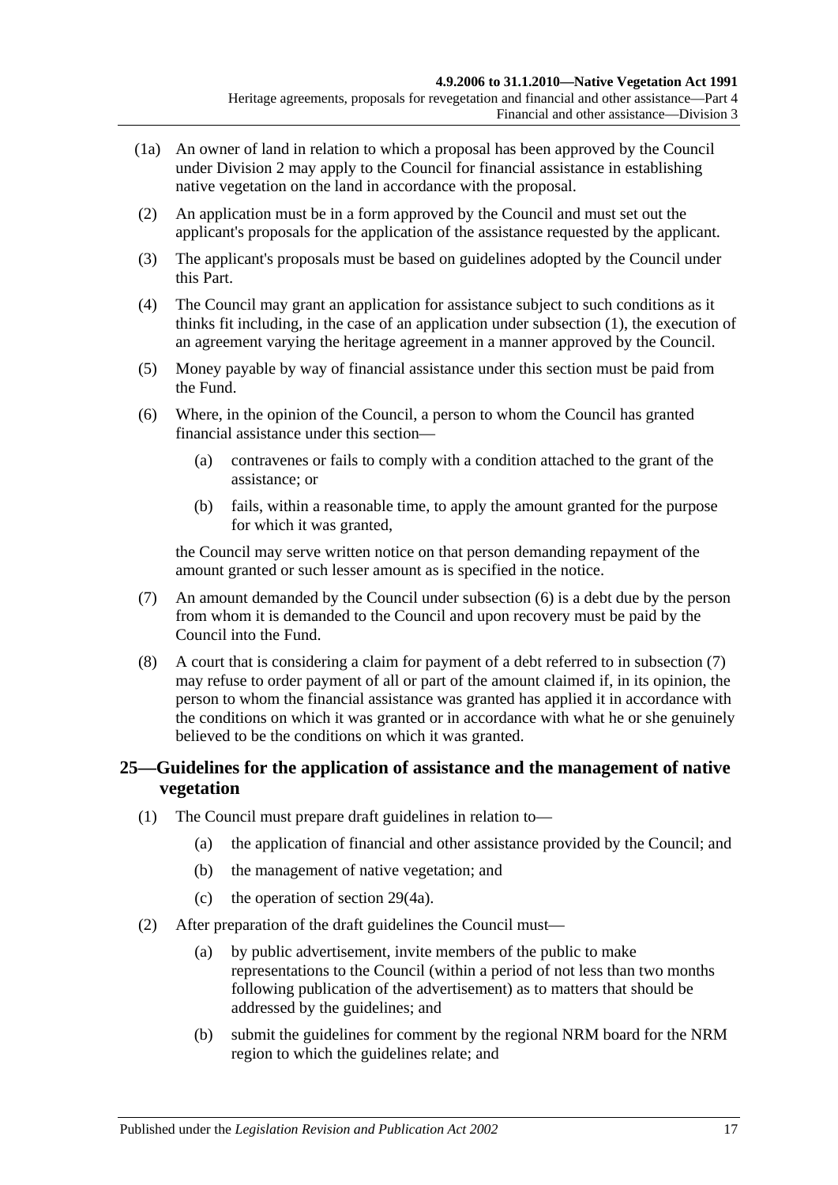(1a) An owner of land in relation to which a proposal has been approved by the Council under Division 2 may apply to the Council for financial assistance in establishing native vegetation on the land in accordance with the proposal.

(2) An application must be in a form approved by the Council and must set out the applicant's proposals for the application of the assistance requested by the applicant.

(3) The applicant's proposals must be based on guidelines adopted by the Council under this Part.

(4) The Council may grant an application for assistance subject to such conditions as it thinks fit including, in the case of an application under subsection (1), the execution of an agreement varying the heritage agreement in a manner approved by the Council.

(5) Money payable by way of financial assistance under this section must be paid from the Fund.

(6) Where, in the opinion of the Council, a person to whom the Council has granted financial assistance under this section—

- (a) contravenes or fails to comply with a condition attached to the grant of the assistance; or
- (b) fails, within a reasonable time, to apply the amount granted for the purpose for which it was granted,

the Council may serve written notice on that person demanding repayment of the amount granted or such lesser amount as is specified in the notice.

(7) An amount demanded by the Council under subsection (6) is a debt due by the person from whom it is demanded to the Council and upon recovery must be paid by the Council into the Fund.

(8) A court that is considering a claim for payment of a debt referred to in subsection (7) may refuse to order payment of all or part of the amount claimed if, in its opinion, the person to whom the financial assistance was granted has applied it in accordance with the conditions on which it was granted or in accordance with what he or she genuinely believed to be the conditions on which it was granted.

## 25—Guidelines for the application of assistance and the management of native vegetation

(1) The Council must prepare draft guidelines in relation to—

- (a) the application of financial and other assistance provided by the Council; and
- (b) the management of native vegetation; and
- (c) the operation of section 29(4a).

(2) After preparation of the draft guidelines the Council must—

- (a) by public advertisement, invite members of the public to make representations to the Council (within a period of not less than two months following publication of the advertisement) as to matters that should be addressed by the guidelines; and
- (b) submit the guidelines for comment by the regional NRM board for the NRM region to which the guidelines relate; and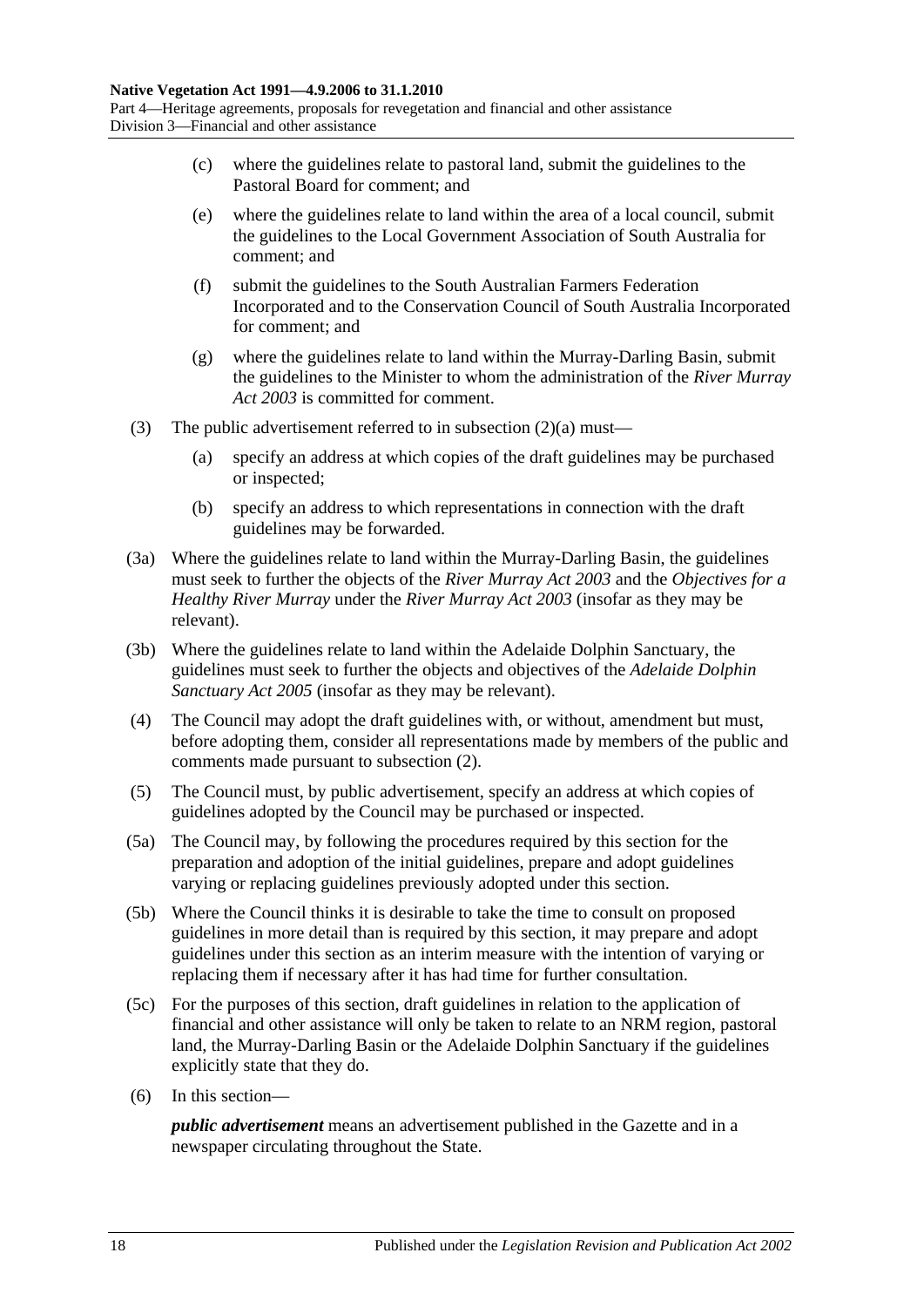(c) where the guidelines relate to pastoral land, submit the guidelines to the Pastoral Board for comment; and

(e) where the guidelines relate to land within the area of a local council, submit the guidelines to the Local Government Association of South Australia for comment; and

(f) submit the guidelines to the South Australian Farmers Federation Incorporated and to the Conservation Council of South Australia Incorporated for comment; and

(g) where the guidelines relate to land within the Murray-Darling Basin, submit the guidelines to the Minister to whom the administration of the *River Murray Act 2003* is committed for comment.

(3) The public advertisement referred to in subsection (2)(a) must—

(a) specify an address at which copies of the draft guidelines may be purchased or inspected;

(b) specify an address to which representations in connection with the draft guidelines may be forwarded.

(3a) Where the guidelines relate to land within the Murray-Darling Basin, the guidelines must seek to further the objects of the *River Murray Act 2003* and the *Objectives for a Healthy River Murray* under the *River Murray Act 2003* (insofar as they may be relevant).

(3b) Where the guidelines relate to land within the Adelaide Dolphin Sanctuary, the guidelines must seek to further the objects and objectives of the *Adelaide Dolphin Sanctuary Act 2005* (insofar as they may be relevant).

(4) The Council may adopt the draft guidelines with, or without, amendment but must, before adopting them, consider all representations made by members of the public and comments made pursuant to subsection (2).

(5) The Council must, by public advertisement, specify an address at which copies of guidelines adopted by the Council may be purchased or inspected.

(5a) The Council may, by following the procedures required by this section for the preparation and adoption of the initial guidelines, prepare and adopt guidelines varying or replacing guidelines previously adopted under this section.

(5b) Where the Council thinks it is desirable to take the time to consult on proposed guidelines in more detail than is required by this section, it may prepare and adopt guidelines under this section as an interim measure with the intention of varying or replacing them if necessary after it has had time for further consultation.

(5c) For the purposes of this section, draft guidelines in relation to the application of financial and other assistance will only be taken to relate to an NRM region, pastoral land, the Murray-Darling Basin or the Adelaide Dolphin Sanctuary if the guidelines explicitly state that they do.

(6) In this section—

***public advertisement*** means an advertisement published in the Gazette and in a newspaper circulating throughout the State.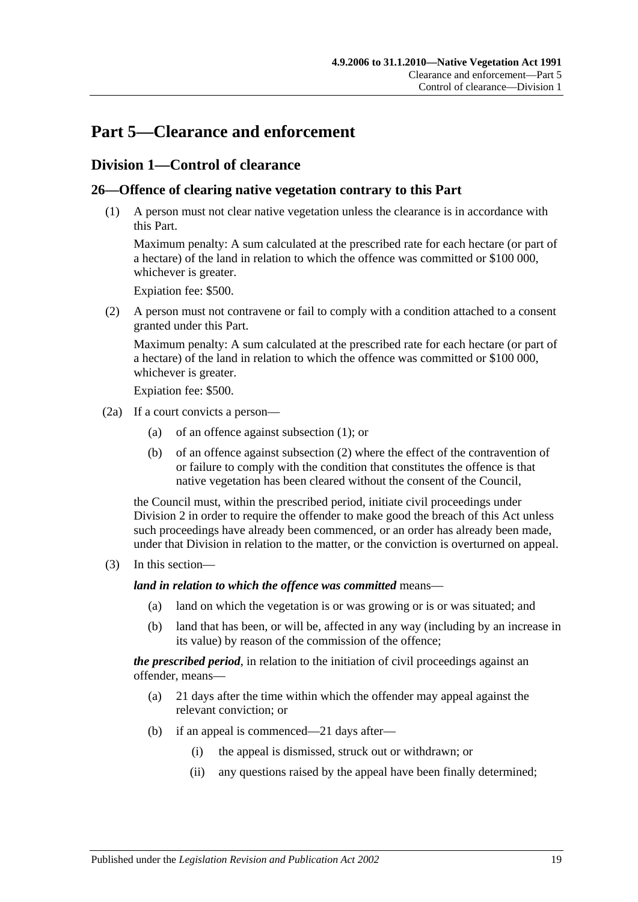# Part 5—Clearance and enforcement

## Division 1—Control of clearance

### 26—Offence of clearing native vegetation contrary to this Part

(1) A person must not clear native vegetation unless the clearance is in accordance with this Part.

Maximum penalty: A sum calculated at the prescribed rate for each hectare (or part of a hectare) of the land in relation to which the offence was committed or $100 000, whichever is greater.

Expiation fee: $500.

(2) A person must not contravene or fail to comply with a condition attached to a consent granted under this Part.

Maximum penalty: A sum calculated at the prescribed rate for each hectare (or part of a hectare) of the land in relation to which the offence was committed or $100 000, whichever is greater.

Expiation fee: $500.

(2a) If a court convicts a person—

(a) of an offence against subsection (1); or

(b) of an offence against subsection (2) where the effect of the contravention of or failure to comply with the condition that constitutes the offence is that native vegetation has been cleared without the consent of the Council,

the Council must, within the prescribed period, initiate civil proceedings under Division 2 in order to require the offender to make good the breach of this Act unless such proceedings have already been commenced, or an order has already been made, under that Division in relation to the matter, or the conviction is overturned on appeal.

(3) In this section—

***land in relation to which the offence was committed*** means—

(a) land on which the vegetation is or was growing or is or was situated; and

(b) land that has been, or will be, affected in any way (including by an increase in its value) by reason of the commission of the offence;

***the prescribed period***, in relation to the initiation of civil proceedings against an offender, means—

(a) 21 days after the time within which the offender may appeal against the relevant conviction; or

(b) if an appeal is commenced—21 days after—

(i) the appeal is dismissed, struck out or withdrawn; or

(ii) any questions raised by the appeal have been finally determined;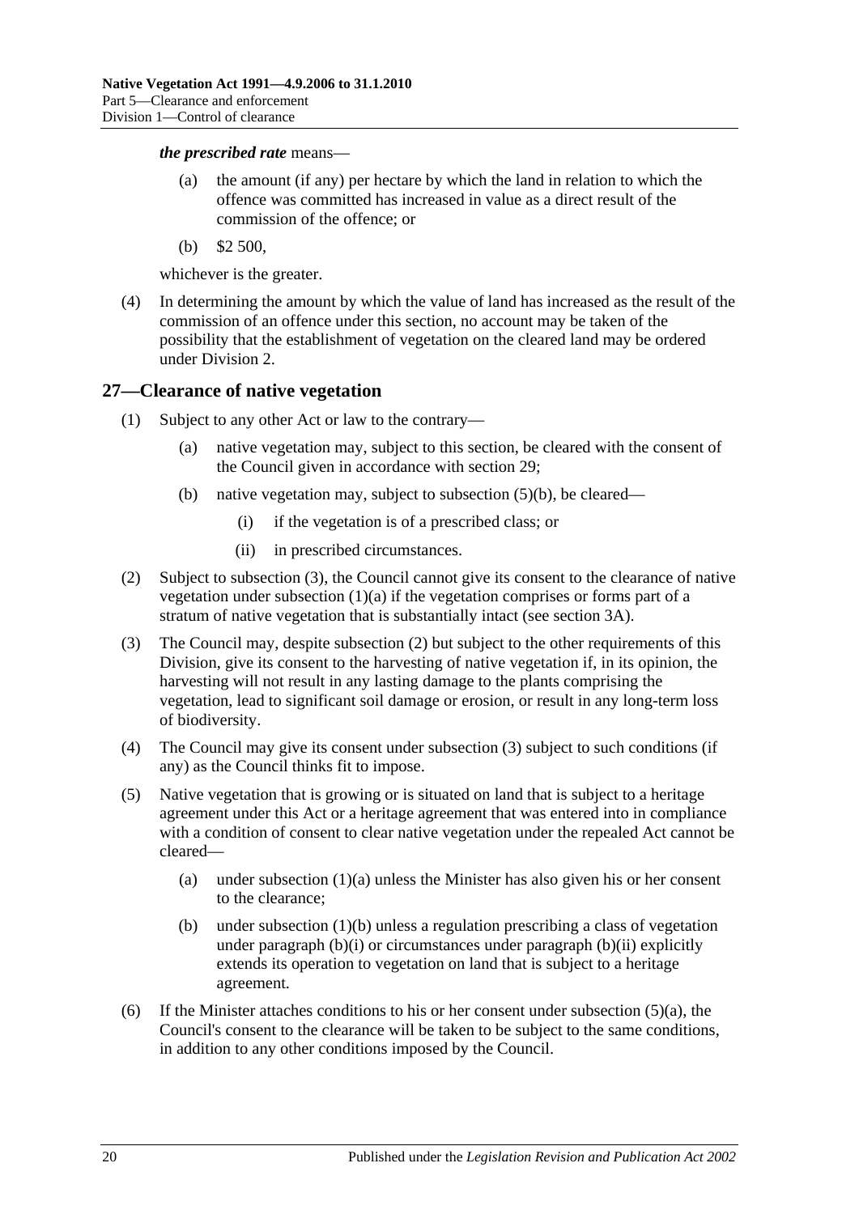***the prescribed rate*** means—

- (a) the amount (if any) per hectare by which the land in relation to which the offence was committed has increased in value as a direct result of the commission of the offence; or
- (b) \$2 500,

whichever is the greater.

(4) In determining the amount by which the value of land has increased as the result of the commission of an offence under this section, no account may be taken of the possibility that the establishment of vegetation on the cleared land may be ordered under Division 2.

## 27—Clearance of native vegetation

(1) Subject to any other Act or law to the contrary—

- (a) native vegetation may, subject to this section, be cleared with the consent of the Council given in accordance with section 29;
- (b) native vegetation may, subject to subsection (5)(b), be cleared—
  - (i) if the vegetation is of a prescribed class; or
  - (ii) in prescribed circumstances.

(2) Subject to subsection (3), the Council cannot give its consent to the clearance of native vegetation under subsection (1)(a) if the vegetation comprises or forms part of a stratum of native vegetation that is substantially intact (see section 3A).

(3) The Council may, despite subsection (2) but subject to the other requirements of this Division, give its consent to the harvesting of native vegetation if, in its opinion, the harvesting will not result in any lasting damage to the plants comprising the vegetation, lead to significant soil damage or erosion, or result in any long-term loss of biodiversity.

(4) The Council may give its consent under subsection (3) subject to such conditions (if any) as the Council thinks fit to impose.

(5) Native vegetation that is growing or is situated on land that is subject to a heritage agreement under this Act or a heritage agreement that was entered into in compliance with a condition of consent to clear native vegetation under the repealed Act cannot be cleared—

- (a) under subsection (1)(a) unless the Minister has also given his or her consent to the clearance;
- (b) under subsection (1)(b) unless a regulation prescribing a class of vegetation under paragraph (b)(i) or circumstances under paragraph (b)(ii) explicitly extends its operation to vegetation on land that is subject to a heritage agreement.

(6) If the Minister attaches conditions to his or her consent under subsection (5)(a), the Council's consent to the clearance will be taken to be subject to the same conditions, in addition to any other conditions imposed by the Council.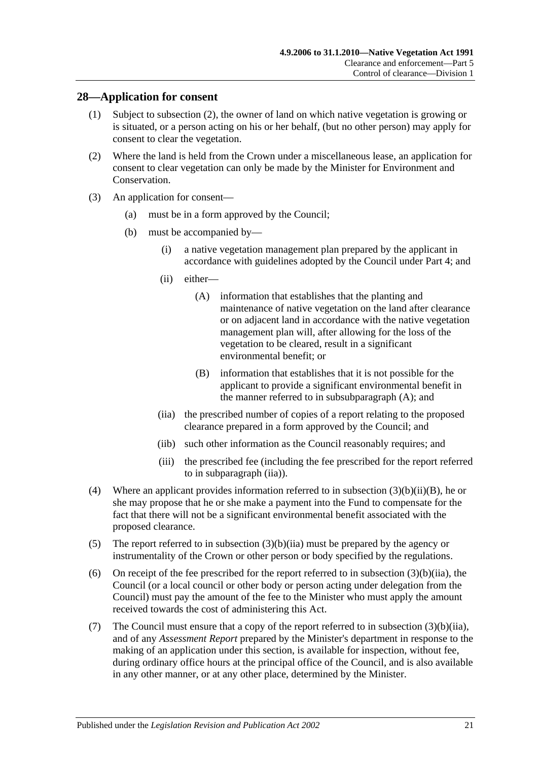## 28—Application for consent

(1) Subject to subsection (2), the owner of land on which native vegetation is growing or is situated, or a person acting on his or her behalf, (but no other person) may apply for consent to clear the vegetation.

(2) Where the land is held from the Crown under a miscellaneous lease, an application for consent to clear vegetation can only be made by the Minister for Environment and Conservation.

(3) An application for consent—

(a) must be in a form approved by the Council;

(b) must be accompanied by—

(i) a native vegetation management plan prepared by the applicant in accordance with guidelines adopted by the Council under Part 4; and

(ii) either—

(A) information that establishes that the planting and maintenance of native vegetation on the land after clearance or on adjacent land in accordance with the native vegetation management plan will, after allowing for the loss of the vegetation to be cleared, result in a significant environmental benefit; or

(B) information that establishes that it is not possible for the applicant to provide a significant environmental benefit in the manner referred to in subsubparagraph (A); and

(iia) the prescribed number of copies of a report relating to the proposed clearance prepared in a form approved by the Council; and

(iib) such other information as the Council reasonably requires; and

(iii) the prescribed fee (including the fee prescribed for the report referred to in subparagraph (iia)).

(4) Where an applicant provides information referred to in subsection (3)(b)(ii)(B), he or she may propose that he or she make a payment into the Fund to compensate for the fact that there will not be a significant environmental benefit associated with the proposed clearance.

(5) The report referred to in subsection (3)(b)(iia) must be prepared by the agency or instrumentality of the Crown or other person or body specified by the regulations.

(6) On receipt of the fee prescribed for the report referred to in subsection (3)(b)(iia), the Council (or a local council or other body or person acting under delegation from the Council) must pay the amount of the fee to the Minister who must apply the amount received towards the cost of administering this Act.

(7) The Council must ensure that a copy of the report referred to in subsection (3)(b)(iia), and of any *Assessment Report* prepared by the Minister's department in response to the making of an application under this section, is available for inspection, without fee, during ordinary office hours at the principal office of the Council, and is also available in any other manner, or at any other place, determined by the Minister.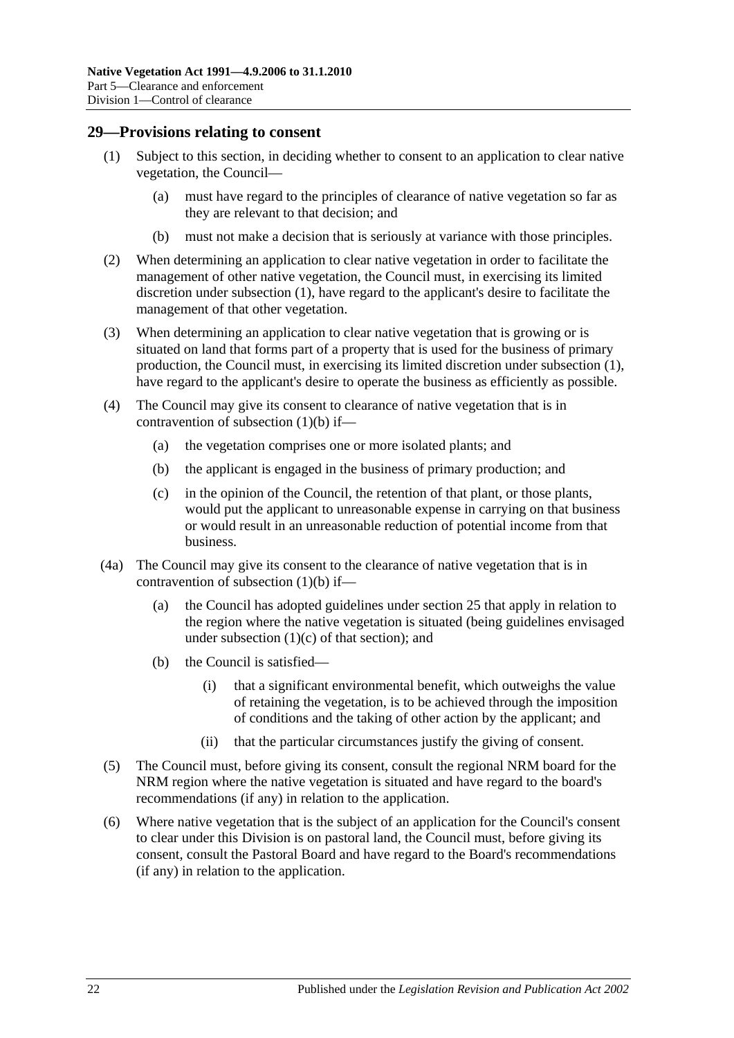## 29—Provisions relating to consent

(1) Subject to this section, in deciding whether to consent to an application to clear native vegetation, the Council—

(a) must have regard to the principles of clearance of native vegetation so far as they are relevant to that decision; and

(b) must not make a decision that is seriously at variance with those principles.

(2) When determining an application to clear native vegetation in order to facilitate the management of other native vegetation, the Council must, in exercising its limited discretion under subsection (1), have regard to the applicant's desire to facilitate the management of that other vegetation.

(3) When determining an application to clear native vegetation that is growing or is situated on land that forms part of a property that is used for the business of primary production, the Council must, in exercising its limited discretion under subsection (1), have regard to the applicant's desire to operate the business as efficiently as possible.

(4) The Council may give its consent to clearance of native vegetation that is in contravention of subsection (1)(b) if—

(a) the vegetation comprises one or more isolated plants; and

(b) the applicant is engaged in the business of primary production; and

(c) in the opinion of the Council, the retention of that plant, or those plants, would put the applicant to unreasonable expense in carrying on that business or would result in an unreasonable reduction of potential income from that business.

(4a) The Council may give its consent to the clearance of native vegetation that is in contravention of subsection (1)(b) if—

(a) the Council has adopted guidelines under section 25 that apply in relation to the region where the native vegetation is situated (being guidelines envisaged under subsection (1)(c) of that section); and

(b) the Council is satisfied—

(i) that a significant environmental benefit, which outweighs the value of retaining the vegetation, is to be achieved through the imposition of conditions and the taking of other action by the applicant; and

(ii) that the particular circumstances justify the giving of consent.

(5) The Council must, before giving its consent, consult the regional NRM board for the NRM region where the native vegetation is situated and have regard to the board's recommendations (if any) in relation to the application.

(6) Where native vegetation that is the subject of an application for the Council's consent to clear under this Division is on pastoral land, the Council must, before giving its consent, consult the Pastoral Board and have regard to the Board's recommendations (if any) in relation to the application.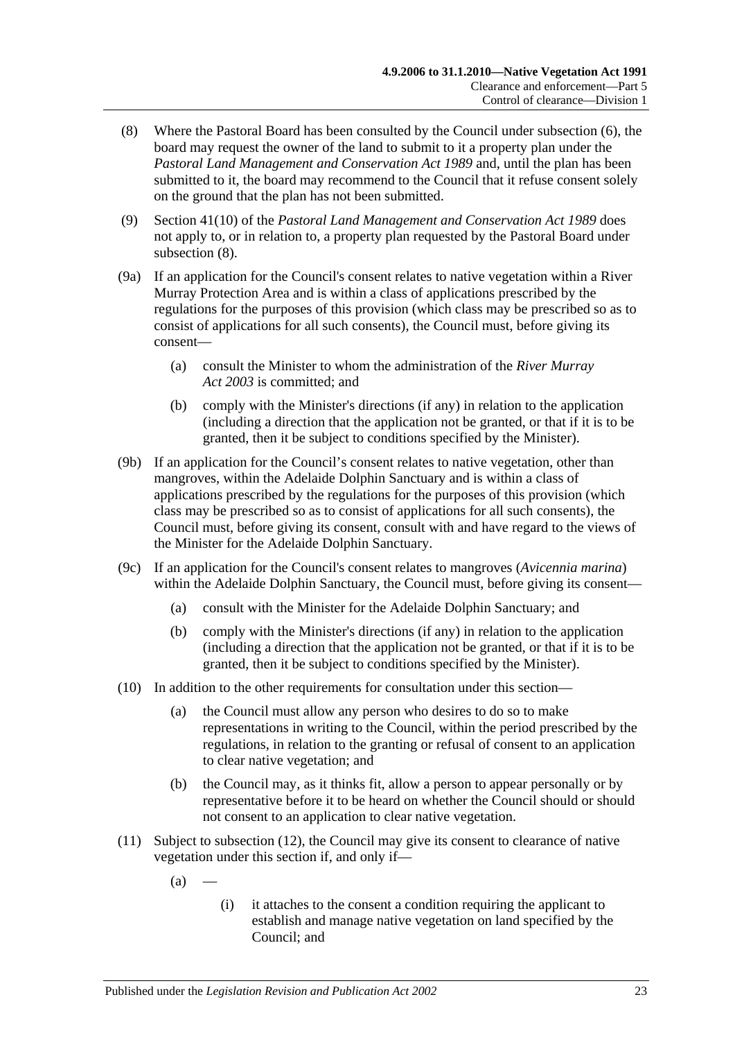(8) Where the Pastoral Board has been consulted by the Council under subsection (6), the board may request the owner of the land to submit to it a property plan under the *Pastoral Land Management and Conservation Act 1989* and, until the plan has been submitted to it, the board may recommend to the Council that it refuse consent solely on the ground that the plan has not been submitted.

(9) Section 41(10) of the *Pastoral Land Management and Conservation Act 1989* does not apply to, or in relation to, a property plan requested by the Pastoral Board under subsection (8).

(9a) If an application for the Council's consent relates to native vegetation within a River Murray Protection Area and is within a class of applications prescribed by the regulations for the purposes of this provision (which class may be prescribed so as to consist of applications for all such consents), the Council must, before giving its consent—

- (a) consult the Minister to whom the administration of the *River Murray Act 2003* is committed; and
- (b) comply with the Minister's directions (if any) in relation to the application (including a direction that the application not be granted, or that if it is to be granted, then it be subject to conditions specified by the Minister).

(9b) If an application for the Council's consent relates to native vegetation, other than mangroves, within the Adelaide Dolphin Sanctuary and is within a class of applications prescribed by the regulations for the purposes of this provision (which class may be prescribed so as to consist of applications for all such consents), the Council must, before giving its consent, consult with and have regard to the views of the Minister for the Adelaide Dolphin Sanctuary.

(9c) If an application for the Council's consent relates to mangroves (*Avicennia marina*) within the Adelaide Dolphin Sanctuary, the Council must, before giving its consent—

- (a) consult with the Minister for the Adelaide Dolphin Sanctuary; and
- (b) comply with the Minister's directions (if any) in relation to the application (including a direction that the application not be granted, or that if it is to be granted, then it be subject to conditions specified by the Minister).

(10) In addition to the other requirements for consultation under this section—

- (a) the Council must allow any person who desires to do so to make representations in writing to the Council, within the period prescribed by the regulations, in relation to the granting or refusal of consent to an application to clear native vegetation; and
- (b) the Council may, as it thinks fit, allow a person to appear personally or by representative before it to be heard on whether the Council should or should not consent to an application to clear native vegetation.

(11) Subject to subsection (12), the Council may give its consent to clearance of native vegetation under this section if, and only if—

- (a) —
  - (i) it attaches to the consent a condition requiring the applicant to establish and manage native vegetation on land specified by the Council; and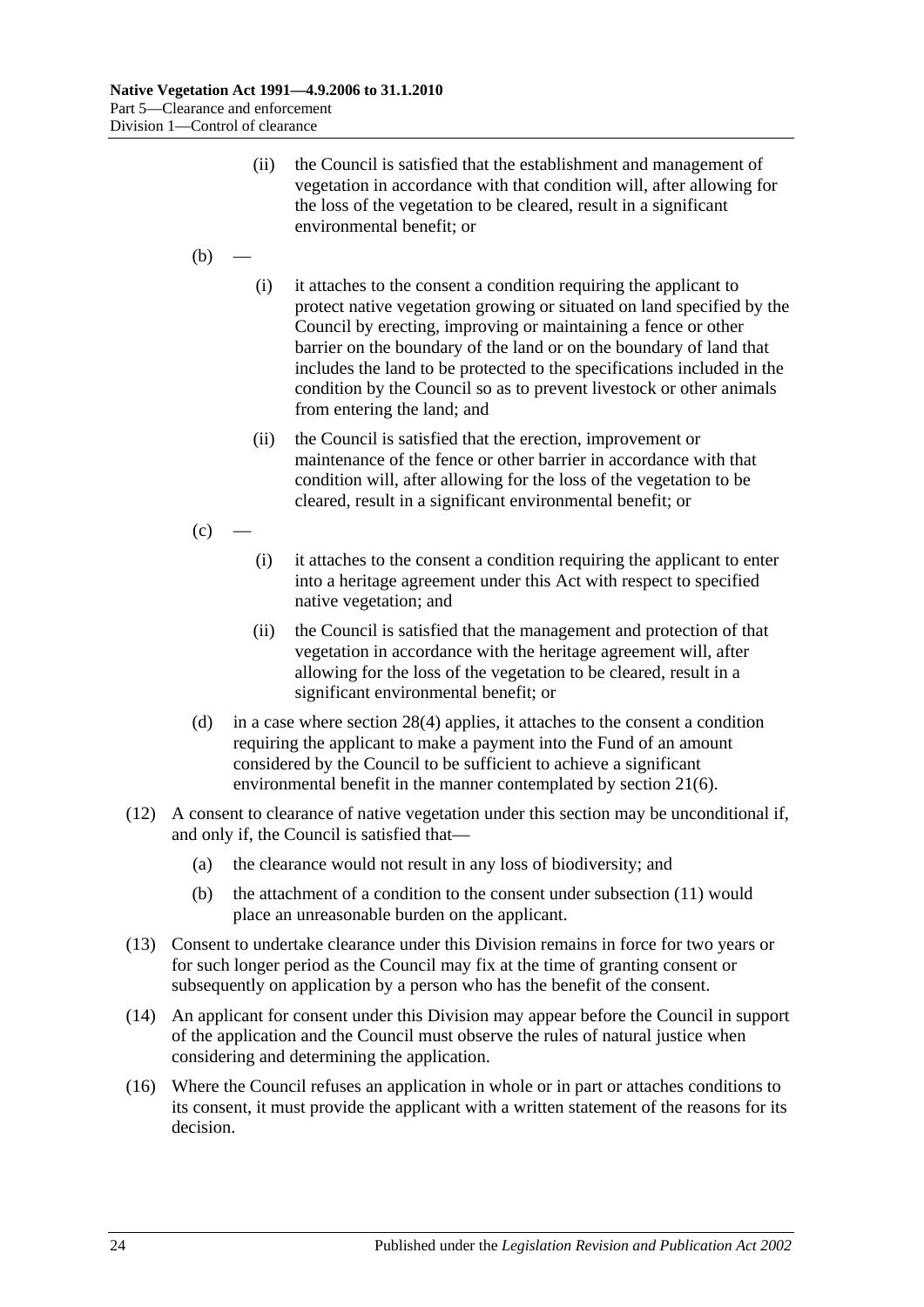(ii) the Council is satisfied that the establishment and management of vegetation in accordance with that condition will, after allowing for the loss of the vegetation to be cleared, result in a significant environmental benefit; or

(b) —

(i) it attaches to the consent a condition requiring the applicant to protect native vegetation growing or situated on land specified by the Council by erecting, improving or maintaining a fence or other barrier on the boundary of the land or on the boundary of land that includes the land to be protected to the specifications included in the condition by the Council so as to prevent livestock or other animals from entering the land; and

(ii) the Council is satisfied that the erection, improvement or maintenance of the fence or other barrier in accordance with that condition will, after allowing for the loss of the vegetation to be cleared, result in a significant environmental benefit; or

(c) —

(i) it attaches to the consent a condition requiring the applicant to enter into a heritage agreement under this Act with respect to specified native vegetation; and

(ii) the Council is satisfied that the management and protection of that vegetation in accordance with the heritage agreement will, after allowing for the loss of the vegetation to be cleared, result in a significant environmental benefit; or

(d) in a case where section 28(4) applies, it attaches to the consent a condition requiring the applicant to make a payment into the Fund of an amount considered by the Council to be sufficient to achieve a significant environmental benefit in the manner contemplated by section 21(6).

(12) A consent to clearance of native vegetation under this section may be unconditional if, and only if, the Council is satisfied that—

(a) the clearance would not result in any loss of biodiversity; and

(b) the attachment of a condition to the consent under subsection (11) would place an unreasonable burden on the applicant.

(13) Consent to undertake clearance under this Division remains in force for two years or for such longer period as the Council may fix at the time of granting consent or subsequently on application by a person who has the benefit of the consent.

(14) An applicant for consent under this Division may appear before the Council in support of the application and the Council must observe the rules of natural justice when considering and determining the application.

(16) Where the Council refuses an application in whole or in part or attaches conditions to its consent, it must provide the applicant with a written statement of the reasons for its decision.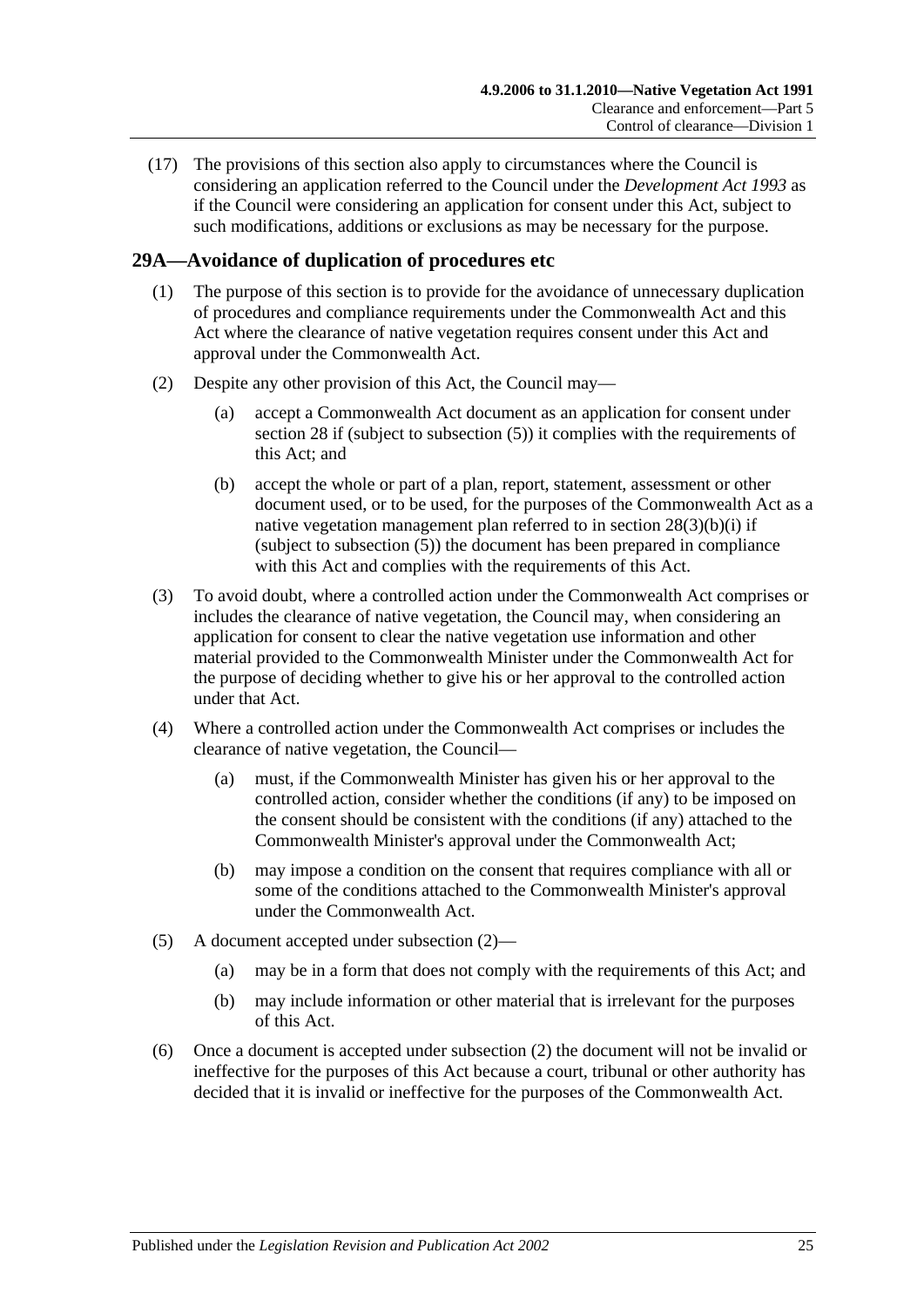(17) The provisions of this section also apply to circumstances where the Council is considering an application referred to the Council under the *Development Act 1993* as if the Council were considering an application for consent under this Act, subject to such modifications, additions or exclusions as may be necessary for the purpose.

## 29A—Avoidance of duplication of procedures etc

(1) The purpose of this section is to provide for the avoidance of unnecessary duplication of procedures and compliance requirements under the Commonwealth Act and this Act where the clearance of native vegetation requires consent under this Act and approval under the Commonwealth Act.

(2) Despite any other provision of this Act, the Council may—

(a) accept a Commonwealth Act document as an application for consent under section 28 if (subject to subsection (5)) it complies with the requirements of this Act; and

(b) accept the whole or part of a plan, report, statement, assessment or other document used, or to be used, for the purposes of the Commonwealth Act as a native vegetation management plan referred to in section 28(3)(b)(i) if (subject to subsection (5)) the document has been prepared in compliance with this Act and complies with the requirements of this Act.

(3) To avoid doubt, where a controlled action under the Commonwealth Act comprises or includes the clearance of native vegetation, the Council may, when considering an application for consent to clear the native vegetation use information and other material provided to the Commonwealth Minister under the Commonwealth Act for the purpose of deciding whether to give his or her approval to the controlled action under that Act.

(4) Where a controlled action under the Commonwealth Act comprises or includes the clearance of native vegetation, the Council—

(a) must, if the Commonwealth Minister has given his or her approval to the controlled action, consider whether the conditions (if any) to be imposed on the consent should be consistent with the conditions (if any) attached to the Commonwealth Minister's approval under the Commonwealth Act;

(b) may impose a condition on the consent that requires compliance with all or some of the conditions attached to the Commonwealth Minister's approval under the Commonwealth Act.

(5) A document accepted under subsection (2)—

(a) may be in a form that does not comply with the requirements of this Act; and

(b) may include information or other material that is irrelevant for the purposes of this Act.

(6) Once a document is accepted under subsection (2) the document will not be invalid or ineffective for the purposes of this Act because a court, tribunal or other authority has decided that it is invalid or ineffective for the purposes of the Commonwealth Act.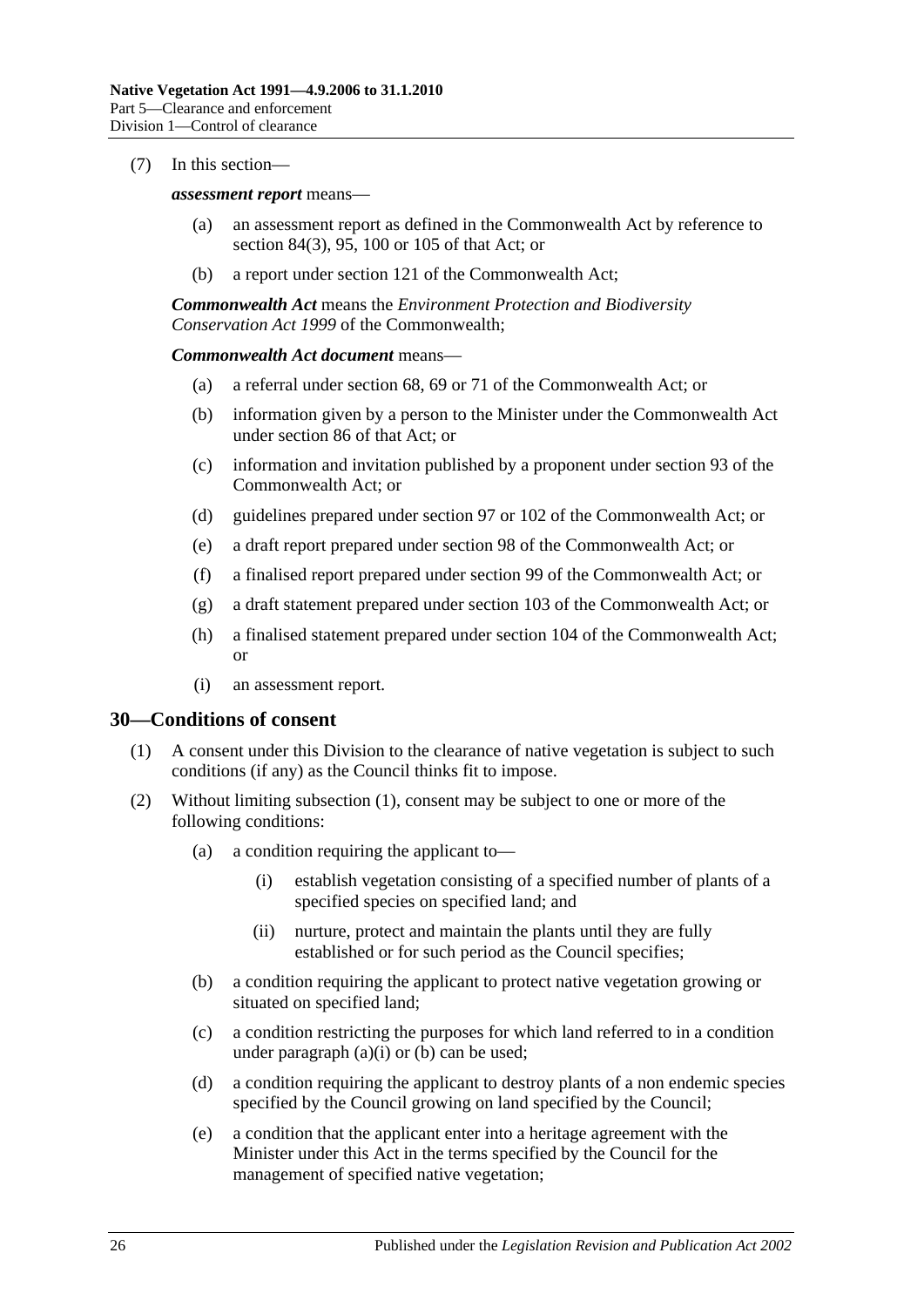(7) In this section—

***assessment report*** means—

(a) an assessment report as defined in the Commonwealth Act by reference to section 84(3), 95, 100 or 105 of that Act; or

(b) a report under section 121 of the Commonwealth Act;

***Commonwealth Act*** means the *Environment Protection and Biodiversity Conservation Act 1999* of the Commonwealth;

***Commonwealth Act document*** means—

(a) a referral under section 68, 69 or 71 of the Commonwealth Act; or

(b) information given by a person to the Minister under the Commonwealth Act under section 86 of that Act; or

(c) information and invitation published by a proponent under section 93 of the Commonwealth Act; or

(d) guidelines prepared under section 97 or 102 of the Commonwealth Act; or

(e) a draft report prepared under section 98 of the Commonwealth Act; or

(f) a finalised report prepared under section 99 of the Commonwealth Act; or

(g) a draft statement prepared under section 103 of the Commonwealth Act; or

(h) a finalised statement prepared under section 104 of the Commonwealth Act; or

(i) an assessment report.

## 30—Conditions of consent

(1) A consent under this Division to the clearance of native vegetation is subject to such conditions (if any) as the Council thinks fit to impose.

(2) Without limiting subsection (1), consent may be subject to one or more of the following conditions:

(a) a condition requiring the applicant to—

(i) establish vegetation consisting of a specified number of plants of a specified species on specified land; and

(ii) nurture, protect and maintain the plants until they are fully established or for such period as the Council specifies;

(b) a condition requiring the applicant to protect native vegetation growing or situated on specified land;

(c) a condition restricting the purposes for which land referred to in a condition under paragraph (a)(i) or (b) can be used;

(d) a condition requiring the applicant to destroy plants of a non endemic species specified by the Council growing on land specified by the Council;

(e) a condition that the applicant enter into a heritage agreement with the Minister under this Act in the terms specified by the Council for the management of specified native vegetation;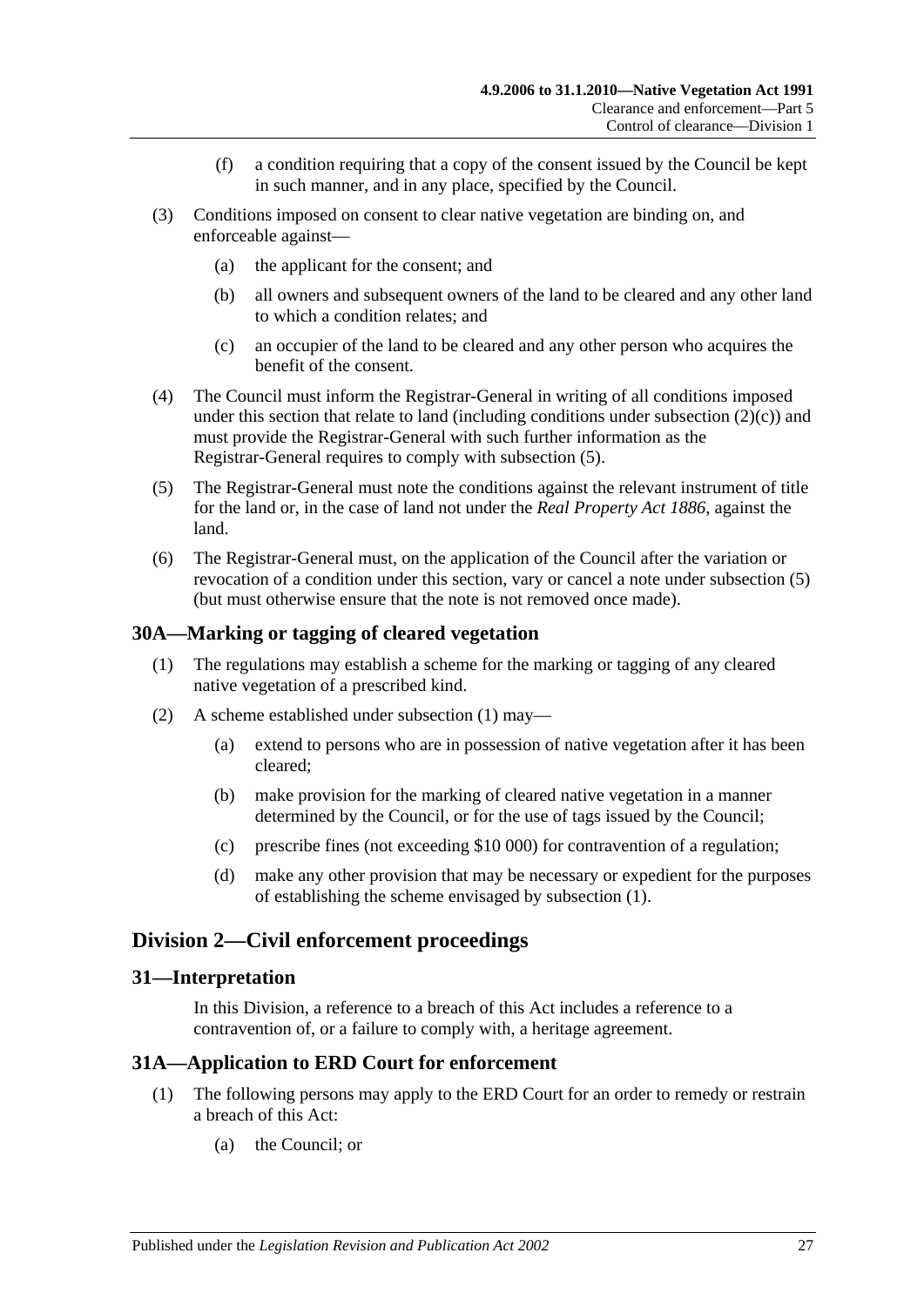(f) a condition requiring that a copy of the consent issued by the Council be kept in such manner, and in any place, specified by the Council.

(3) Conditions imposed on consent to clear native vegetation are binding on, and enforceable against—

(a) the applicant for the consent; and

(b) all owners and subsequent owners of the land to be cleared and any other land to which a condition relates; and

(c) an occupier of the land to be cleared and any other person who acquires the benefit of the consent.

(4) The Council must inform the Registrar-General in writing of all conditions imposed under this section that relate to land (including conditions under subsection (2)(c)) and must provide the Registrar-General with such further information as the Registrar-General requires to comply with subsection (5).

(5) The Registrar-General must note the conditions against the relevant instrument of title for the land or, in the case of land not under the *Real Property Act 1886*, against the land.

(6) The Registrar-General must, on the application of the Council after the variation or revocation of a condition under this section, vary or cancel a note under subsection (5) (but must otherwise ensure that the note is not removed once made).

## 30A—Marking or tagging of cleared vegetation

(1) The regulations may establish a scheme for the marking or tagging of any cleared native vegetation of a prescribed kind.

(2) A scheme established under subsection (1) may—

(a) extend to persons who are in possession of native vegetation after it has been cleared;

(b) make provision for the marking of cleared native vegetation in a manner determined by the Council, or for the use of tags issued by the Council;

(c) prescribe fines (not exceeding $10 000) for contravention of a regulation;

(d) make any other provision that may be necessary or expedient for the purposes of establishing the scheme envisaged by subsection (1).

# Division 2—Civil enforcement proceedings

## 31—Interpretation

In this Division, a reference to a breach of this Act includes a reference to a contravention of, or a failure to comply with, a heritage agreement.

## 31A—Application to ERD Court for enforcement

(1) The following persons may apply to the ERD Court for an order to remedy or restrain a breach of this Act:

(a) the Council; or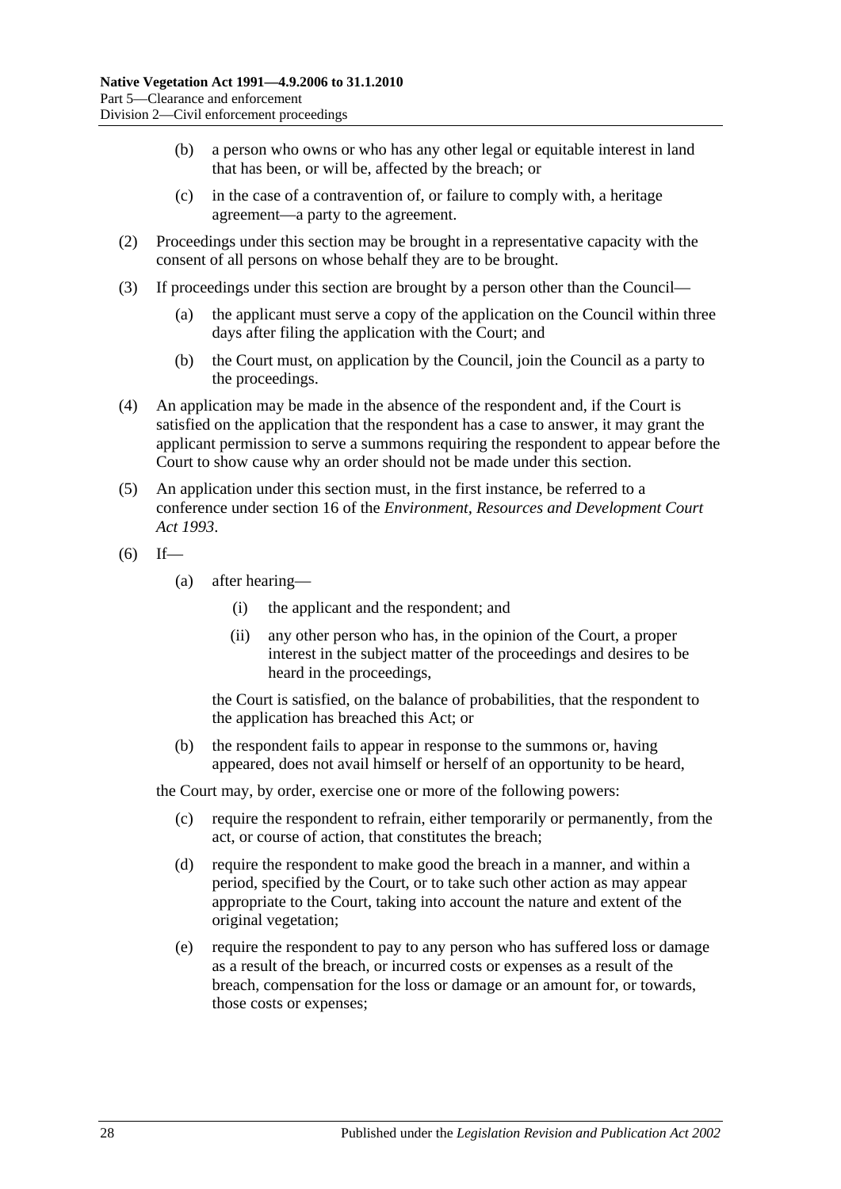(b) a person who owns or who has any other legal or equitable interest in land that has been, or will be, affected by the breach; or

(c) in the case of a contravention of, or failure to comply with, a heritage agreement—a party to the agreement.

(2) Proceedings under this section may be brought in a representative capacity with the consent of all persons on whose behalf they are to be brought.

(3) If proceedings under this section are brought by a person other than the Council—

(a) the applicant must serve a copy of the application on the Council within three days after filing the application with the Court; and

(b) the Court must, on application by the Council, join the Council as a party to the proceedings.

(4) An application may be made in the absence of the respondent and, if the Court is satisfied on the application that the respondent has a case to answer, it may grant the applicant permission to serve a summons requiring the respondent to appear before the Court to show cause why an order should not be made under this section.

(5) An application under this section must, in the first instance, be referred to a conference under section 16 of the *Environment, Resources and Development Court Act 1993*.

(6) If—

(a) after hearing—

(i) the applicant and the respondent; and

(ii) any other person who has, in the opinion of the Court, a proper interest in the subject matter of the proceedings and desires to be heard in the proceedings,

the Court is satisfied, on the balance of probabilities, that the respondent to the application has breached this Act; or

(b) the respondent fails to appear in response to the summons or, having appeared, does not avail himself or herself of an opportunity to be heard,

the Court may, by order, exercise one or more of the following powers:

(c) require the respondent to refrain, either temporarily or permanently, from the act, or course of action, that constitutes the breach;

(d) require the respondent to make good the breach in a manner, and within a period, specified by the Court, or to take such other action as may appear appropriate to the Court, taking into account the nature and extent of the original vegetation;

(e) require the respondent to pay to any person who has suffered loss or damage as a result of the breach, or incurred costs or expenses as a result of the breach, compensation for the loss or damage or an amount for, or towards, those costs or expenses;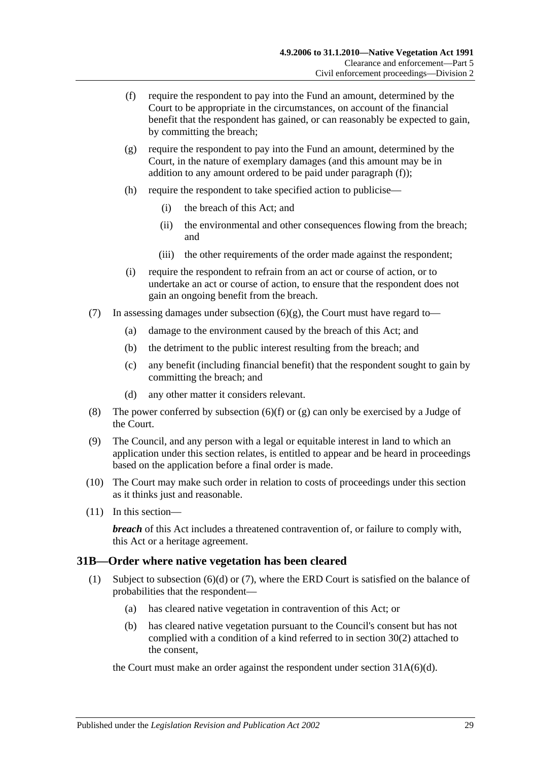(f) require the respondent to pay into the Fund an amount, determined by the Court to be appropriate in the circumstances, on account of the financial benefit that the respondent has gained, or can reasonably be expected to gain, by committing the breach;

(g) require the respondent to pay into the Fund an amount, determined by the Court, in the nature of exemplary damages (and this amount may be in addition to any amount ordered to be paid under paragraph (f));

(h) require the respondent to take specified action to publicise—

(i) the breach of this Act; and

(ii) the environmental and other consequences flowing from the breach; and

(iii) the other requirements of the order made against the respondent;

(i) require the respondent to refrain from an act or course of action, or to undertake an act or course of action, to ensure that the respondent does not gain an ongoing benefit from the breach.

(7) In assessing damages under subsection (6)(g), the Court must have regard to—

(a) damage to the environment caused by the breach of this Act; and

(b) the detriment to the public interest resulting from the breach; and

(c) any benefit (including financial benefit) that the respondent sought to gain by committing the breach; and

(d) any other matter it considers relevant.

(8) The power conferred by subsection (6)(f) or (g) can only be exercised by a Judge of the Court.

(9) The Council, and any person with a legal or equitable interest in land to which an application under this section relates, is entitled to appear and be heard in proceedings based on the application before a final order is made.

(10) The Court may make such order in relation to costs of proceedings under this section as it thinks just and reasonable.

(11) In this section—

***breach*** of this Act includes a threatened contravention of, or failure to comply with, this Act or a heritage agreement.

## 31B—Order where native vegetation has been cleared

(1) Subject to subsection (6)(d) or (7), where the ERD Court is satisfied on the balance of probabilities that the respondent—

(a) has cleared native vegetation in contravention of this Act; or

(b) has cleared native vegetation pursuant to the Council's consent but has not complied with a condition of a kind referred to in section 30(2) attached to the consent,

the Court must make an order against the respondent under section 31A(6)(d).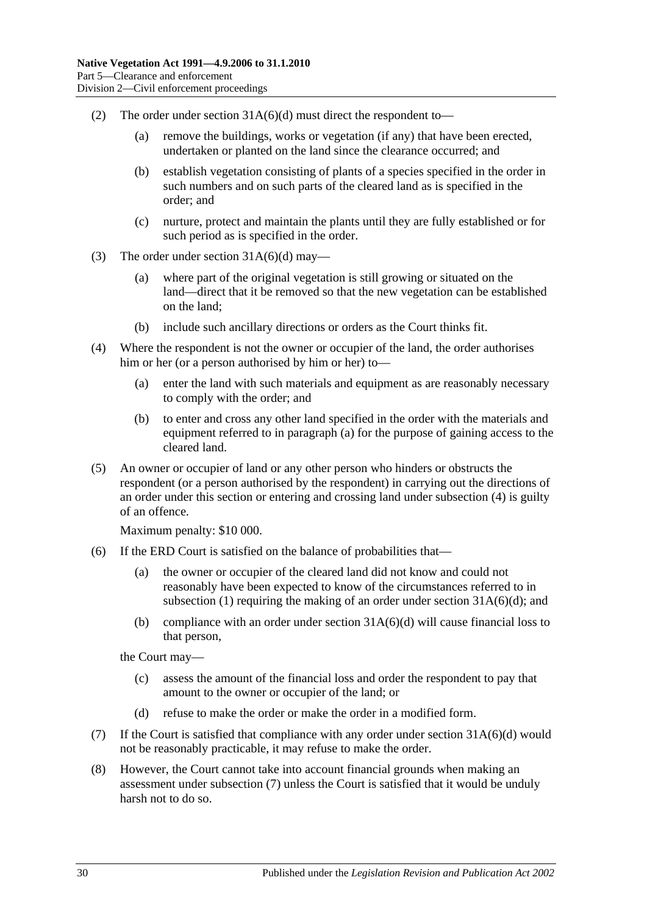(2) The order under section 31A(6)(d) must direct the respondent to—

- (a) remove the buildings, works or vegetation (if any) that have been erected, undertaken or planted on the land since the clearance occurred; and
- (b) establish vegetation consisting of plants of a species specified in the order in such numbers and on such parts of the cleared land as is specified in the order; and
- (c) nurture, protect and maintain the plants until they are fully established or for such period as is specified in the order.

(3) The order under section 31A(6)(d) may—

- (a) where part of the original vegetation is still growing or situated on the land—direct that it be removed so that the new vegetation can be established on the land;
- (b) include such ancillary directions or orders as the Court thinks fit.

(4) Where the respondent is not the owner or occupier of the land, the order authorises him or her (or a person authorised by him or her) to—

- (a) enter the land with such materials and equipment as are reasonably necessary to comply with the order; and
- (b) to enter and cross any other land specified in the order with the materials and equipment referred to in paragraph (a) for the purpose of gaining access to the cleared land.

(5) An owner or occupier of land or any other person who hinders or obstructs the respondent (or a person authorised by the respondent) in carrying out the directions of an order under this section or entering and crossing land under subsection (4) is guilty of an offence.

Maximum penalty: $10 000.

(6) If the ERD Court is satisfied on the balance of probabilities that—

- (a) the owner or occupier of the cleared land did not know and could not reasonably have been expected to know of the circumstances referred to in subsection (1) requiring the making of an order under section 31A(6)(d); and
- (b) compliance with an order under section 31A(6)(d) will cause financial loss to that person,

the Court may—

- (c) assess the amount of the financial loss and order the respondent to pay that amount to the owner or occupier of the land; or
- (d) refuse to make the order or make the order in a modified form.

(7) If the Court is satisfied that compliance with any order under section 31A(6)(d) would not be reasonably practicable, it may refuse to make the order.

(8) However, the Court cannot take into account financial grounds when making an assessment under subsection (7) unless the Court is satisfied that it would be unduly harsh not to do so.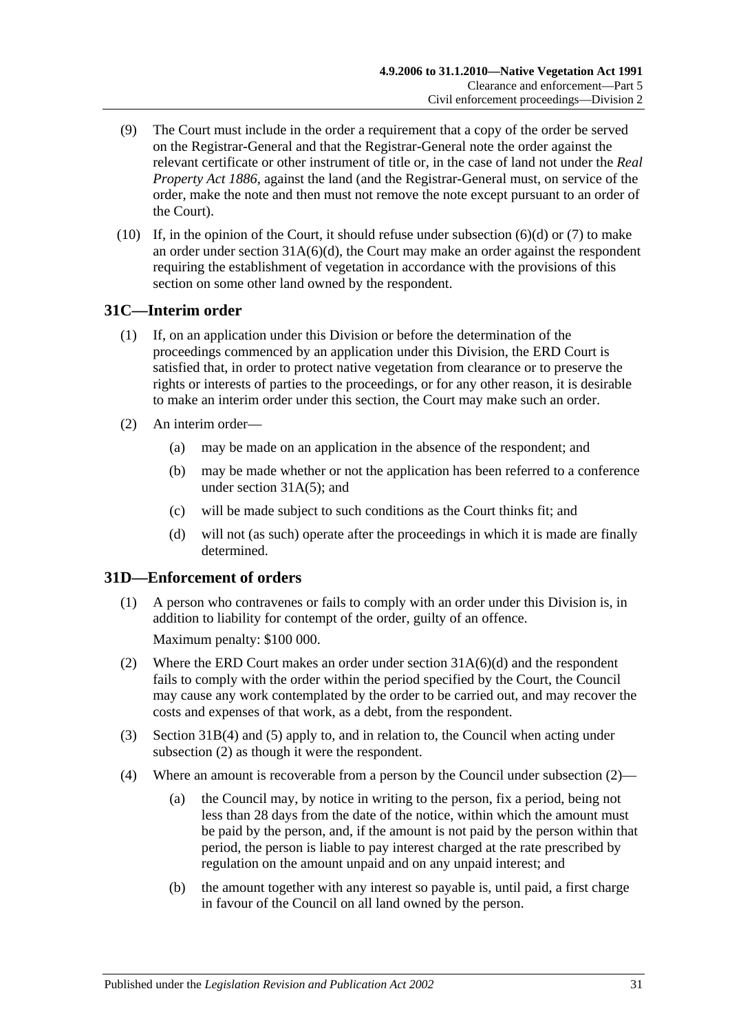(9) The Court must include in the order a requirement that a copy of the order be served on the Registrar-General and that the Registrar-General note the order against the relevant certificate or other instrument of title or, in the case of land not under the *Real Property Act 1886*, against the land (and the Registrar-General must, on service of the order, make the note and then must not remove the note except pursuant to an order of the Court).

(10) If, in the opinion of the Court, it should refuse under subsection (6)(d) or (7) to make an order under section 31A(6)(d), the Court may make an order against the respondent requiring the establishment of vegetation in accordance with the provisions of this section on some other land owned by the respondent.

## 31C—Interim order

(1) If, on an application under this Division or before the determination of the proceedings commenced by an application under this Division, the ERD Court is satisfied that, in order to protect native vegetation from clearance or to preserve the rights or interests of parties to the proceedings, or for any other reason, it is desirable to make an interim order under this section, the Court may make such an order.

(2) An interim order—

(a) may be made on an application in the absence of the respondent; and

(b) may be made whether or not the application has been referred to a conference under section 31A(5); and

(c) will be made subject to such conditions as the Court thinks fit; and

(d) will not (as such) operate after the proceedings in which it is made are finally determined.

## 31D—Enforcement of orders

(1) A person who contravenes or fails to comply with an order under this Division is, in addition to liability for contempt of the order, guilty of an offence.

Maximum penalty: $100 000.

(2) Where the ERD Court makes an order under section 31A(6)(d) and the respondent fails to comply with the order within the period specified by the Court, the Council may cause any work contemplated by the order to be carried out, and may recover the costs and expenses of that work, as a debt, from the respondent.

(3) Section 31B(4) and (5) apply to, and in relation to, the Council when acting under subsection (2) as though it were the respondent.

(4) Where an amount is recoverable from a person by the Council under subsection (2)—

(a) the Council may, by notice in writing to the person, fix a period, being not less than 28 days from the date of the notice, within which the amount must be paid by the person, and, if the amount is not paid by the person within that period, the person is liable to pay interest charged at the rate prescribed by regulation on the amount unpaid and on any unpaid interest; and

(b) the amount together with any interest so payable is, until paid, a first charge in favour of the Council on all land owned by the person.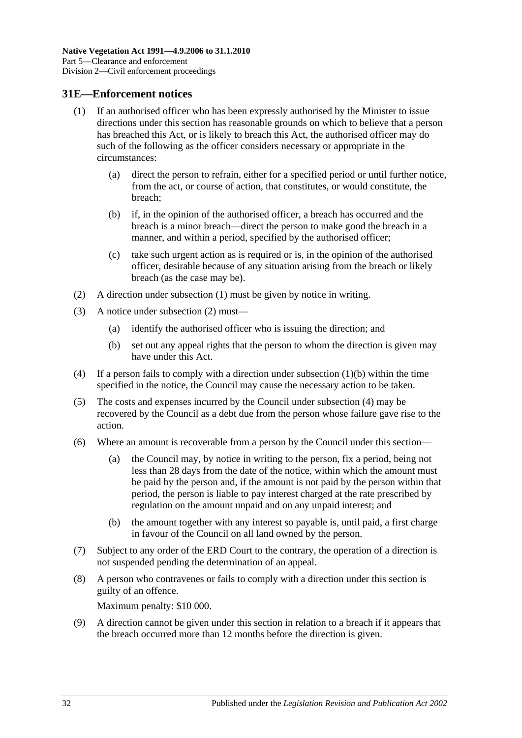## 31E—Enforcement notices

(1) If an authorised officer who has been expressly authorised by the Minister to issue directions under this section has reasonable grounds on which to believe that a person has breached this Act, or is likely to breach this Act, the authorised officer may do such of the following as the officer considers necessary or appropriate in the circumstances:

(a) direct the person to refrain, either for a specified period or until further notice, from the act, or course of action, that constitutes, or would constitute, the breach;

(b) if, in the opinion of the authorised officer, a breach has occurred and the breach is a minor breach—direct the person to make good the breach in a manner, and within a period, specified by the authorised officer;

(c) take such urgent action as is required or is, in the opinion of the authorised officer, desirable because of any situation arising from the breach or likely breach (as the case may be).

(2) A direction under subsection (1) must be given by notice in writing.

(3) A notice under subsection (2) must—

(a) identify the authorised officer who is issuing the direction; and

(b) set out any appeal rights that the person to whom the direction is given may have under this Act.

(4) If a person fails to comply with a direction under subsection (1)(b) within the time specified in the notice, the Council may cause the necessary action to be taken.

(5) The costs and expenses incurred by the Council under subsection (4) may be recovered by the Council as a debt due from the person whose failure gave rise to the action.

(6) Where an amount is recoverable from a person by the Council under this section—

(a) the Council may, by notice in writing to the person, fix a period, being not less than 28 days from the date of the notice, within which the amount must be paid by the person and, if the amount is not paid by the person within that period, the person is liable to pay interest charged at the rate prescribed by regulation on the amount unpaid and on any unpaid interest; and

(b) the amount together with any interest so payable is, until paid, a first charge in favour of the Council on all land owned by the person.

(7) Subject to any order of the ERD Court to the contrary, the operation of a direction is not suspended pending the determination of an appeal.

(8) A person who contravenes or fails to comply with a direction under this section is guilty of an offence.

Maximum penalty: $10 000.

(9) A direction cannot be given under this section in relation to a breach if it appears that the breach occurred more than 12 months before the direction is given.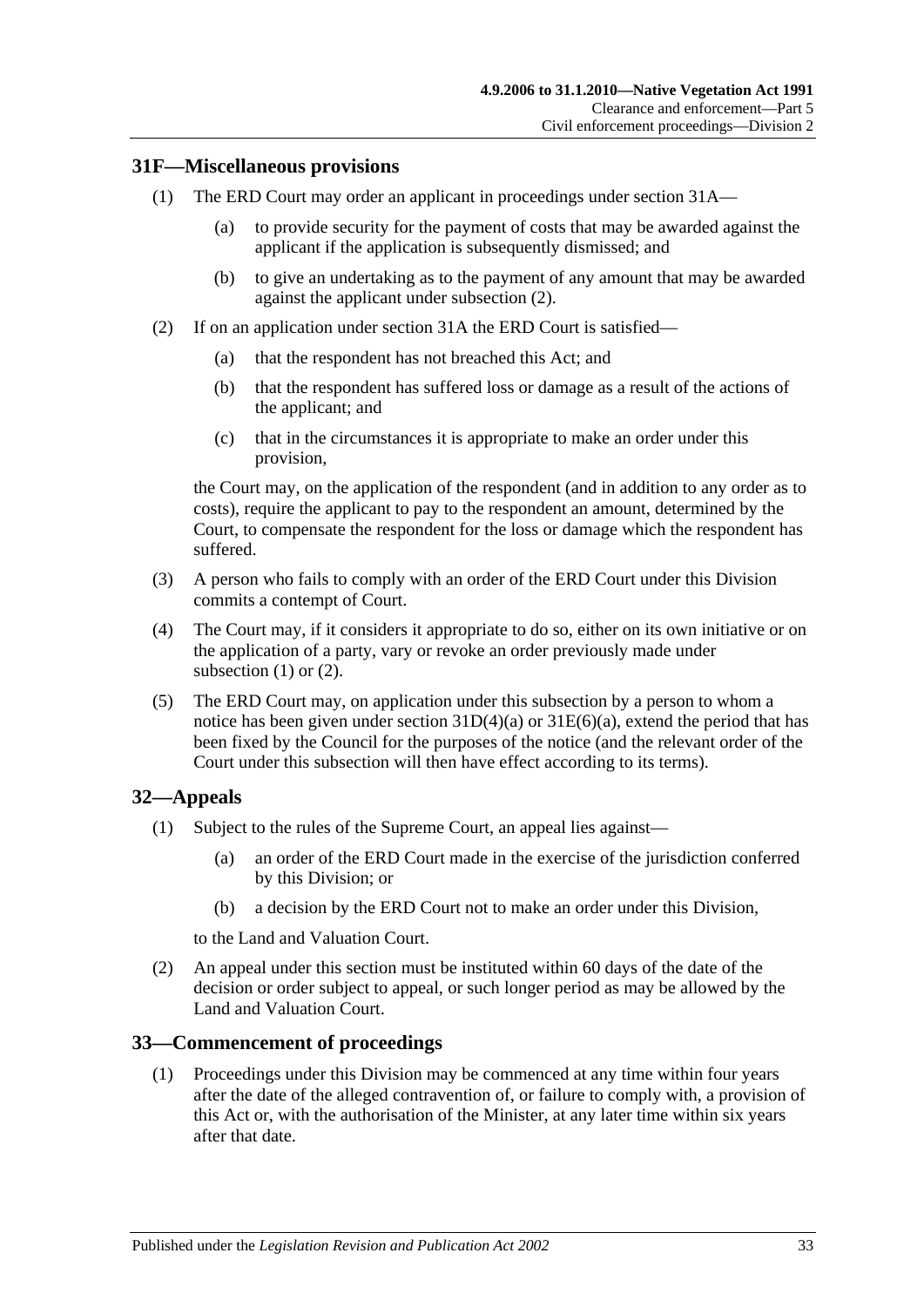## 31F—Miscellaneous provisions

(1) The ERD Court may order an applicant in proceedings under section 31A—

   (a) to provide security for the payment of costs that may be awarded against the applicant if the application is subsequently dismissed; and

   (b) to give an undertaking as to the payment of any amount that may be awarded against the applicant under subsection (2).

(2) If on an application under section 31A the ERD Court is satisfied—

   (a) that the respondent has not breached this Act; and

   (b) that the respondent has suffered loss or damage as a result of the actions of the applicant; and

   (c) that in the circumstances it is appropriate to make an order under this provision,

   the Court may, on the application of the respondent (and in addition to any order as to costs), require the applicant to pay to the respondent an amount, determined by the Court, to compensate the respondent for the loss or damage which the respondent has suffered.

(3) A person who fails to comply with an order of the ERD Court under this Division commits a contempt of Court.

(4) The Court may, if it considers it appropriate to do so, either on its own initiative or on the application of a party, vary or revoke an order previously made under subsection (1) or (2).

(5) The ERD Court may, on application under this subsection by a person to whom a notice has been given under section 31D(4)(a) or 31E(6)(a), extend the period that has been fixed by the Council for the purposes of the notice (and the relevant order of the Court under this subsection will then have effect according to its terms).

## 32—Appeals

(1) Subject to the rules of the Supreme Court, an appeal lies against—

   (a) an order of the ERD Court made in the exercise of the jurisdiction conferred by this Division; or

   (b) a decision by the ERD Court not to make an order under this Division,

   to the Land and Valuation Court.

(2) An appeal under this section must be instituted within 60 days of the date of the decision or order subject to appeal, or such longer period as may be allowed by the Land and Valuation Court.

## 33—Commencement of proceedings

(1) Proceedings under this Division may be commenced at any time within four years after the date of the alleged contravention of, or failure to comply with, a provision of this Act or, with the authorisation of the Minister, at any later time within six years after that date.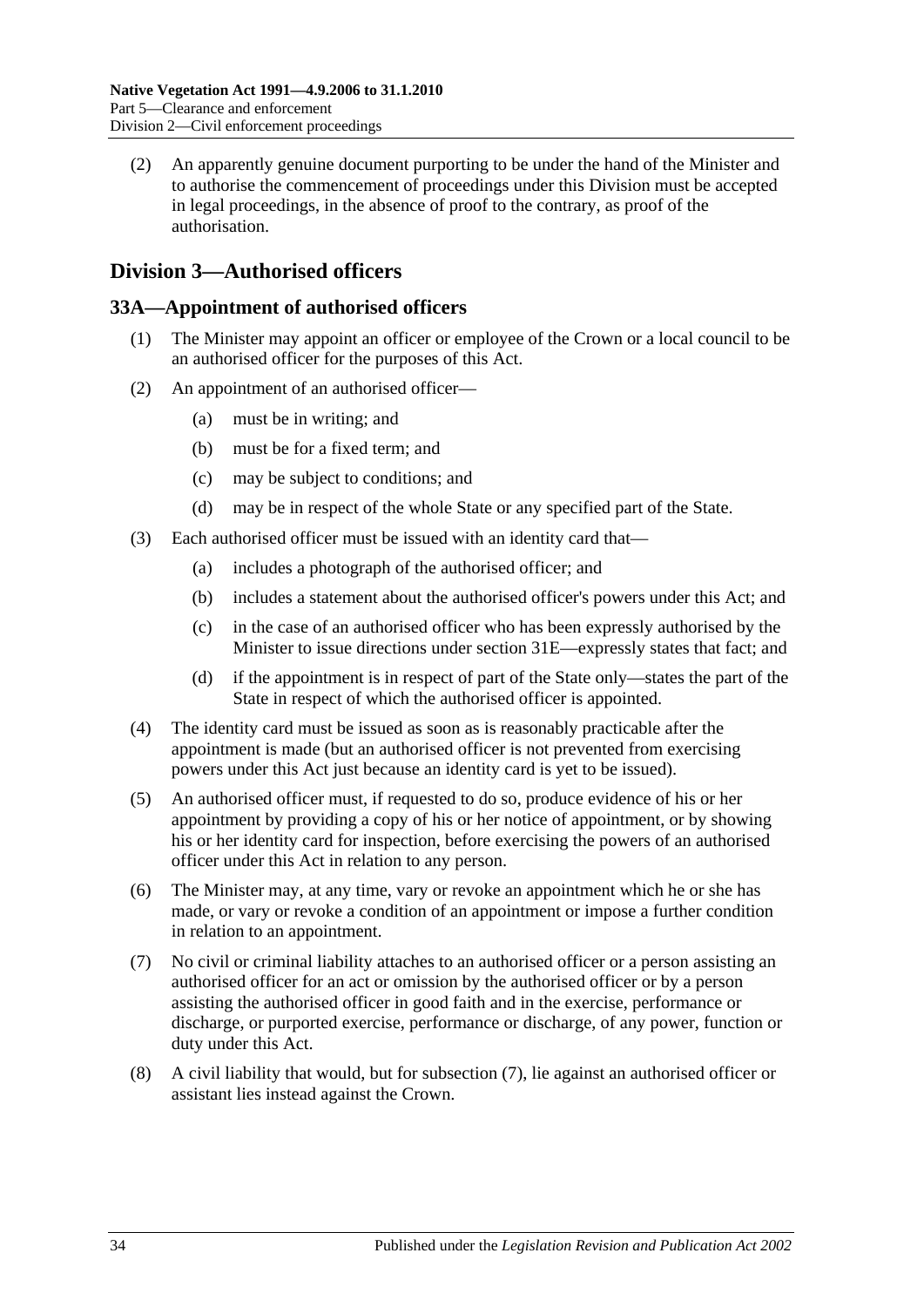(2) An apparently genuine document purporting to be under the hand of the Minister and to authorise the commencement of proceedings under this Division must be accepted in legal proceedings, in the absence of proof to the contrary, as proof of the authorisation.

## Division 3—Authorised officers

### 33A—Appointment of authorised officers

(1) The Minister may appoint an officer or employee of the Crown or a local council to be an authorised officer for the purposes of this Act.

(2) An appointment of an authorised officer—

(a) must be in writing; and

(b) must be for a fixed term; and

(c) may be subject to conditions; and

(d) may be in respect of the whole State or any specified part of the State.

(3) Each authorised officer must be issued with an identity card that—

(a) includes a photograph of the authorised officer; and

(b) includes a statement about the authorised officer's powers under this Act; and

(c) in the case of an authorised officer who has been expressly authorised by the Minister to issue directions under section 31E—expressly states that fact; and

(d) if the appointment is in respect of part of the State only—states the part of the State in respect of which the authorised officer is appointed.

(4) The identity card must be issued as soon as is reasonably practicable after the appointment is made (but an authorised officer is not prevented from exercising powers under this Act just because an identity card is yet to be issued).

(5) An authorised officer must, if requested to do so, produce evidence of his or her appointment by providing a copy of his or her notice of appointment, or by showing his or her identity card for inspection, before exercising the powers of an authorised officer under this Act in relation to any person.

(6) The Minister may, at any time, vary or revoke an appointment which he or she has made, or vary or revoke a condition of an appointment or impose a further condition in relation to an appointment.

(7) No civil or criminal liability attaches to an authorised officer or a person assisting an authorised officer for an act or omission by the authorised officer or by a person assisting the authorised officer in good faith and in the exercise, performance or discharge, or purported exercise, performance or discharge, of any power, function or duty under this Act.

(8) A civil liability that would, but for subsection (7), lie against an authorised officer or assistant lies instead against the Crown.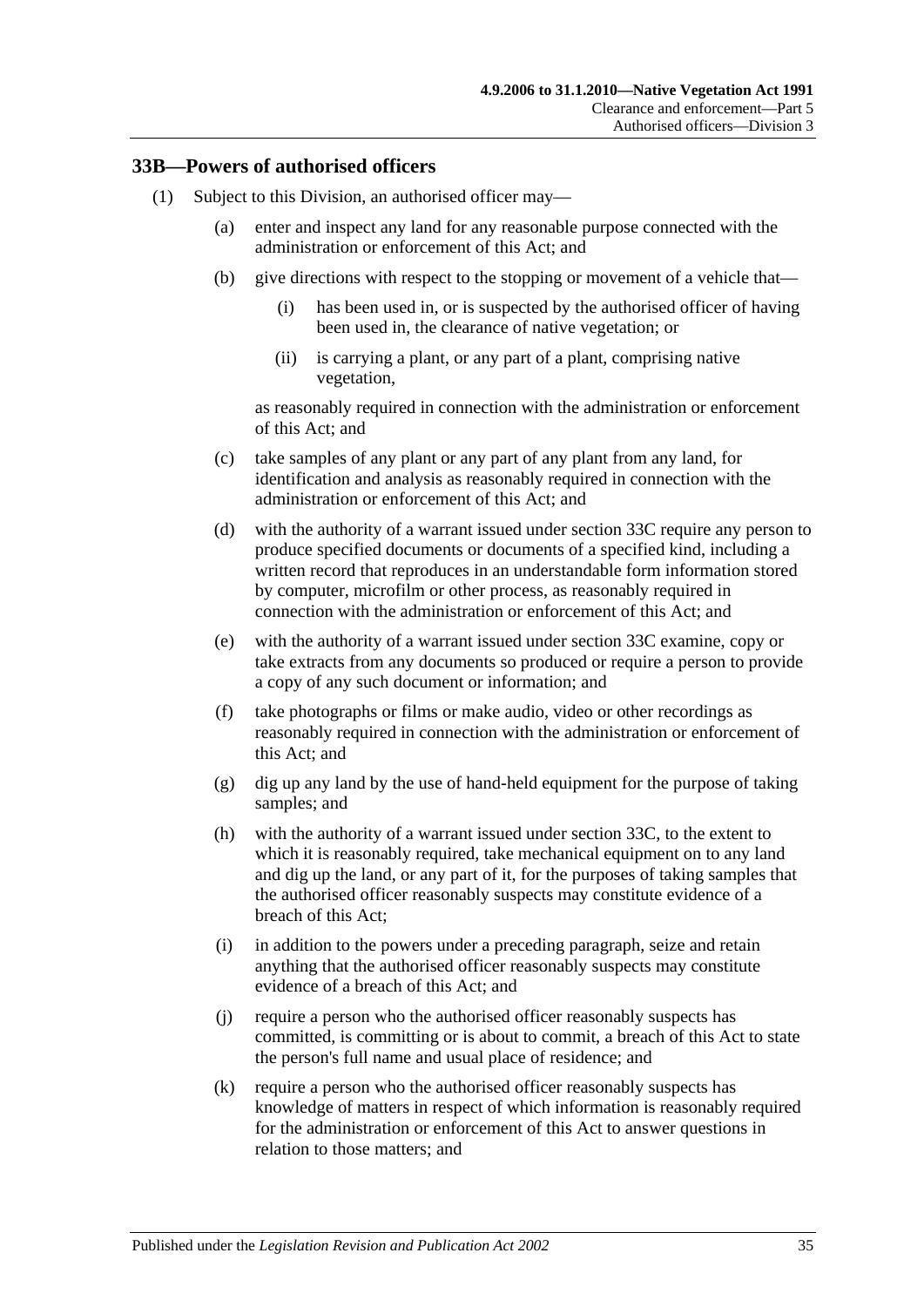## 33B—Powers of authorised officers

(1) Subject to this Division, an authorised officer may—

   (a) enter and inspect any land for any reasonable purpose connected with the administration or enforcement of this Act; and

   (b) give directions with respect to the stopping or movement of a vehicle that—

      (i) has been used in, or is suspected by the authorised officer of having been used in, the clearance of native vegetation; or

      (ii) is carrying a plant, or any part of a plant, comprising native vegetation,

   as reasonably required in connection with the administration or enforcement of this Act; and

   (c) take samples of any plant or any part of any plant from any land, for identification and analysis as reasonably required in connection with the administration or enforcement of this Act; and

   (d) with the authority of a warrant issued under section 33C require any person to produce specified documents or documents of a specified kind, including a written record that reproduces in an understandable form information stored by computer, microfilm or other process, as reasonably required in connection with the administration or enforcement of this Act; and

   (e) with the authority of a warrant issued under section 33C examine, copy or take extracts from any documents so produced or require a person to provide a copy of any such document or information; and

   (f) take photographs or films or make audio, video or other recordings as reasonably required in connection with the administration or enforcement of this Act; and

   (g) dig up any land by the use of hand-held equipment for the purpose of taking samples; and

   (h) with the authority of a warrant issued under section 33C, to the extent to which it is reasonably required, take mechanical equipment on to any land and dig up the land, or any part of it, for the purposes of taking samples that the authorised officer reasonably suspects may constitute evidence of a breach of this Act;

   (i) in addition to the powers under a preceding paragraph, seize and retain anything that the authorised officer reasonably suspects may constitute evidence of a breach of this Act; and

   (j) require a person who the authorised officer reasonably suspects has committed, is committing or is about to commit, a breach of this Act to state the person's full name and usual place of residence; and

   (k) require a person who the authorised officer reasonably suspects has knowledge of matters in respect of which information is reasonably required for the administration or enforcement of this Act to answer questions in relation to those matters; and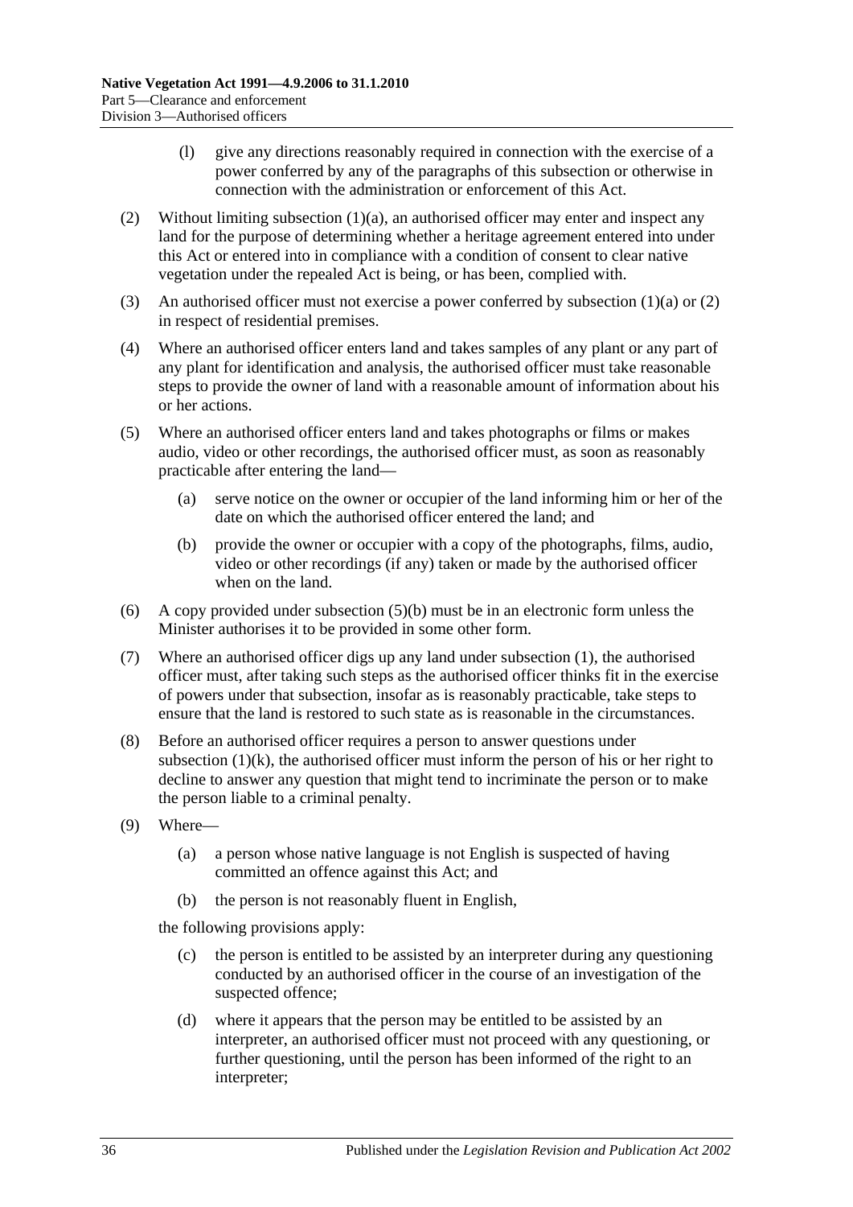(l) give any directions reasonably required in connection with the exercise of a power conferred by any of the paragraphs of this subsection or otherwise in connection with the administration or enforcement of this Act.

(2) Without limiting subsection (1)(a), an authorised officer may enter and inspect any land for the purpose of determining whether a heritage agreement entered into under this Act or entered into in compliance with a condition of consent to clear native vegetation under the repealed Act is being, or has been, complied with.

(3) An authorised officer must not exercise a power conferred by subsection (1)(a) or (2) in respect of residential premises.

(4) Where an authorised officer enters land and takes samples of any plant or any part of any plant for identification and analysis, the authorised officer must take reasonable steps to provide the owner of land with a reasonable amount of information about his or her actions.

(5) Where an authorised officer enters land and takes photographs or films or makes audio, video or other recordings, the authorised officer must, as soon as reasonably practicable after entering the land—

(a) serve notice on the owner or occupier of the land informing him or her of the date on which the authorised officer entered the land; and

(b) provide the owner or occupier with a copy of the photographs, films, audio, video or other recordings (if any) taken or made by the authorised officer when on the land.

(6) A copy provided under subsection (5)(b) must be in an electronic form unless the Minister authorises it to be provided in some other form.

(7) Where an authorised officer digs up any land under subsection (1), the authorised officer must, after taking such steps as the authorised officer thinks fit in the exercise of powers under that subsection, insofar as is reasonably practicable, take steps to ensure that the land is restored to such state as is reasonable in the circumstances.

(8) Before an authorised officer requires a person to answer questions under subsection (1)(k), the authorised officer must inform the person of his or her right to decline to answer any question that might tend to incriminate the person or to make the person liable to a criminal penalty.

(9) Where—

(a) a person whose native language is not English is suspected of having committed an offence against this Act; and

(b) the person is not reasonably fluent in English,

the following provisions apply:

(c) the person is entitled to be assisted by an interpreter during any questioning conducted by an authorised officer in the course of an investigation of the suspected offence;

(d) where it appears that the person may be entitled to be assisted by an interpreter, an authorised officer must not proceed with any questioning, or further questioning, until the person has been informed of the right to an interpreter;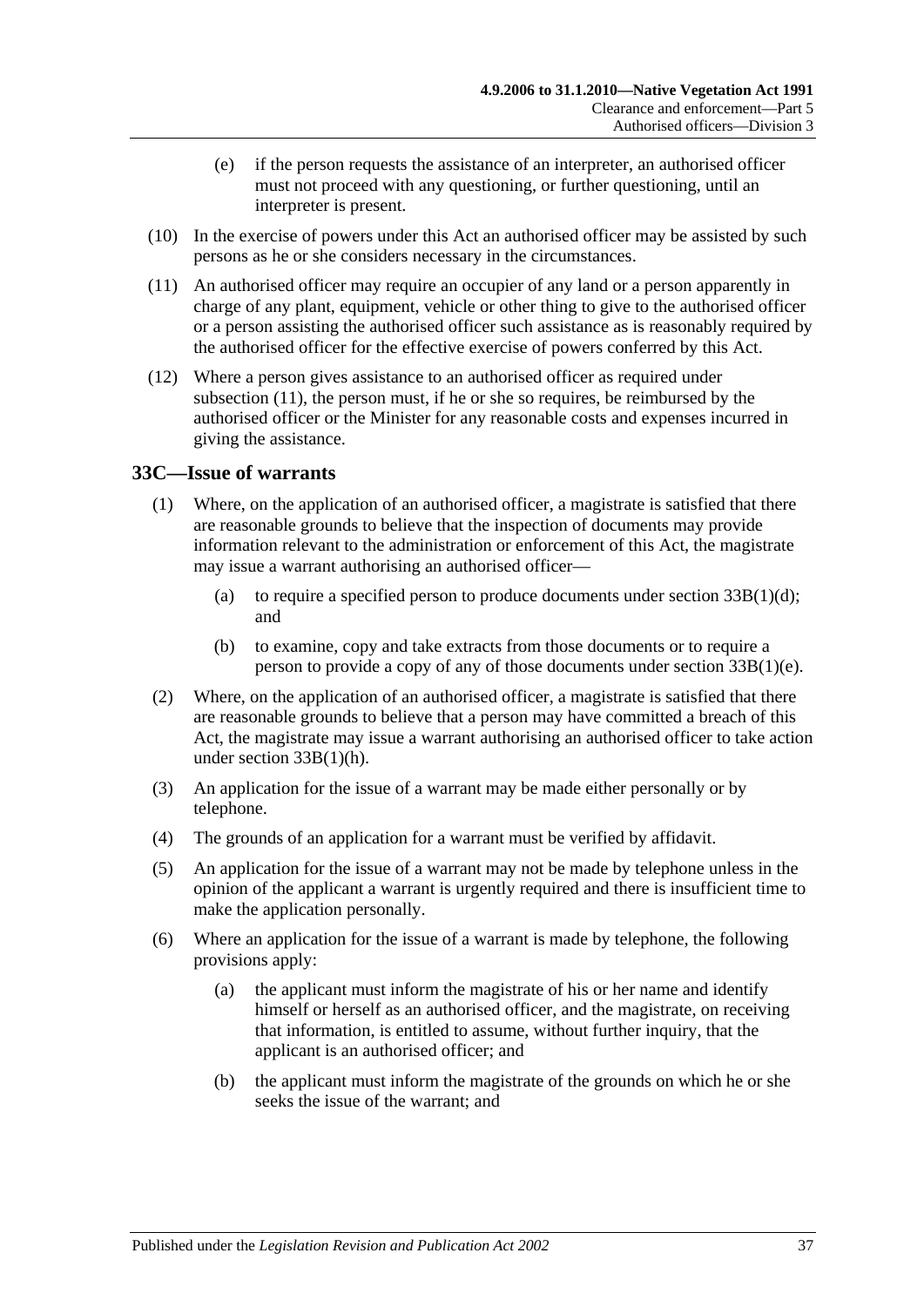(e) if the person requests the assistance of an interpreter, an authorised officer must not proceed with any questioning, or further questioning, until an interpreter is present.

(10) In the exercise of powers under this Act an authorised officer may be assisted by such persons as he or she considers necessary in the circumstances.

(11) An authorised officer may require an occupier of any land or a person apparently in charge of any plant, equipment, vehicle or other thing to give to the authorised officer or a person assisting the authorised officer such assistance as is reasonably required by the authorised officer for the effective exercise of powers conferred by this Act.

(12) Where a person gives assistance to an authorised officer as required under subsection (11), the person must, if he or she so requires, be reimbursed by the authorised officer or the Minister for any reasonable costs and expenses incurred in giving the assistance.

## 33C—Issue of warrants

(1) Where, on the application of an authorised officer, a magistrate is satisfied that there are reasonable grounds to believe that the inspection of documents may provide information relevant to the administration or enforcement of this Act, the magistrate may issue a warrant authorising an authorised officer—

(a) to require a specified person to produce documents under section 33B(1)(d); and

(b) to examine, copy and take extracts from those documents or to require a person to provide a copy of any of those documents under section 33B(1)(e).

(2) Where, on the application of an authorised officer, a magistrate is satisfied that there are reasonable grounds to believe that a person may have committed a breach of this Act, the magistrate may issue a warrant authorising an authorised officer to take action under section 33B(1)(h).

(3) An application for the issue of a warrant may be made either personally or by telephone.

(4) The grounds of an application for a warrant must be verified by affidavit.

(5) An application for the issue of a warrant may not be made by telephone unless in the opinion of the applicant a warrant is urgently required and there is insufficient time to make the application personally.

(6) Where an application for the issue of a warrant is made by telephone, the following provisions apply:

(a) the applicant must inform the magistrate of his or her name and identify himself or herself as an authorised officer, and the magistrate, on receiving that information, is entitled to assume, without further inquiry, that the applicant is an authorised officer; and

(b) the applicant must inform the magistrate of the grounds on which he or she seeks the issue of the warrant; and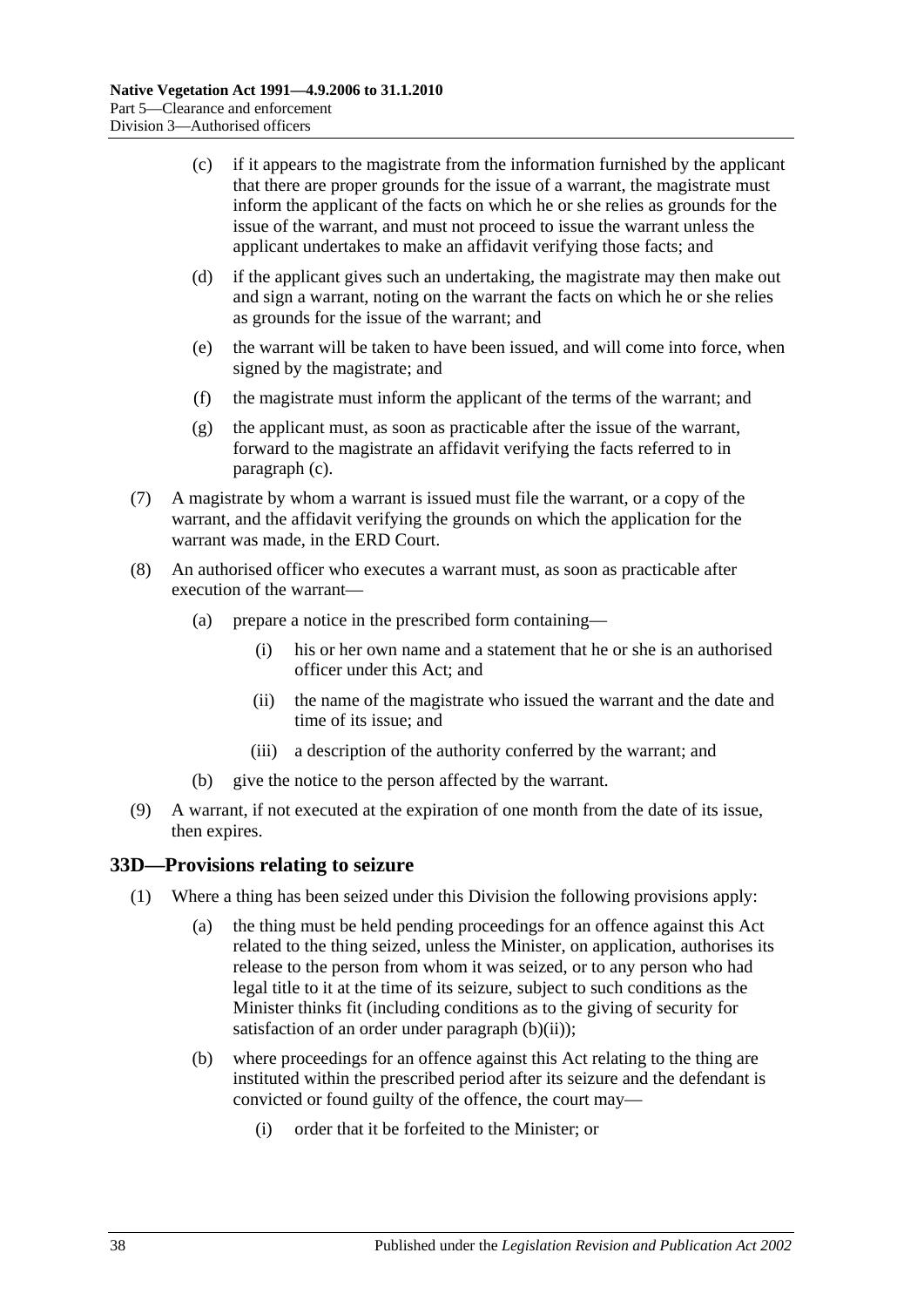(c) if it appears to the magistrate from the information furnished by the applicant that there are proper grounds for the issue of a warrant, the magistrate must inform the applicant of the facts on which he or she relies as grounds for the issue of the warrant, and must not proceed to issue the warrant unless the applicant undertakes to make an affidavit verifying those facts; and

(d) if the applicant gives such an undertaking, the magistrate may then make out and sign a warrant, noting on the warrant the facts on which he or she relies as grounds for the issue of the warrant; and

(e) the warrant will be taken to have been issued, and will come into force, when signed by the magistrate; and

(f) the magistrate must inform the applicant of the terms of the warrant; and

(g) the applicant must, as soon as practicable after the issue of the warrant, forward to the magistrate an affidavit verifying the facts referred to in paragraph (c).

(7) A magistrate by whom a warrant is issued must file the warrant, or a copy of the warrant, and the affidavit verifying the grounds on which the application for the warrant was made, in the ERD Court.

(8) An authorised officer who executes a warrant must, as soon as practicable after execution of the warrant—

(a) prepare a notice in the prescribed form containing—

(i) his or her own name and a statement that he or she is an authorised officer under this Act; and

(ii) the name of the magistrate who issued the warrant and the date and time of its issue; and

(iii) a description of the authority conferred by the warrant; and

(b) give the notice to the person affected by the warrant.

(9) A warrant, if not executed at the expiration of one month from the date of its issue, then expires.

## 33D—Provisions relating to seizure

(1) Where a thing has been seized under this Division the following provisions apply:

(a) the thing must be held pending proceedings for an offence against this Act related to the thing seized, unless the Minister, on application, authorises its release to the person from whom it was seized, or to any person who had legal title to it at the time of its seizure, subject to such conditions as the Minister thinks fit (including conditions as to the giving of security for satisfaction of an order under paragraph (b)(ii));

(b) where proceedings for an offence against this Act relating to the thing are instituted within the prescribed period after its seizure and the defendant is convicted or found guilty of the offence, the court may—

(i) order that it be forfeited to the Minister; or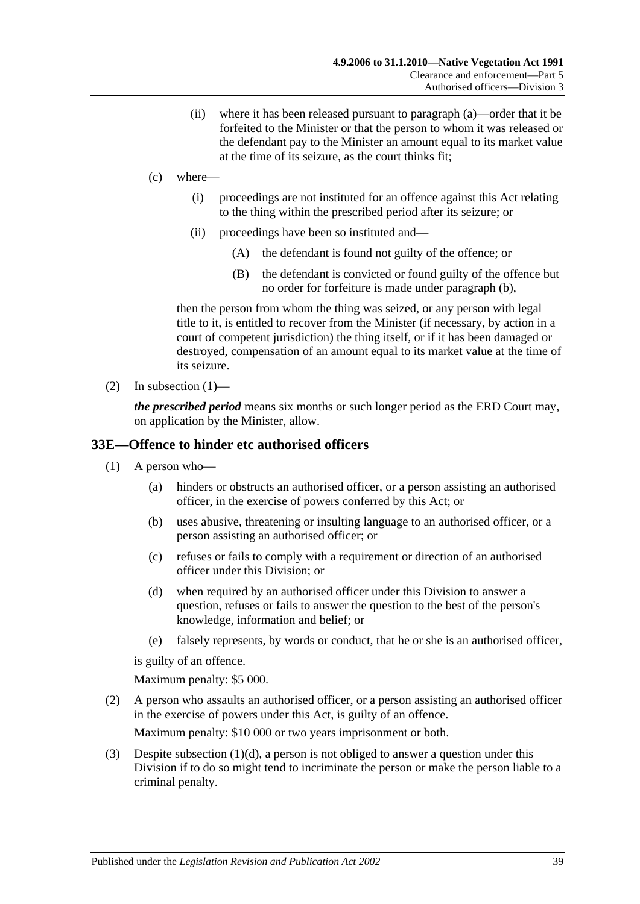(ii) where it has been released pursuant to paragraph (a)—order that it be forfeited to the Minister or that the person to whom it was released or the defendant pay to the Minister an amount equal to its market value at the time of its seizure, as the court thinks fit;

(c) where—

(i) proceedings are not instituted for an offence against this Act relating to the thing within the prescribed period after its seizure; or

(ii) proceedings have been so instituted and—

(A) the defendant is found not guilty of the offence; or

(B) the defendant is convicted or found guilty of the offence but no order for forfeiture is made under paragraph (b),

then the person from whom the thing was seized, or any person with legal title to it, is entitled to recover from the Minister (if necessary, by action in a court of competent jurisdiction) the thing itself, or if it has been damaged or destroyed, compensation of an amount equal to its market value at the time of its seizure.

(2) In subsection (1)—

***the prescribed period*** means six months or such longer period as the ERD Court may, on application by the Minister, allow.

## 33E—Offence to hinder etc authorised officers

(1) A person who—

(a) hinders or obstructs an authorised officer, or a person assisting an authorised officer, in the exercise of powers conferred by this Act; or

(b) uses abusive, threatening or insulting language to an authorised officer, or a person assisting an authorised officer; or

(c) refuses or fails to comply with a requirement or direction of an authorised officer under this Division; or

(d) when required by an authorised officer under this Division to answer a question, refuses or fails to answer the question to the best of the person's knowledge, information and belief; or

(e) falsely represents, by words or conduct, that he or she is an authorised officer,

is guilty of an offence.

Maximum penalty: $5 000.

(2) A person who assaults an authorised officer, or a person assisting an authorised officer in the exercise of powers under this Act, is guilty of an offence.

Maximum penalty: $10 000 or two years imprisonment or both.

(3) Despite subsection (1)(d), a person is not obliged to answer a question under this Division if to do so might tend to incriminate the person or make the person liable to a criminal penalty.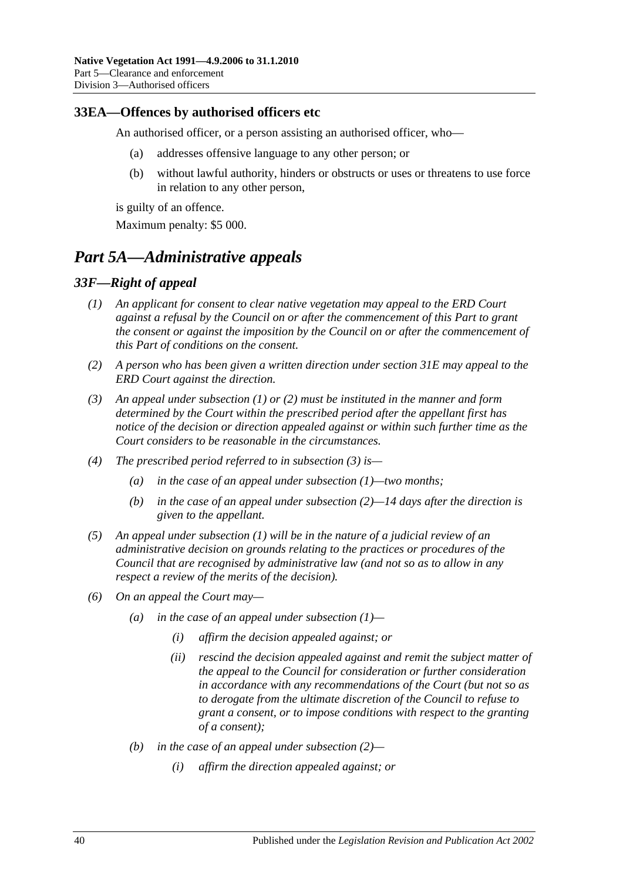### 33EA—Offences by authorised officers etc

An authorised officer, or a person assisting an authorised officer, who—

(a) addresses offensive language to any other person; or

(b) without lawful authority, hinders or obstructs or uses or threatens to use force in relation to any other person,

is guilty of an offence.

Maximum penalty: $5 000.

## *Part 5A—Administrative appeals*

### *33F—Right of appeal*

*(1) An applicant for consent to clear native vegetation may appeal to the ERD Court against a refusal by the Council on or after the commencement of this Part to grant the consent or against the imposition by the Council on or after the commencement of this Part of conditions on the consent.*

*(2) A person who has been given a written direction under section 31E may appeal to the ERD Court against the direction.*

*(3) An appeal under subsection (1) or (2) must be instituted in the manner and form determined by the Court within the prescribed period after the appellant first has notice of the decision or direction appealed against or within such further time as the Court considers to be reasonable in the circumstances.*

*(4) The prescribed period referred to in subsection (3) is—*

*(a) in the case of an appeal under subsection (1)—two months;*

*(b) in the case of an appeal under subsection (2)—14 days after the direction is given to the appellant.*

*(5) An appeal under subsection (1) will be in the nature of a judicial review of an administrative decision on grounds relating to the practices or procedures of the Council that are recognised by administrative law (and not so as to allow in any respect a review of the merits of the decision).*

*(6) On an appeal the Court may—*

*(a) in the case of an appeal under subsection (1)—*

*(i) affirm the decision appealed against; or*

*(ii) rescind the decision appealed against and remit the subject matter of the appeal to the Council for consideration or further consideration in accordance with any recommendations of the Court (but not so as to derogate from the ultimate discretion of the Council to refuse to grant a consent, or to impose conditions with respect to the granting of a consent);*

*(b) in the case of an appeal under subsection (2)—*

*(i) affirm the direction appealed against; or*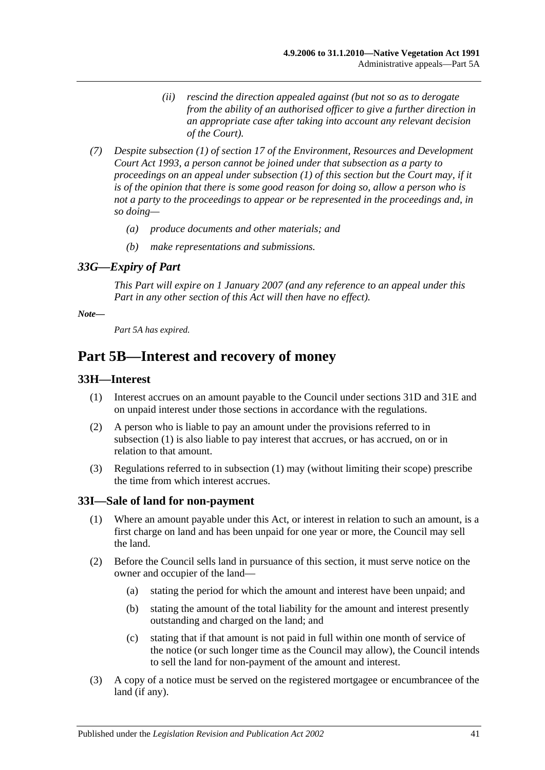*(ii) rescind the direction appealed against (but not so as to derogate from the ability of an authorised officer to give a further direction in an appropriate case after taking into account any relevant decision of the Court).*

*(7) Despite subsection (1) of section 17 of the Environment, Resources and Development Court Act 1993, a person cannot be joined under that subsection as a party to proceedings on an appeal under subsection (1) of this section but the Court may, if it is of the opinion that there is some good reason for doing so, allow a person who is not a party to the proceedings to appear or be represented in the proceedings and, in so doing—*

*(a) produce documents and other materials; and*

*(b) make representations and submissions.*

### *33G—Expiry of Part*

*This Part will expire on 1 January 2007 (and any reference to an appeal under this Part in any other section of this Act will then have no effect).*

***Note—***

*Part 5A has expired.*

## Part 5B—Interest and recovery of money

### 33H—Interest

(1) Interest accrues on an amount payable to the Council under sections 31D and 31E and on unpaid interest under those sections in accordance with the regulations.

(2) A person who is liable to pay an amount under the provisions referred to in subsection (1) is also liable to pay interest that accrues, or has accrued, on or in relation to that amount.

(3) Regulations referred to in subsection (1) may (without limiting their scope) prescribe the time from which interest accrues.

### 33I—Sale of land for non-payment

(1) Where an amount payable under this Act, or interest in relation to such an amount, is a first charge on land and has been unpaid for one year or more, the Council may sell the land.

(2) Before the Council sells land in pursuance of this section, it must serve notice on the owner and occupier of the land—

(a) stating the period for which the amount and interest have been unpaid; and

(b) stating the amount of the total liability for the amount and interest presently outstanding and charged on the land; and

(c) stating that if that amount is not paid in full within one month of service of the notice (or such longer time as the Council may allow), the Council intends to sell the land for non-payment of the amount and interest.

(3) A copy of a notice must be served on the registered mortgagee or encumbrancee of the land (if any).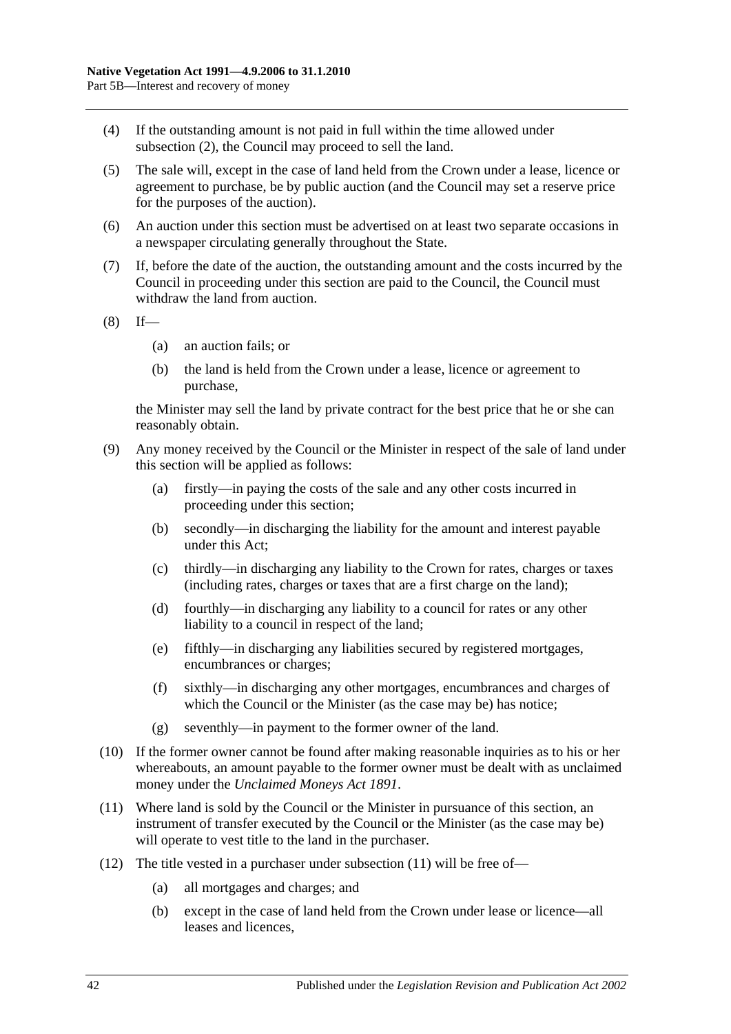(4) If the outstanding amount is not paid in full within the time allowed under subsection (2), the Council may proceed to sell the land.

(5) The sale will, except in the case of land held from the Crown under a lease, licence or agreement to purchase, be by public auction (and the Council may set a reserve price for the purposes of the auction).

(6) An auction under this section must be advertised on at least two separate occasions in a newspaper circulating generally throughout the State.

(7) If, before the date of the auction, the outstanding amount and the costs incurred by the Council in proceeding under this section are paid to the Council, the Council must withdraw the land from auction.

(8) If—

   (a) an auction fails; or

   (b) the land is held from the Crown under a lease, licence or agreement to purchase,

   the Minister may sell the land by private contract for the best price that he or she can reasonably obtain.

(9) Any money received by the Council or the Minister in respect of the sale of land under this section will be applied as follows:

   (a) firstly—in paying the costs of the sale and any other costs incurred in proceeding under this section;

   (b) secondly—in discharging the liability for the amount and interest payable under this Act;

   (c) thirdly—in discharging any liability to the Crown for rates, charges or taxes (including rates, charges or taxes that are a first charge on the land);

   (d) fourthly—in discharging any liability to a council for rates or any other liability to a council in respect of the land;

   (e) fifthly—in discharging any liabilities secured by registered mortgages, encumbrances or charges;

   (f) sixthly—in discharging any other mortgages, encumbrances and charges of which the Council or the Minister (as the case may be) has notice;

   (g) seventhly—in payment to the former owner of the land.

(10) If the former owner cannot be found after making reasonable inquiries as to his or her whereabouts, an amount payable to the former owner must be dealt with as unclaimed money under the *Unclaimed Moneys Act 1891*.

(11) Where land is sold by the Council or the Minister in pursuance of this section, an instrument of transfer executed by the Council or the Minister (as the case may be) will operate to vest title to the land in the purchaser.

(12) The title vested in a purchaser under subsection (11) will be free of—

   (a) all mortgages and charges; and

   (b) except in the case of land held from the Crown under lease or licence—all leases and licences,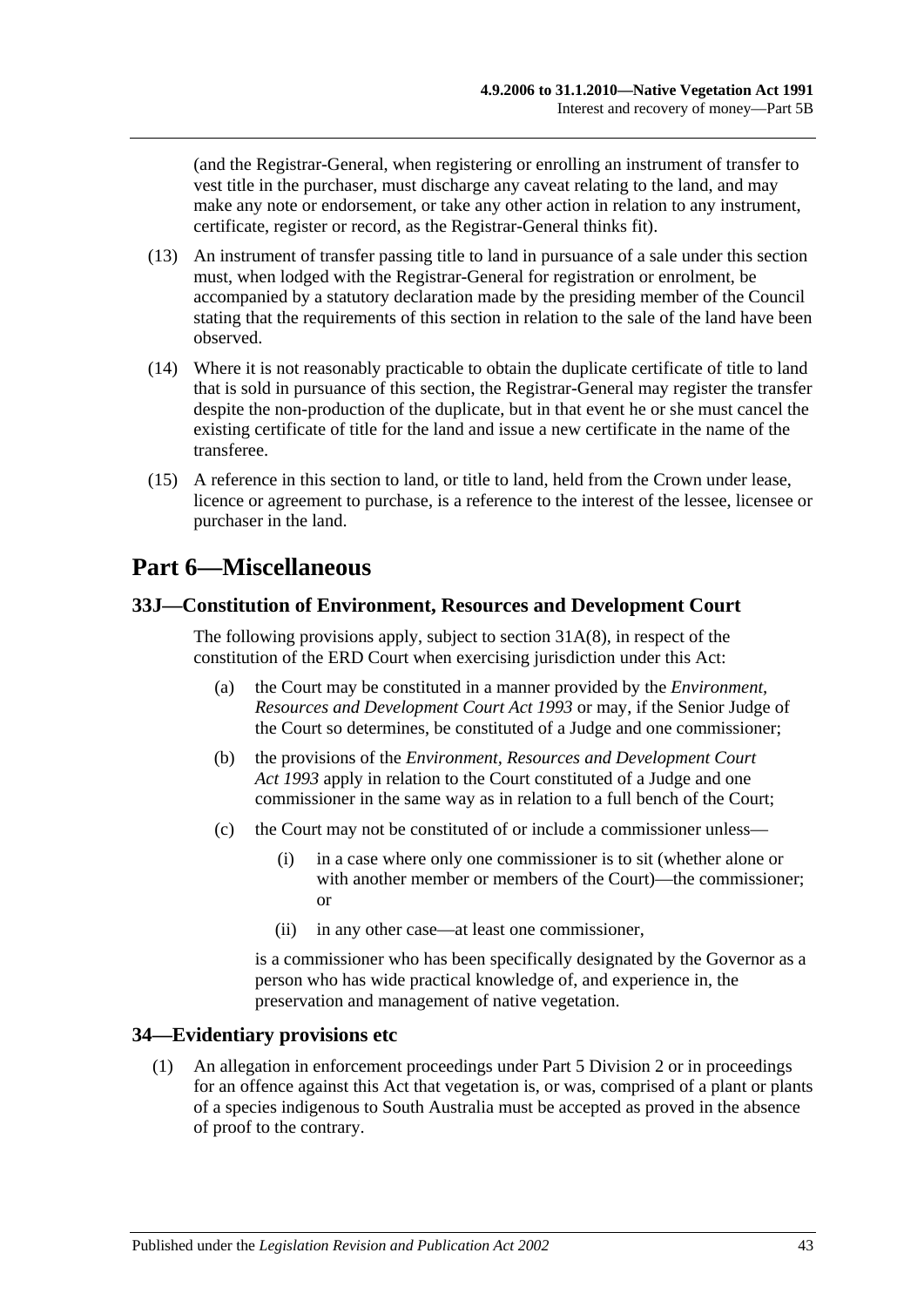(and the Registrar-General, when registering or enrolling an instrument of transfer to vest title in the purchaser, must discharge any caveat relating to the land, and may make any note or endorsement, or take any other action in relation to any instrument, certificate, register or record, as the Registrar-General thinks fit).

(13) An instrument of transfer passing title to land in pursuance of a sale under this section must, when lodged with the Registrar-General for registration or enrolment, be accompanied by a statutory declaration made by the presiding member of the Council stating that the requirements of this section in relation to the sale of the land have been observed.

(14) Where it is not reasonably practicable to obtain the duplicate certificate of title to land that is sold in pursuance of this section, the Registrar-General may register the transfer despite the non-production of the duplicate, but in that event he or she must cancel the existing certificate of title for the land and issue a new certificate in the name of the transferee.

(15) A reference in this section to land, or title to land, held from the Crown under lease, licence or agreement to purchase, is a reference to the interest of the lessee, licensee or purchaser in the land.

# Part 6—Miscellaneous

## 33J—Constitution of Environment, Resources and Development Court

The following provisions apply, subject to section 31A(8), in respect of the constitution of the ERD Court when exercising jurisdiction under this Act:

(a) the Court may be constituted in a manner provided by the *Environment, Resources and Development Court Act 1993* or may, if the Senior Judge of the Court so determines, be constituted of a Judge and one commissioner;

(b) the provisions of the *Environment, Resources and Development Court Act 1993* apply in relation to the Court constituted of a Judge and one commissioner in the same way as in relation to a full bench of the Court;

(c) the Court may not be constituted of or include a commissioner unless—

(i) in a case where only one commissioner is to sit (whether alone or with another member or members of the Court)—the commissioner; or

(ii) in any other case—at least one commissioner,

is a commissioner who has been specifically designated by the Governor as a person who has wide practical knowledge of, and experience in, the preservation and management of native vegetation.

## 34—Evidentiary provisions etc

(1) An allegation in enforcement proceedings under Part 5 Division 2 or in proceedings for an offence against this Act that vegetation is, or was, comprised of a plant or plants of a species indigenous to South Australia must be accepted as proved in the absence of proof to the contrary.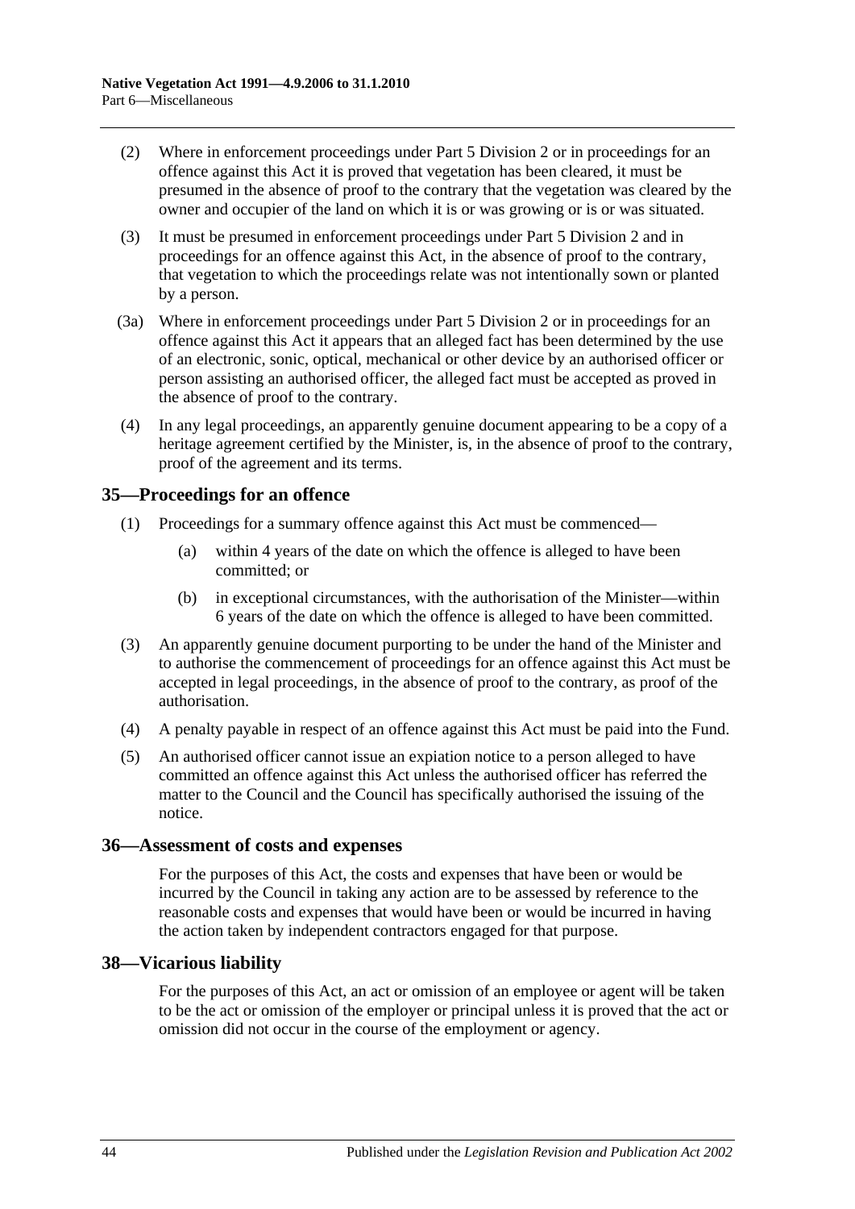(2) Where in enforcement proceedings under Part 5 Division 2 or in proceedings for an offence against this Act it is proved that vegetation has been cleared, it must be presumed in the absence of proof to the contrary that the vegetation was cleared by the owner and occupier of the land on which it is or was growing or is or was situated.

(3) It must be presumed in enforcement proceedings under Part 5 Division 2 and in proceedings for an offence against this Act, in the absence of proof to the contrary, that vegetation to which the proceedings relate was not intentionally sown or planted by a person.

(3a) Where in enforcement proceedings under Part 5 Division 2 or in proceedings for an offence against this Act it appears that an alleged fact has been determined by the use of an electronic, sonic, optical, mechanical or other device by an authorised officer or person assisting an authorised officer, the alleged fact must be accepted as proved in the absence of proof to the contrary.

(4) In any legal proceedings, an apparently genuine document appearing to be a copy of a heritage agreement certified by the Minister, is, in the absence of proof to the contrary, proof of the agreement and its terms.

## 35—Proceedings for an offence

(1) Proceedings for a summary offence against this Act must be commenced—

(a) within 4 years of the date on which the offence is alleged to have been committed; or

(b) in exceptional circumstances, with the authorisation of the Minister—within 6 years of the date on which the offence is alleged to have been committed.

(3) An apparently genuine document purporting to be under the hand of the Minister and to authorise the commencement of proceedings for an offence against this Act must be accepted in legal proceedings, in the absence of proof to the contrary, as proof of the authorisation.

(4) A penalty payable in respect of an offence against this Act must be paid into the Fund.

(5) An authorised officer cannot issue an expiation notice to a person alleged to have committed an offence against this Act unless the authorised officer has referred the matter to the Council and the Council has specifically authorised the issuing of the notice.

## 36—Assessment of costs and expenses

For the purposes of this Act, the costs and expenses that have been or would be incurred by the Council in taking any action are to be assessed by reference to the reasonable costs and expenses that would have been or would be incurred in having the action taken by independent contractors engaged for that purpose.

## 38—Vicarious liability

For the purposes of this Act, an act or omission of an employee or agent will be taken to be the act or omission of the employer or principal unless it is proved that the act or omission did not occur in the course of the employment or agency.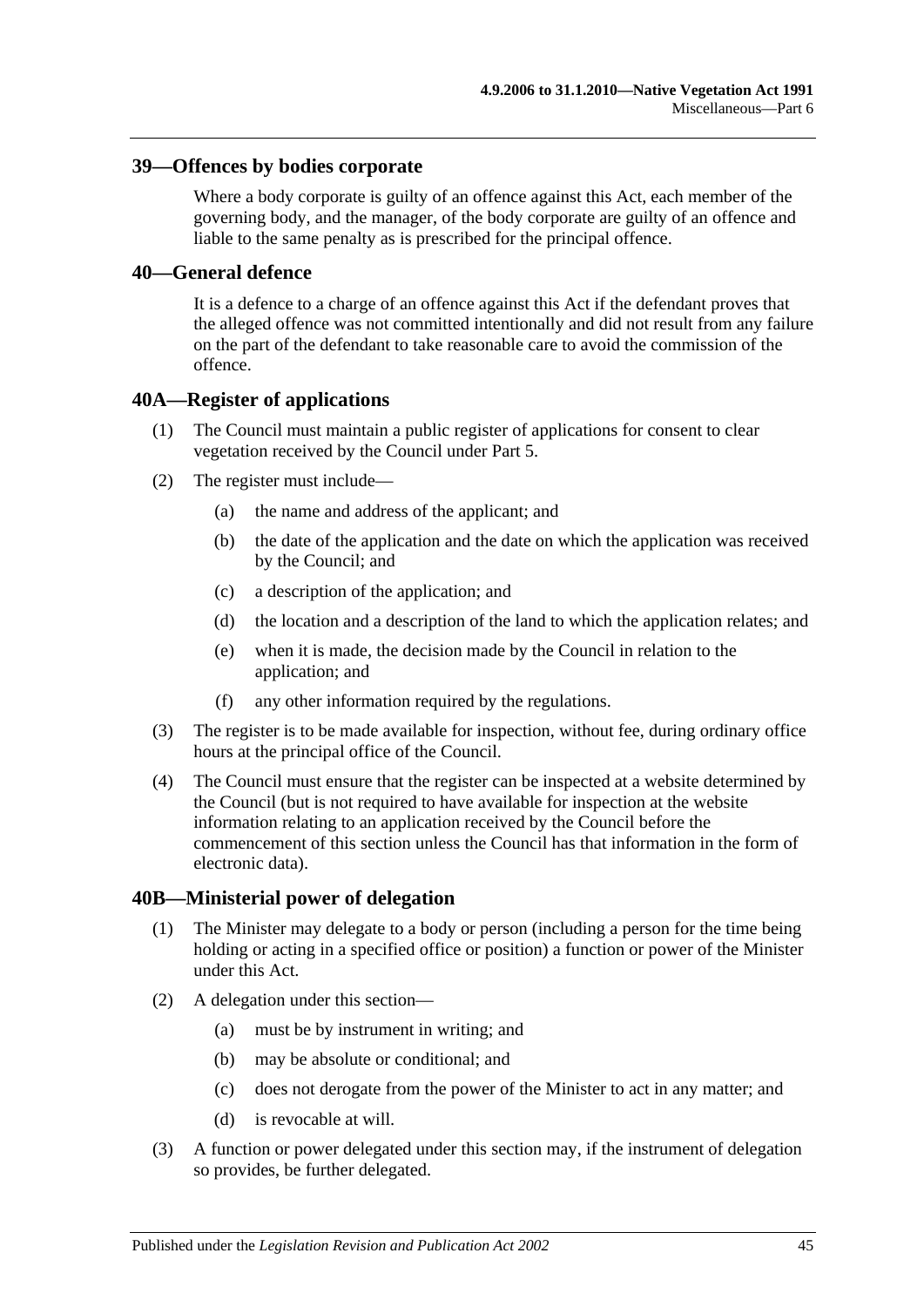## 39—Offences by bodies corporate

Where a body corporate is guilty of an offence against this Act, each member of the governing body, and the manager, of the body corporate are guilty of an offence and liable to the same penalty as is prescribed for the principal offence.

## 40—General defence

It is a defence to a charge of an offence against this Act if the defendant proves that the alleged offence was not committed intentionally and did not result from any failure on the part of the defendant to take reasonable care to avoid the commission of the offence.

## 40A—Register of applications

(1) The Council must maintain a public register of applications for consent to clear vegetation received by the Council under Part 5.

(2) The register must include—

- (a) the name and address of the applicant; and
- (b) the date of the application and the date on which the application was received by the Council; and
- (c) a description of the application; and
- (d) the location and a description of the land to which the application relates; and
- (e) when it is made, the decision made by the Council in relation to the application; and
- (f) any other information required by the regulations.

(3) The register is to be made available for inspection, without fee, during ordinary office hours at the principal office of the Council.

(4) The Council must ensure that the register can be inspected at a website determined by the Council (but is not required to have available for inspection at the website information relating to an application received by the Council before the commencement of this section unless the Council has that information in the form of electronic data).

## 40B—Ministerial power of delegation

(1) The Minister may delegate to a body or person (including a person for the time being holding or acting in a specified office or position) a function or power of the Minister under this Act.

(2) A delegation under this section—

- (a) must be by instrument in writing; and
- (b) may be absolute or conditional; and
- (c) does not derogate from the power of the Minister to act in any matter; and
- (d) is revocable at will.

(3) A function or power delegated under this section may, if the instrument of delegation so provides, be further delegated.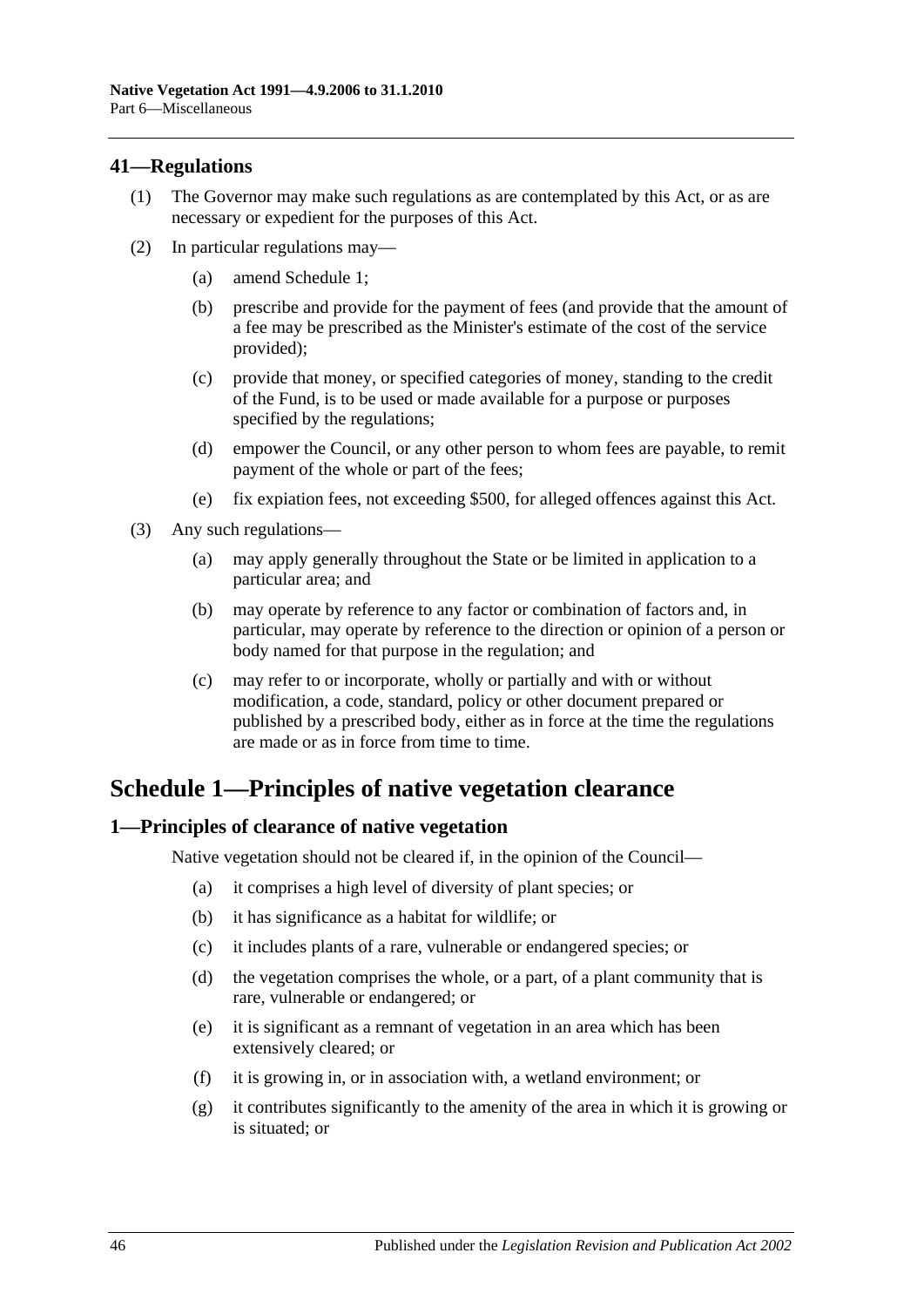## 41—Regulations

(1) The Governor may make such regulations as are contemplated by this Act, or as are necessary or expedient for the purposes of this Act.

(2) In particular regulations may—

  (a) amend Schedule 1;

  (b) prescribe and provide for the payment of fees (and provide that the amount of a fee may be prescribed as the Minister's estimate of the cost of the service provided);

  (c) provide that money, or specified categories of money, standing to the credit of the Fund, is to be used or made available for a purpose or purposes specified by the regulations;

  (d) empower the Council, or any other person to whom fees are payable, to remit payment of the whole or part of the fees;

  (e) fix expiation fees, not exceeding $500, for alleged offences against this Act.

(3) Any such regulations—

  (a) may apply generally throughout the State or be limited in application to a particular area; and

  (b) may operate by reference to any factor or combination of factors and, in particular, may operate by reference to the direction or opinion of a person or body named for that purpose in the regulation; and

  (c) may refer to or incorporate, wholly or partially and with or without modification, a code, standard, policy or other document prepared or published by a prescribed body, either as in force at the time the regulations are made or as in force from time to time.

# Schedule 1—Principles of native vegetation clearance

## 1—Principles of clearance of native vegetation

Native vegetation should not be cleared if, in the opinion of the Council—

  (a) it comprises a high level of diversity of plant species; or

  (b) it has significance as a habitat for wildlife; or

  (c) it includes plants of a rare, vulnerable or endangered species; or

  (d) the vegetation comprises the whole, or a part, of a plant community that is rare, vulnerable or endangered; or

  (e) it is significant as a remnant of vegetation in an area which has been extensively cleared; or

  (f) it is growing in, or in association with, a wetland environment; or

  (g) it contributes significantly to the amenity of the area in which it is growing or is situated; or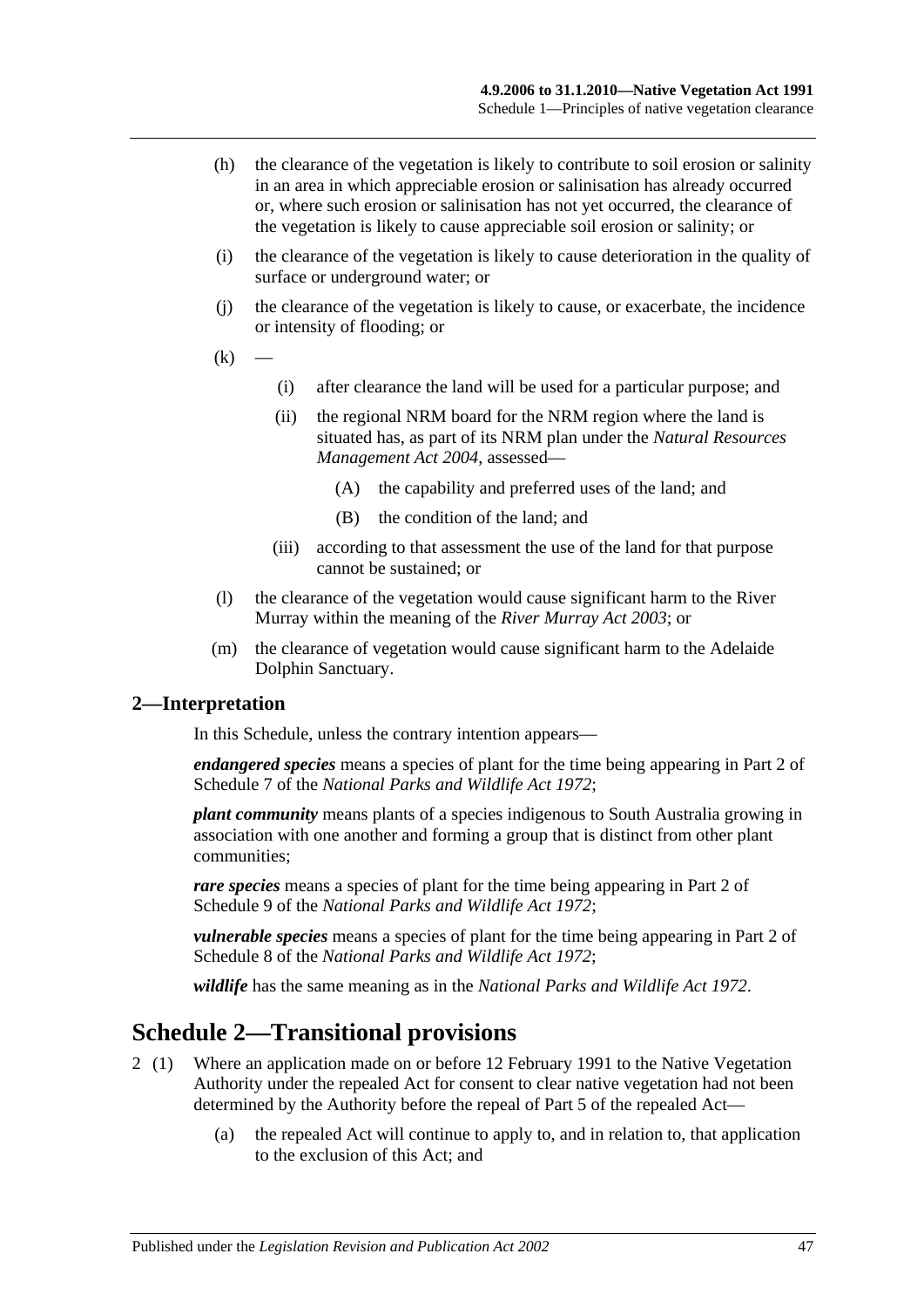(h) the clearance of the vegetation is likely to contribute to soil erosion or salinity in an area in which appreciable erosion or salinisation has already occurred or, where such erosion or salinisation has not yet occurred, the clearance of the vegetation is likely to cause appreciable soil erosion or salinity; or

(i) the clearance of the vegetation is likely to cause deterioration in the quality of surface or underground water; or

(j) the clearance of the vegetation is likely to cause, or exacerbate, the incidence or intensity of flooding; or

(k) —

(i) after clearance the land will be used for a particular purpose; and

(ii) the regional NRM board for the NRM region where the land is situated has, as part of its NRM plan under the *Natural Resources Management Act 2004*, assessed—

(A) the capability and preferred uses of the land; and

(B) the condition of the land; and

(iii) according to that assessment the use of the land for that purpose cannot be sustained; or

(l) the clearance of the vegetation would cause significant harm to the River Murray within the meaning of the *River Murray Act 2003*; or

(m) the clearance of vegetation would cause significant harm to the Adelaide Dolphin Sanctuary.

## 2—Interpretation

In this Schedule, unless the contrary intention appears—

***endangered species*** means a species of plant for the time being appearing in Part 2 of Schedule 7 of the *National Parks and Wildlife Act 1972*;

***plant community*** means plants of a species indigenous to South Australia growing in association with one another and forming a group that is distinct from other plant communities;

***rare species*** means a species of plant for the time being appearing in Part 2 of Schedule 9 of the *National Parks and Wildlife Act 1972*;

***vulnerable species*** means a species of plant for the time being appearing in Part 2 of Schedule 8 of the *National Parks and Wildlife Act 1972*;

***wildlife*** has the same meaning as in the *National Parks and Wildlife Act 1972*.

# Schedule 2—Transitional provisions

2 (1) Where an application made on or before 12 February 1991 to the Native Vegetation Authority under the repealed Act for consent to clear native vegetation had not been determined by the Authority before the repeal of Part 5 of the repealed Act—

(a) the repealed Act will continue to apply to, and in relation to, that application to the exclusion of this Act; and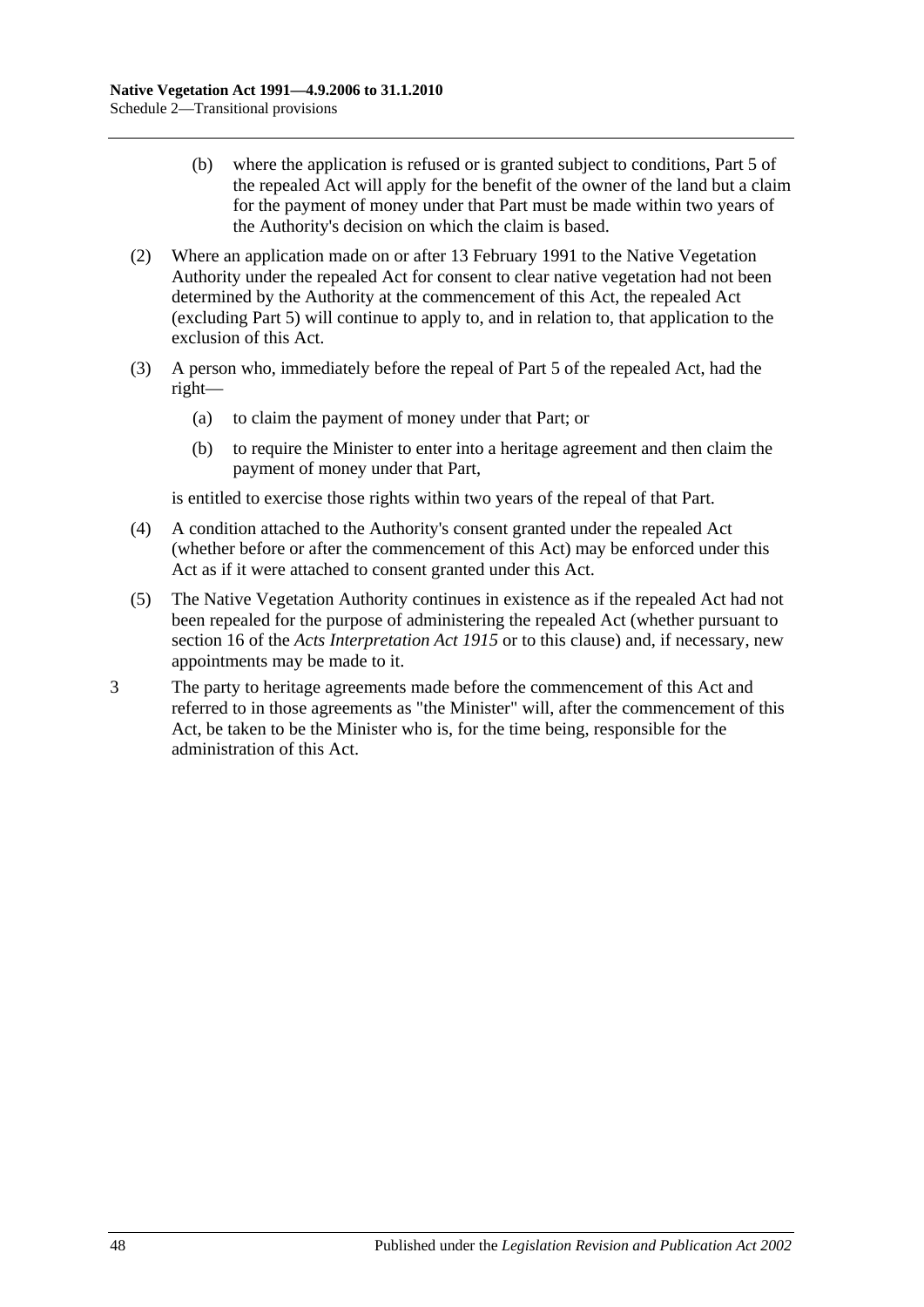(b) where the application is refused or is granted subject to conditions, Part 5 of the repealed Act will apply for the benefit of the owner of the land but a claim for the payment of money under that Part must be made within two years of the Authority's decision on which the claim is based.

(2) Where an application made on or after 13 February 1991 to the Native Vegetation Authority under the repealed Act for consent to clear native vegetation had not been determined by the Authority at the commencement of this Act, the repealed Act (excluding Part 5) will continue to apply to, and in relation to, that application to the exclusion of this Act.

(3) A person who, immediately before the repeal of Part 5 of the repealed Act, had the right—

(a) to claim the payment of money under that Part; or

(b) to require the Minister to enter into a heritage agreement and then claim the payment of money under that Part,

is entitled to exercise those rights within two years of the repeal of that Part.

(4) A condition attached to the Authority's consent granted under the repealed Act (whether before or after the commencement of this Act) may be enforced under this Act as if it were attached to consent granted under this Act.

(5) The Native Vegetation Authority continues in existence as if the repealed Act had not been repealed for the purpose of administering the repealed Act (whether pursuant to section 16 of the *Acts Interpretation Act 1915* or to this clause) and, if necessary, new appointments may be made to it.

3 The party to heritage agreements made before the commencement of this Act and referred to in those agreements as "the Minister" will, after the commencement of this Act, be taken to be the Minister who is, for the time being, responsible for the administration of this Act.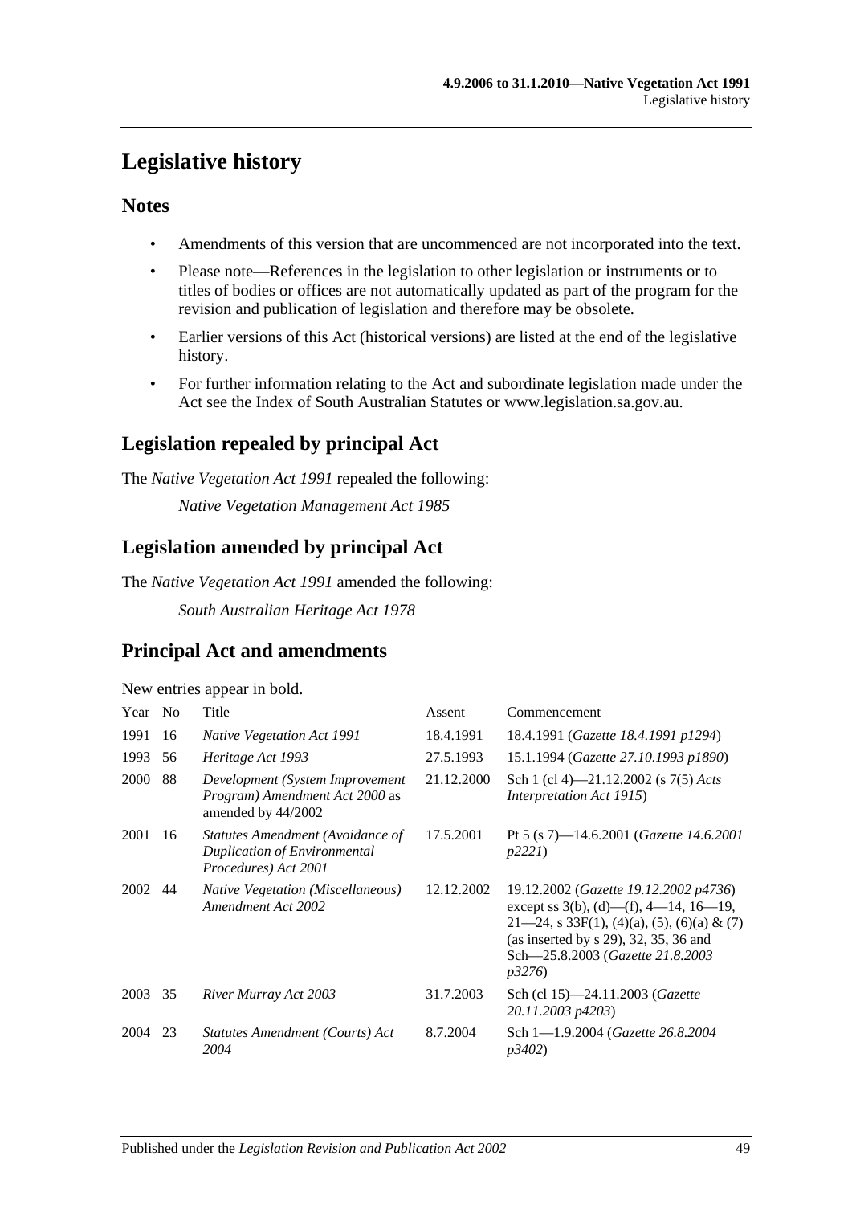# Legislative history

## Notes

- Amendments of this version that are uncommenced are not incorporated into the text.
- Please note—References in the legislation to other legislation or instruments or to titles of bodies or offices are not automatically updated as part of the program for the revision and publication of legislation and therefore may be obsolete.
- Earlier versions of this Act (historical versions) are listed at the end of the legislative history.
- For further information relating to the Act and subordinate legislation made under the Act see the Index of South Australian Statutes or www.legislation.sa.gov.au.

## Legislation repealed by principal Act

The *Native Vegetation Act 1991* repealed the following:

*Native Vegetation Management Act 1985*

## Legislation amended by principal Act

The *Native Vegetation Act 1991* amended the following:

*South Australian Heritage Act 1978*

## Principal Act and amendments

New entries appear in bold.

| Year | No | Title | Assent | Commencement |
|---|---|---|---|---|
| 1991 | 16 | *Native Vegetation Act 1991* | 18.4.1991 | 18.4.1991 (*Gazette 18.4.1991 p1294*) |
| 1993 | 56 | *Heritage Act 1993* | 27.5.1993 | 15.1.1994 (*Gazette 27.10.1993 p1890*) |
| 2000 | 88 | *Development (System Improvement Program) Amendment Act 2000* as amended by 44/2002 | 21.12.2000 | Sch 1 (cl 4)—21.12.2002 (s 7(5) *Acts Interpretation Act 1915*) |
| 2001 | 16 | *Statutes Amendment (Avoidance of Duplication of Environmental Procedures) Act 2001* | 17.5.2001 | Pt 5 (s 7)—14.6.2001 (*Gazette 14.6.2001 p2221*) |
| 2002 | 44 | *Native Vegetation (Miscellaneous) Amendment Act 2002* | 12.12.2002 | 19.12.2002 (*Gazette 19.12.2002 p4736*) except ss 3(b), (d)—(f), 4—14, 16—19, 21—24, s 33F(1), (4)(a), (5), (6)(a) & (7) (as inserted by s 29), 32, 35, 36 and Sch—25.8.2003 (*Gazette 21.8.2003 p3276*) |
| 2003 | 35 | *River Murray Act 2003* | 31.7.2003 | Sch (cl 15)—24.11.2003 (*Gazette 20.11.2003 p4203*) |
| 2004 | 23 | *Statutes Amendment (Courts) Act 2004* | 8.7.2004 | Sch 1—1.9.2004 (*Gazette 26.8.2004 p3402*) |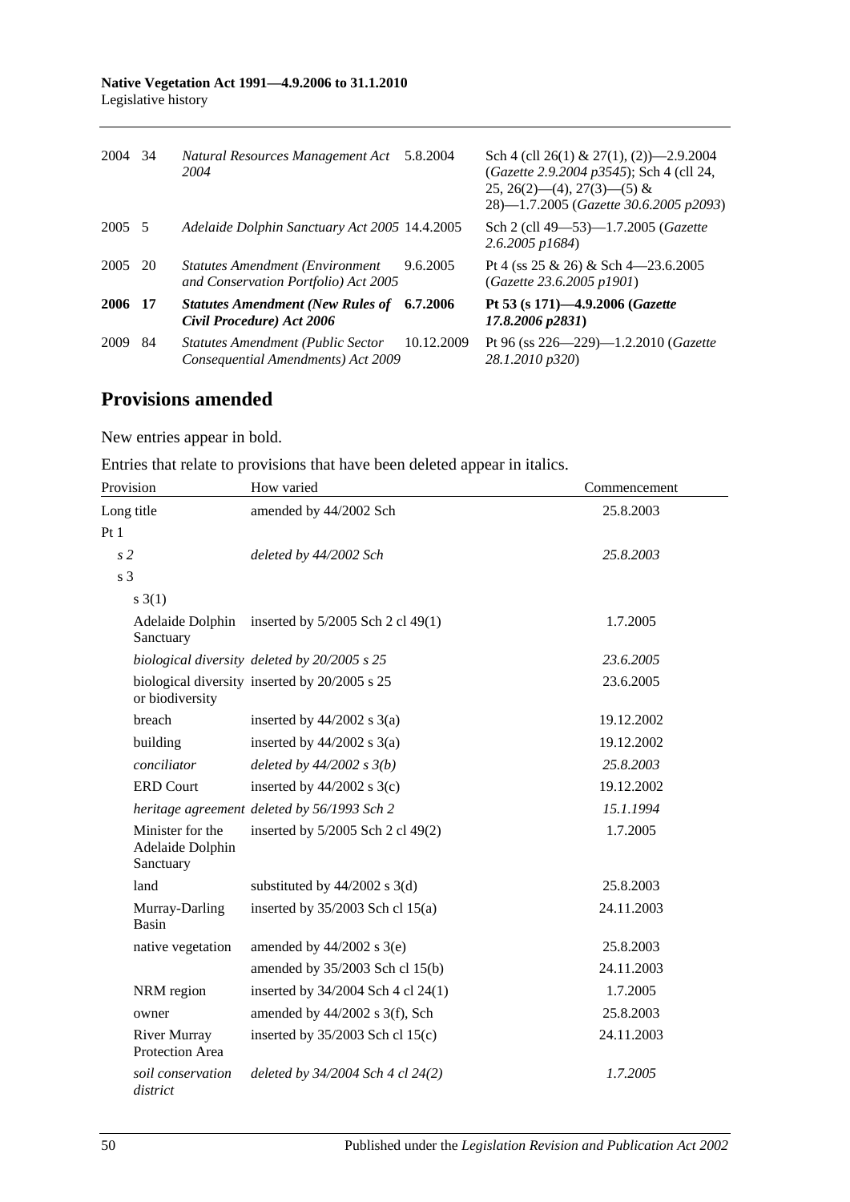| | | | | |
|---|---|---|---|---|
| 2004 | 34 | *Natural Resources Management Act 2004* | 5.8.2004 | Sch 4 (cll 26(1) & 27(1), (2))—2.9.2004 (*Gazette 2.9.2004 p3545*); Sch 4 (cll 24, 25, 26(2)—(4), 27(3)—(5) & 28)—1.7.2005 (*Gazette 30.6.2005 p2093*) |
| 2005 | 5 | *Adelaide Dolphin Sanctuary Act 2005* | 14.4.2005 | Sch 2 (cll 49—53)—1.7.2005 (*Gazette 2.6.2005 p1684*) |
| 2005 | 20 | *Statutes Amendment (Environment and Conservation Portfolio) Act 2005* | 9.6.2005 | Pt 4 (ss 25 & 26) & Sch 4—23.6.2005 (*Gazette 23.6.2005 p1901*) |
| **2006** | **17** | ***Statutes Amendment (New Rules of Civil Procedure) Act 2006*** | **6.7.2006** | **Pt 53 (s 171)—4.9.2006 (*Gazette 17.8.2006 p2831*)** |
| 2009 | 84 | *Statutes Amendment (Public Sector Consequential Amendments) Act 2009* | 10.12.2009 | Pt 96 (ss 226—229)—1.2.2010 (*Gazette 28.1.2010 p320*) |

## Provisions amended

New entries appear in bold.

Entries that relate to provisions that have been deleted appear in italics.

| Provision | How varied | Commencement |
|---|---|---|
| Long title | amended by 44/2002 Sch | 25.8.2003 |
| Pt 1 | | |
| *s 2* | *deleted by 44/2002 Sch* | *25.8.2003* |
| s 3 | | |
| s 3(1) | | |
| Adelaide Dolphin Sanctuary | inserted by 5/2005 Sch 2 cl 49(1) | 1.7.2005 |
| *biological diversity* | *deleted by 20/2005 s 25* | *23.6.2005* |
| biological diversity or biodiversity | inserted by 20/2005 s 25 | 23.6.2005 |
| breach | inserted by 44/2002 s 3(a) | 19.12.2002 |
| building | inserted by 44/2002 s 3(a) | 19.12.2002 |
| *conciliator* | *deleted by 44/2002 s 3(b)* | *25.8.2003* |
| ERD Court | inserted by 44/2002 s 3(c) | 19.12.2002 |
| *heritage agreement* | *deleted by 56/1993 Sch 2* | *15.1.1994* |
| Minister for the Adelaide Dolphin Sanctuary | inserted by 5/2005 Sch 2 cl 49(2) | 1.7.2005 |
| land | substituted by 44/2002 s 3(d) | 25.8.2003 |
| Murray-Darling Basin | inserted by 35/2003 Sch cl 15(a) | 24.11.2003 |
| native vegetation | amended by 44/2002 s 3(e) | 25.8.2003 |
| | amended by 35/2003 Sch cl 15(b) | 24.11.2003 |
| NRM region | inserted by 34/2004 Sch 4 cl 24(1) | 1.7.2005 |
| owner | amended by 44/2002 s 3(f), Sch | 25.8.2003 |
| River Murray Protection Area | inserted by 35/2003 Sch cl 15(c) | 24.11.2003 |
| *soil conservation district* | *deleted by 34/2004 Sch 4 cl 24(2)* | *1.7.2005* |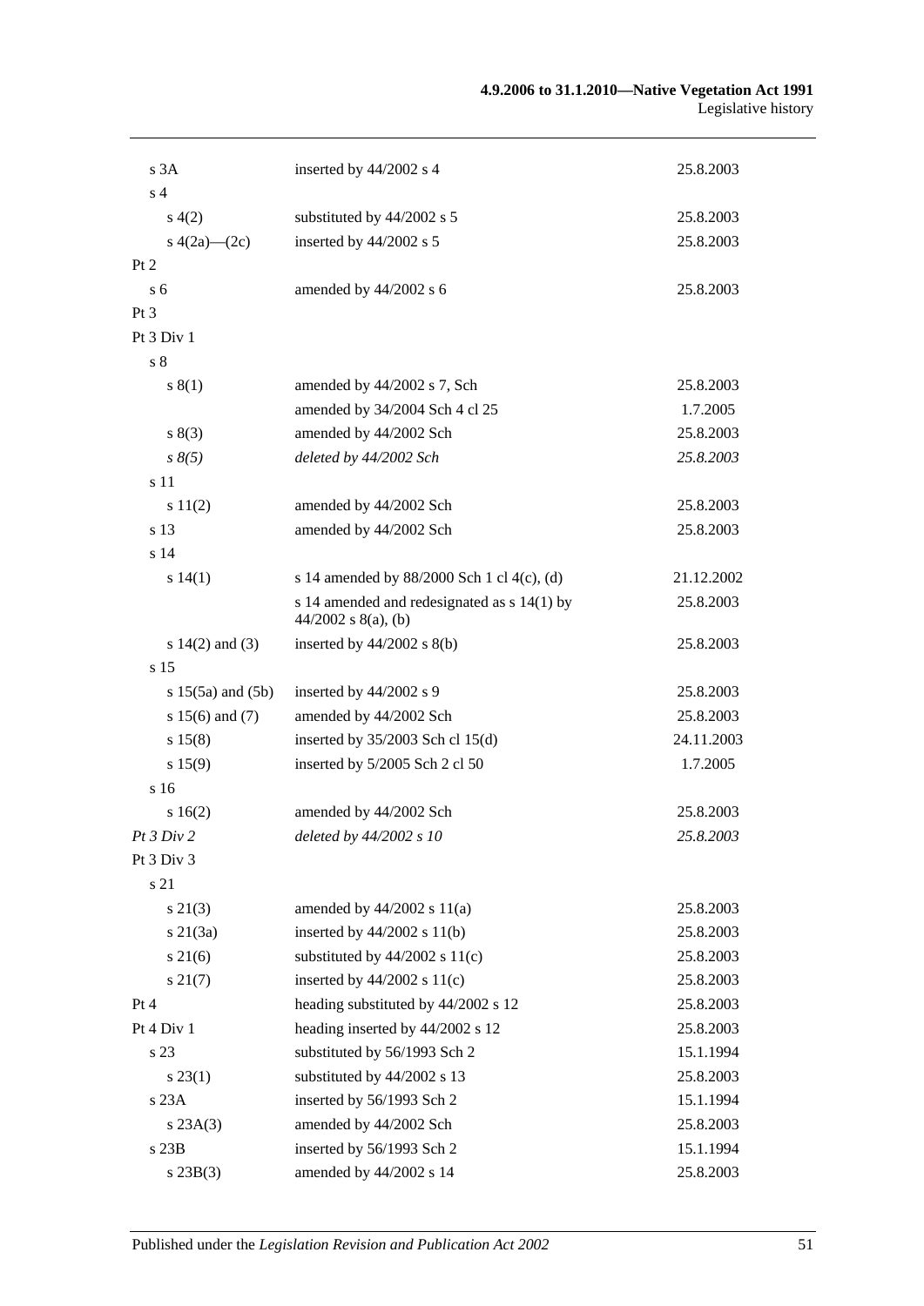| | | |
|---|---|---|
| s 3A | inserted by 44/2002 s 4 | 25.8.2003 |
| s 4 | | |
| s 4(2) | substituted by 44/2002 s 5 | 25.8.2003 |
| s 4(2a)—(2c) | inserted by 44/2002 s 5 | 25.8.2003 |
| Pt 2 | | |
| s 6 | amended by 44/2002 s 6 | 25.8.2003 |
| Pt 3 | | |
| Pt 3 Div 1 | | |
| s 8 | | |
| s 8(1) | amended by 44/2002 s 7, Sch | 25.8.2003 |
| | amended by 34/2004 Sch 4 cl 25 | 1.7.2005 |
| s 8(3) | amended by 44/2002 Sch | 25.8.2003 |
| *s 8(5)* | *deleted by 44/2002 Sch* | *25.8.2003* |
| s 11 | | |
| s 11(2) | amended by 44/2002 Sch | 25.8.2003 |
| s 13 | amended by 44/2002 Sch | 25.8.2003 |
| s 14 | | |
| s 14(1) | s 14 amended by 88/2000 Sch 1 cl 4(c), (d) | 21.12.2002 |
| | s 14 amended and redesignated as s 14(1) by 44/2002 s 8(a), (b) | 25.8.2003 |
| s 14(2) and (3) | inserted by 44/2002 s 8(b) | 25.8.2003 |
| s 15 | | |
| s 15(5a) and (5b) | inserted by 44/2002 s 9 | 25.8.2003 |
| s 15(6) and (7) | amended by 44/2002 Sch | 25.8.2003 |
| s 15(8) | inserted by 35/2003 Sch cl 15(d) | 24.11.2003 |
| s 15(9) | inserted by 5/2005 Sch 2 cl 50 | 1.7.2005 |
| s 16 | | |
| s 16(2) | amended by 44/2002 Sch | 25.8.2003 |
| *Pt 3 Div 2* | *deleted by 44/2002 s 10* | *25.8.2003* |
| Pt 3 Div 3 | | |
| s 21 | | |
| s 21(3) | amended by 44/2002 s 11(a) | 25.8.2003 |
| s 21(3a) | inserted by 44/2002 s 11(b) | 25.8.2003 |
| s 21(6) | substituted by 44/2002 s 11(c) | 25.8.2003 |
| s 21(7) | inserted by 44/2002 s 11(c) | 25.8.2003 |
| Pt 4 | heading substituted by 44/2002 s 12 | 25.8.2003 |
| Pt 4 Div 1 | heading inserted by 44/2002 s 12 | 25.8.2003 |
| s 23 | substituted by 56/1993 Sch 2 | 15.1.1994 |
| s 23(1) | substituted by 44/2002 s 13 | 25.8.2003 |
| s 23A | inserted by 56/1993 Sch 2 | 15.1.1994 |
| s 23A(3) | amended by 44/2002 Sch | 25.8.2003 |
| s 23B | inserted by 56/1993 Sch 2 | 15.1.1994 |
| s 23B(3) | amended by 44/2002 s 14 | 25.8.2003 |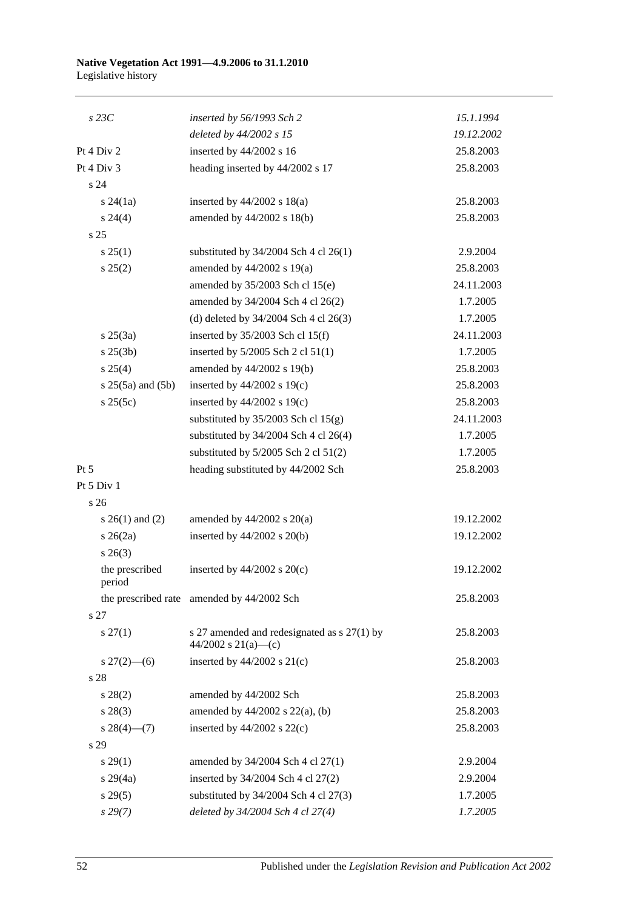| | | |
|---|---|---|
| *s 23C* | *inserted by 56/1993 Sch 2* | *15.1.1994* |
| | *deleted by 44/2002 s 15* | *19.12.2002* |
| Pt 4 Div 2 | inserted by 44/2002 s 16 | 25.8.2003 |
| Pt 4 Div 3 | heading inserted by 44/2002 s 17 | 25.8.2003 |
| s 24 | | |
| s 24(1a) | inserted by 44/2002 s 18(a) | 25.8.2003 |
| s 24(4) | amended by 44/2002 s 18(b) | 25.8.2003 |
| s 25 | | |
| s 25(1) | substituted by 34/2004 Sch 4 cl 26(1) | 2.9.2004 |
| s 25(2) | amended by 44/2002 s 19(a) | 25.8.2003 |
| | amended by 35/2003 Sch cl 15(e) | 24.11.2003 |
| | amended by 34/2004 Sch 4 cl 26(2) | 1.7.2005 |
| | (d) deleted by 34/2004 Sch 4 cl 26(3) | 1.7.2005 |
| s 25(3a) | inserted by 35/2003 Sch cl 15(f) | 24.11.2003 |
| s 25(3b) | inserted by 5/2005 Sch 2 cl 51(1) | 1.7.2005 |
| s 25(4) | amended by 44/2002 s 19(b) | 25.8.2003 |
| s 25(5a) and (5b) | inserted by 44/2002 s 19(c) | 25.8.2003 |
| s 25(5c) | inserted by 44/2002 s 19(c) | 25.8.2003 |
| | substituted by 35/2003 Sch cl 15(g) | 24.11.2003 |
| | substituted by 34/2004 Sch 4 cl 26(4) | 1.7.2005 |
| | substituted by 5/2005 Sch 2 cl 51(2) | 1.7.2005 |
| Pt 5 | heading substituted by 44/2002 Sch | 25.8.2003 |
| Pt 5 Div 1 | | |
| s 26 | | |
| s 26(1) and (2) | amended by 44/2002 s 20(a) | 19.12.2002 |
| s 26(2a) | inserted by 44/2002 s 20(b) | 19.12.2002 |
| s 26(3) | | |
| the prescribed period | inserted by 44/2002 s 20(c) | 19.12.2002 |
| the prescribed rate | amended by 44/2002 Sch | 25.8.2003 |
| s 27 | | |
| s 27(1) | s 27 amended and redesignated as s 27(1) by 44/2002 s 21(a)—(c) | 25.8.2003 |
| s 27(2)—(6) | inserted by 44/2002 s 21(c) | 25.8.2003 |
| s 28 | | |
| s 28(2) | amended by 44/2002 Sch | 25.8.2003 |
| s 28(3) | amended by 44/2002 s 22(a), (b) | 25.8.2003 |
| s 28(4)—(7) | inserted by 44/2002 s 22(c) | 25.8.2003 |
| s 29 | | |
| s 29(1) | amended by 34/2004 Sch 4 cl 27(1) | 2.9.2004 |
| s 29(4a) | inserted by 34/2004 Sch 4 cl 27(2) | 2.9.2004 |
| s 29(5) | substituted by 34/2004 Sch 4 cl 27(3) | 1.7.2005 |
| *s 29(7)* | *deleted by 34/2004 Sch 4 cl 27(4)* | *1.7.2005* |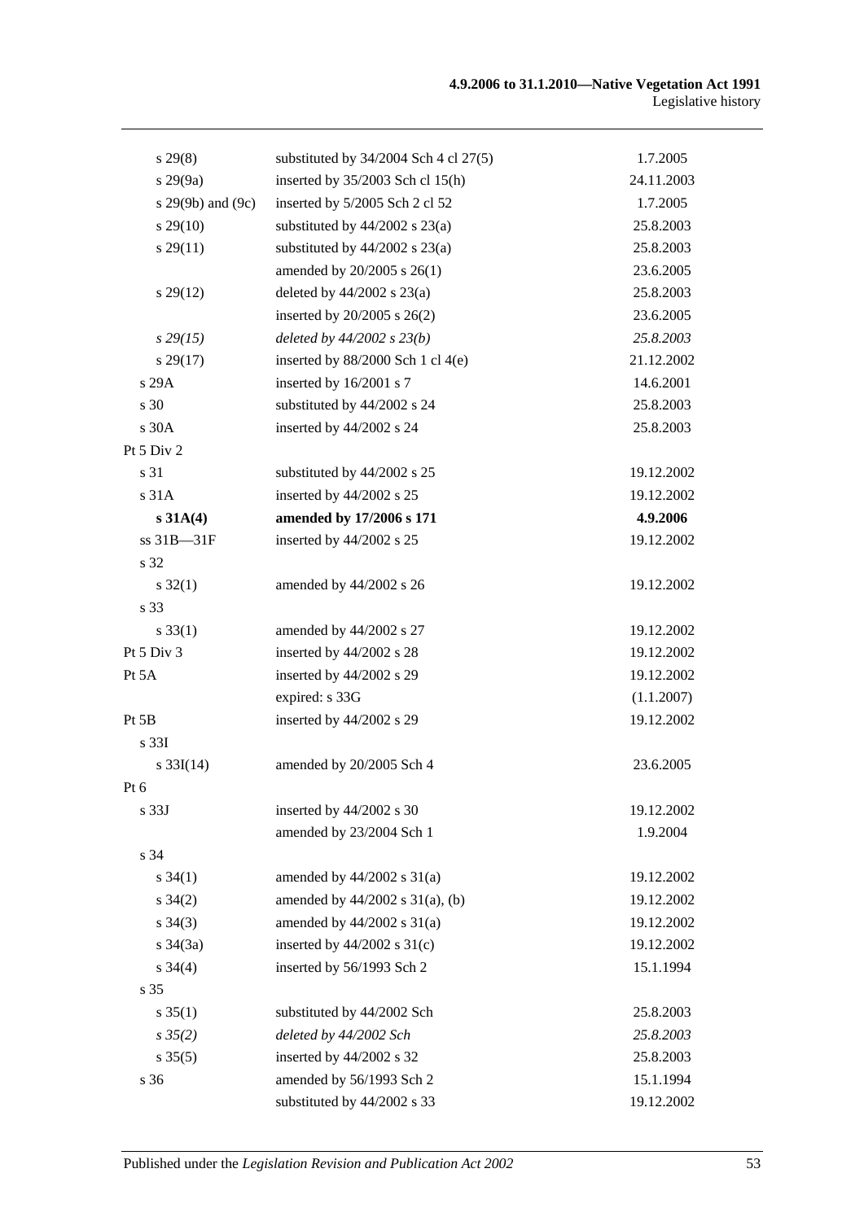| | | |
|---|---|---|
| s 29(8) | substituted by 34/2004 Sch 4 cl 27(5) | 1.7.2005 |
| s 29(9a) | inserted by 35/2003 Sch cl 15(h) | 24.11.2003 |
| s 29(9b) and (9c) | inserted by 5/2005 Sch 2 cl 52 | 1.7.2005 |
| s 29(10) | substituted by 44/2002 s 23(a) | 25.8.2003 |
| s 29(11) | substituted by 44/2002 s 23(a) | 25.8.2003 |
| | amended by 20/2005 s 26(1) | 23.6.2005 |
| s 29(12) | deleted by 44/2002 s 23(a) | 25.8.2003 |
| | inserted by 20/2005 s 26(2) | 23.6.2005 |
| *s 29(15)* | *deleted by 44/2002 s 23(b)* | *25.8.2003* |
| s 29(17) | inserted by 88/2000 Sch 1 cl 4(e) | 21.12.2002 |
| s 29A | inserted by 16/2001 s 7 | 14.6.2001 |
| s 30 | substituted by 44/2002 s 24 | 25.8.2003 |
| s 30A | inserted by 44/2002 s 24 | 25.8.2003 |
| Pt 5 Div 2 | | |
| s 31 | substituted by 44/2002 s 25 | 19.12.2002 |
| s 31A | inserted by 44/2002 s 25 | 19.12.2002 |
| **s 31A(4)** | **amended by 17/2006 s 171** | **4.9.2006** |
| ss 31B—31F | inserted by 44/2002 s 25 | 19.12.2002 |
| s 32 | | |
| s 32(1) | amended by 44/2002 s 26 | 19.12.2002 |
| s 33 | | |
| s 33(1) | amended by 44/2002 s 27 | 19.12.2002 |
| Pt 5 Div 3 | inserted by 44/2002 s 28 | 19.12.2002 |
| Pt 5A | inserted by 44/2002 s 29 | 19.12.2002 |
| | expired: s 33G | (1.1.2007) |
| Pt 5B | inserted by 44/2002 s 29 | 19.12.2002 |
| s 33I | | |
| s 33I(14) | amended by 20/2005 Sch 4 | 23.6.2005 |
| Pt 6 | | |
| s 33J | inserted by 44/2002 s 30 | 19.12.2002 |
| | amended by 23/2004 Sch 1 | 1.9.2004 |
| s 34 | | |
| s 34(1) | amended by 44/2002 s 31(a) | 19.12.2002 |
| s 34(2) | amended by 44/2002 s 31(a), (b) | 19.12.2002 |
| s 34(3) | amended by 44/2002 s 31(a) | 19.12.2002 |
| s 34(3a) | inserted by 44/2002 s 31(c) | 19.12.2002 |
| s 34(4) | inserted by 56/1993 Sch 2 | 15.1.1994 |
| s 35 | | |
| s 35(1) | substituted by 44/2002 Sch | 25.8.2003 |
| *s 35(2)* | *deleted by 44/2002 Sch* | *25.8.2003* |
| s 35(5) | inserted by 44/2002 s 32 | 25.8.2003 |
| s 36 | amended by 56/1993 Sch 2 | 15.1.1994 |
| | substituted by 44/2002 s 33 | 19.12.2002 |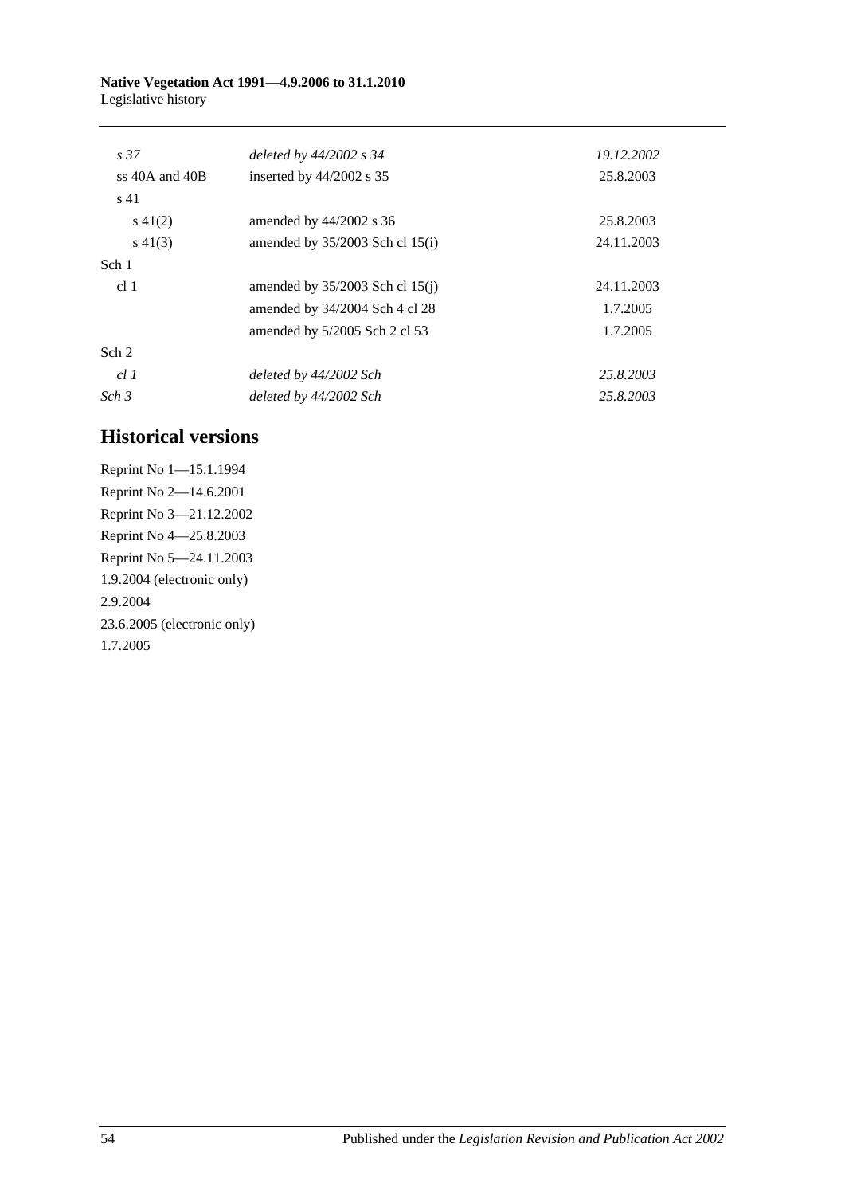| | | |
|---|---|---|
| *s 37* | *deleted by 44/2002 s 34* | *19.12.2002* |
| ss 40A and 40B | inserted by 44/2002 s 35 | 25.8.2003 |
| s 41 | | |
| s 41(2) | amended by 44/2002 s 36 | 25.8.2003 |
| s 41(3) | amended by 35/2003 Sch cl 15(i) | 24.11.2003 |
| Sch 1 | | |
| cl 1 | amended by 35/2003 Sch cl 15(j) | 24.11.2003 |
| | amended by 34/2004 Sch 4 cl 28 | 1.7.2005 |
| | amended by 5/2005 Sch 2 cl 53 | 1.7.2005 |
| Sch 2 | | |
| *cl 1* | *deleted by 44/2002 Sch* | *25.8.2003* |
| *Sch 3* | *deleted by 44/2002 Sch* | *25.8.2003* |

## Historical versions

Reprint No 1—15.1.1994

Reprint No 2—14.6.2001

Reprint No 3—21.12.2002

Reprint No 4—25.8.2003

Reprint No 5—24.11.2003

1.9.2004 (electronic only)

2.9.2004

23.6.2005 (electronic only)

1.7.2005